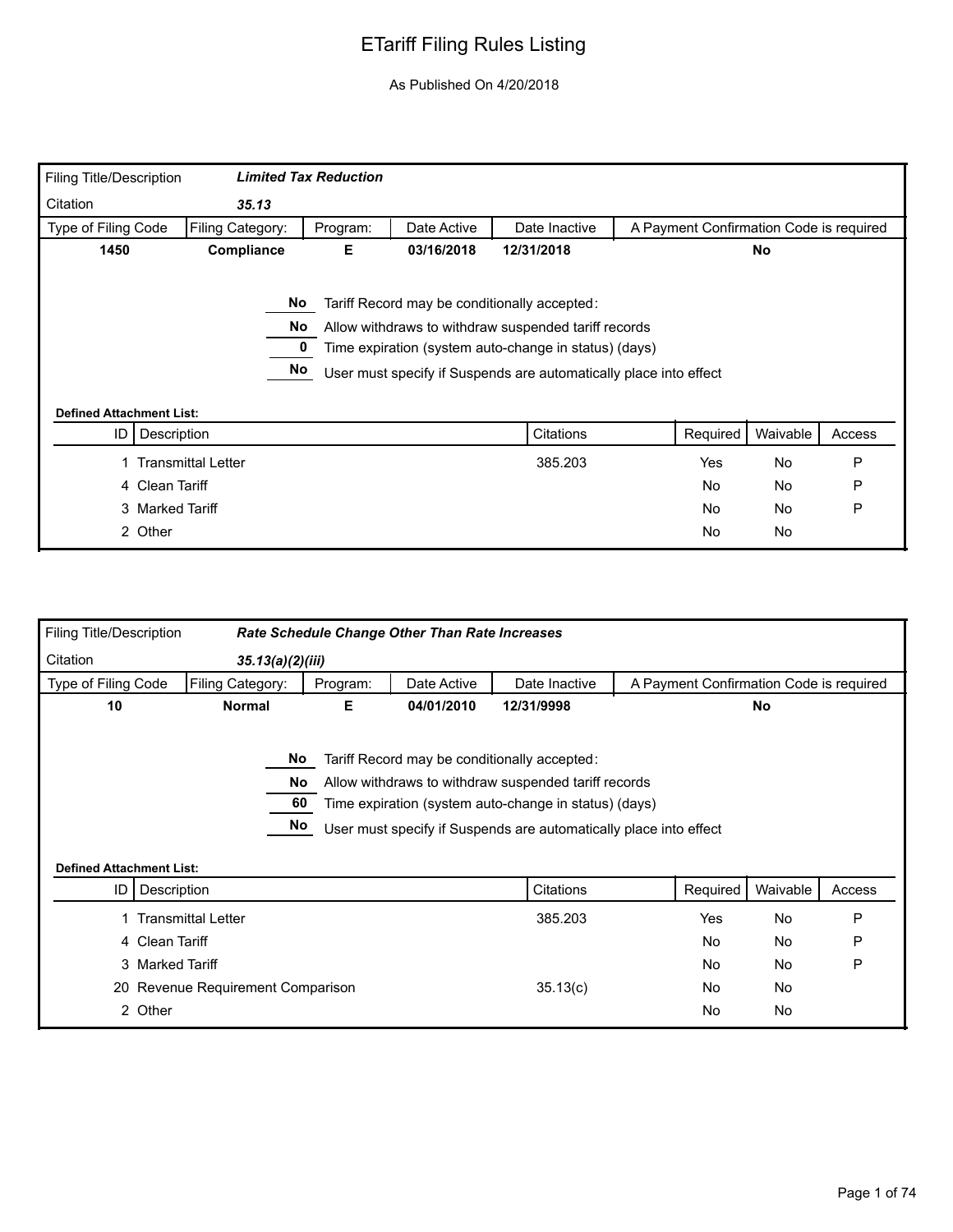# ETariff Filing Rules Listing

As Published On 4/20/2018

| Filing Title/Description | *Limited Tax Reduction* | | | | |
|---|---|---|---|---|---|
| Citation | *35.13* | | | | |
| Type of Filing Code | Filing Category: | Program: | Date Active | Date Inactive | A Payment Confirmation Code is required |
| **1450** | **Compliance** | **E** | **03/16/2018** | **12/31/2018** | **No** |

- **No** — Tariff Record may be conditionally accepted:
- **No** — Allow withdraws to withdraw suspended tariff records
- **0** — Time expiration (system auto-change in status) (days)
- **No** — User must specify if Suspends are automatically place into effect

**Defined Attachment List:**

| ID | Description | Citations | Required | Waivable | Access |
|---|---|---|---|---|---|
| 1 | Transmittal Letter | 385.203 | Yes | No | P |
| 4 | Clean Tariff | | No | No | P |
| 3 | Marked Tariff | | No | No | P |
| 2 | Other | | No | No | |

| Filing Title/Description | *Rate Schedule Change Other Than Rate Increases* | | | | |
|---|---|---|---|---|---|
| Citation | *35.13(a)(2)(iii)* | | | | |
| Type of Filing Code | Filing Category: | Program: | Date Active | Date Inactive | A Payment Confirmation Code is required |
| **10** | **Normal** | **E** | **04/01/2010** | **12/31/9998** | **No** |

- **No** — Tariff Record may be conditionally accepted:
- **No** — Allow withdraws to withdraw suspended tariff records
- **60** — Time expiration (system auto-change in status) (days)
- **No** — User must specify if Suspends are automatically place into effect

**Defined Attachment List:**

| ID | Description | Citations | Required | Waivable | Access |
|---|---|---|---|---|---|
| 1 | Transmittal Letter | 385.203 | Yes | No | P |
| 4 | Clean Tariff | | No | No | P |
| 3 | Marked Tariff | | No | No | P |
| 20 | Revenue Requirement Comparison | 35.13(c) | No | No | |
| 2 | Other | | No | No | |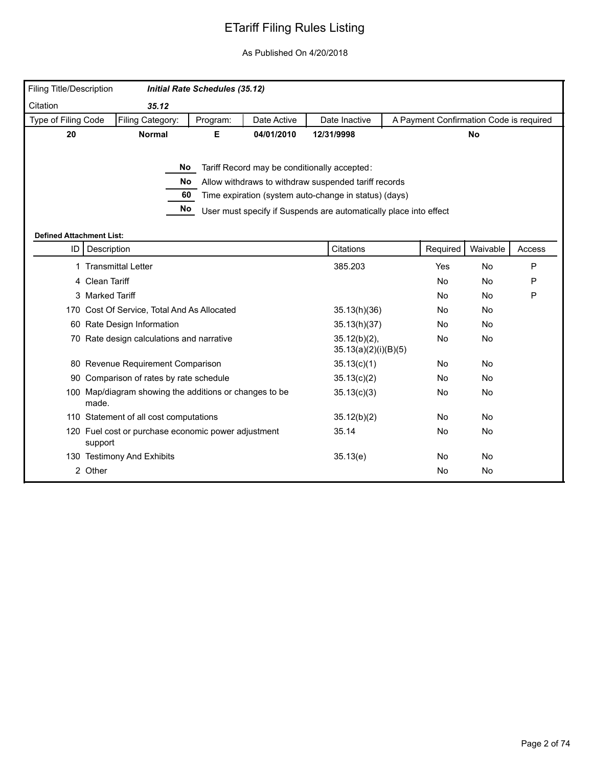# ETariff Filing Rules Listing

As Published On 4/20/2018

| Filing Title/Description | *Initial Rate Schedules (35.12)* | | | | |
|---|---|---|---|---|---|
| Citation | *35.12* | | | | |
| Type of Filing Code | Filing Category: | Program: | Date Active | Date Inactive | A Payment Confirmation Code is required |
| **20** | **Normal** | **E** | **04/01/2010** | **12/31/9998** | **No** |

**No** Tariff Record may be conditionally accepted:

**No** Allow withdraws to withdraw suspended tariff records

**60** Time expiration (system auto-change in status) (days)

**No** User must specify if Suspends are automatically place into effect

**Defined Attachment List:**

| ID | Description | Citations | Required | Waivable | Access |
|---|---|---|---|---|---|
| 1 | Transmittal Letter | 385.203 | Yes | No | P |
| 4 | Clean Tariff | | No | No | P |
| 3 | Marked Tariff | | No | No | P |
| 170 | Cost Of Service, Total And As Allocated | 35.13(h)(36) | No | No | |
| 60 | Rate Design Information | 35.13(h)(37) | No | No | |
| 70 | Rate design calculations and narrative | 35.12(b)(2), 35.13(a)(2)(i)(B)(5) | No | No | |
| 80 | Revenue Requirement Comparison | 35.13(c)(1) | No | No | |
| 90 | Comparison of rates by rate schedule | 35.13(c)(2) | No | No | |
| 100 | Map/diagram showing the additions or changes to be made. | 35.13(c)(3) | No | No | |
| 110 | Statement of all cost computations | 35.12(b)(2) | No | No | |
| 120 | Fuel cost or purchase economic power adjustment support | 35.14 | No | No | |
| 130 | Testimony And Exhibits | 35.13(e) | No | No | |
| 2 | Other | | No | No | |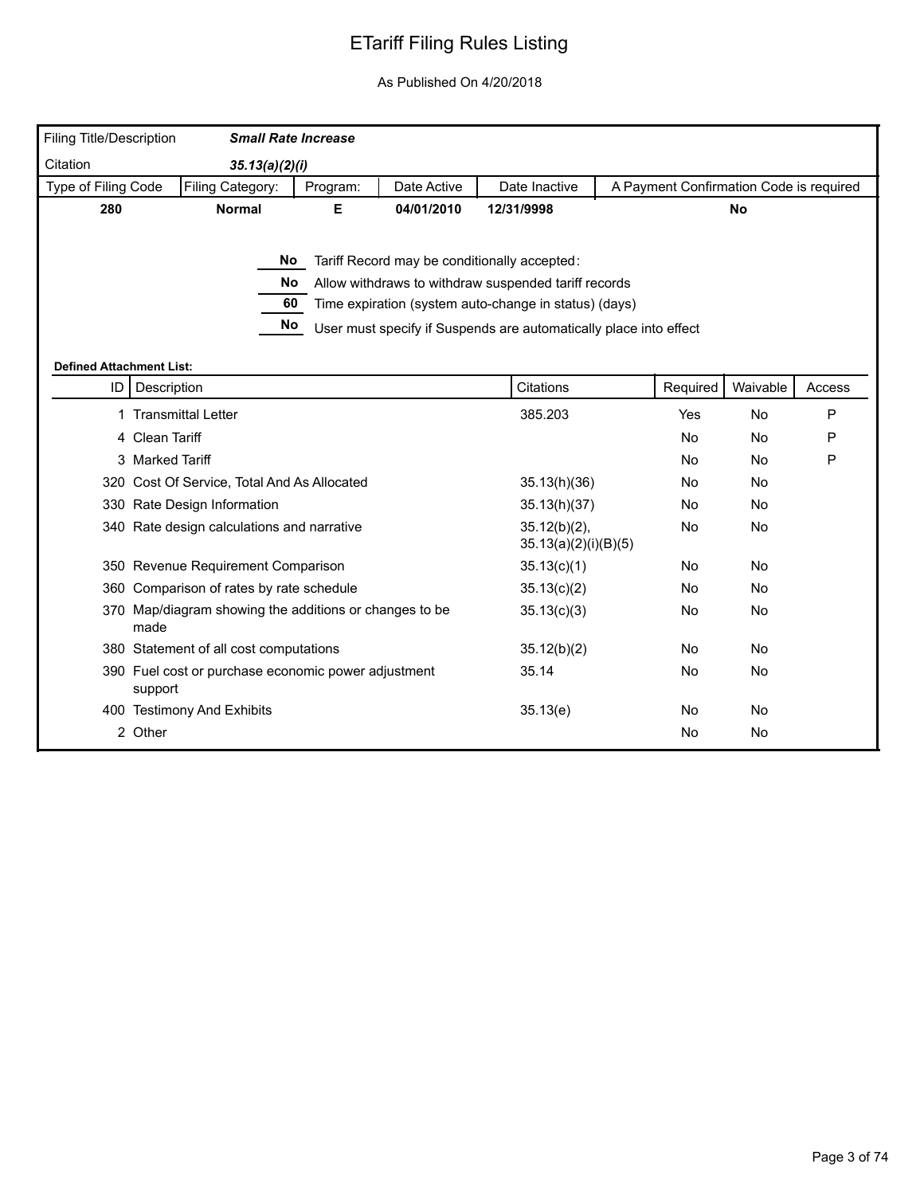# ETariff Filing Rules Listing

As Published On 4/20/2018

| Filing Title/Description | ***Small Rate Increase*** | | | | |
|---|---|---|---|---|---|
| Citation | ***35.13(a)(2)(i)*** | | | | |
| **Type of Filing Code** | **Filing Category:** | **Program:** | **Date Active** | **Date Inactive** | **A Payment Confirmation Code is required** |
| **280** | **Normal** | **E** | **04/01/2010** | **12/31/9998** | **No** |

**No** Tariff Record may be conditionally accepted:

**No** Allow withdraws to withdraw suspended tariff records

**60** Time expiration (system auto-change in status) (days)

**No** User must specify if Suspends are automatically place into effect

**Defined Attachment List:**

| ID | Description | Citations | Required | Waivable | Access |
|---|---|---|---|---|---|
| 1 | Transmittal Letter | 385.203 | Yes | No | P |
| 4 | Clean Tariff | | No | No | P |
| 3 | Marked Tariff | | No | No | P |
| 320 | Cost Of Service, Total And As Allocated | 35.13(h)(36) | No | No | |
| 330 | Rate Design Information | 35.13(h)(37) | No | No | |
| 340 | Rate design calculations and narrative | 35.12(b)(2), 35.13(a)(2)(i)(B)(5) | No | No | |
| 350 | Revenue Requirement Comparison | 35.13(c)(1) | No | No | |
| 360 | Comparison of rates by rate schedule | 35.13(c)(2) | No | No | |
| 370 | Map/diagram showing the additions or changes to be made | 35.13(c)(3) | No | No | |
| 380 | Statement of all cost computations | 35.12(b)(2) | No | No | |
| 390 | Fuel cost or purchase economic power adjustment support | 35.14 | No | No | |
| 400 | Testimony And Exhibits | 35.13(e) | No | No | |
| 2 | Other | | No | No | |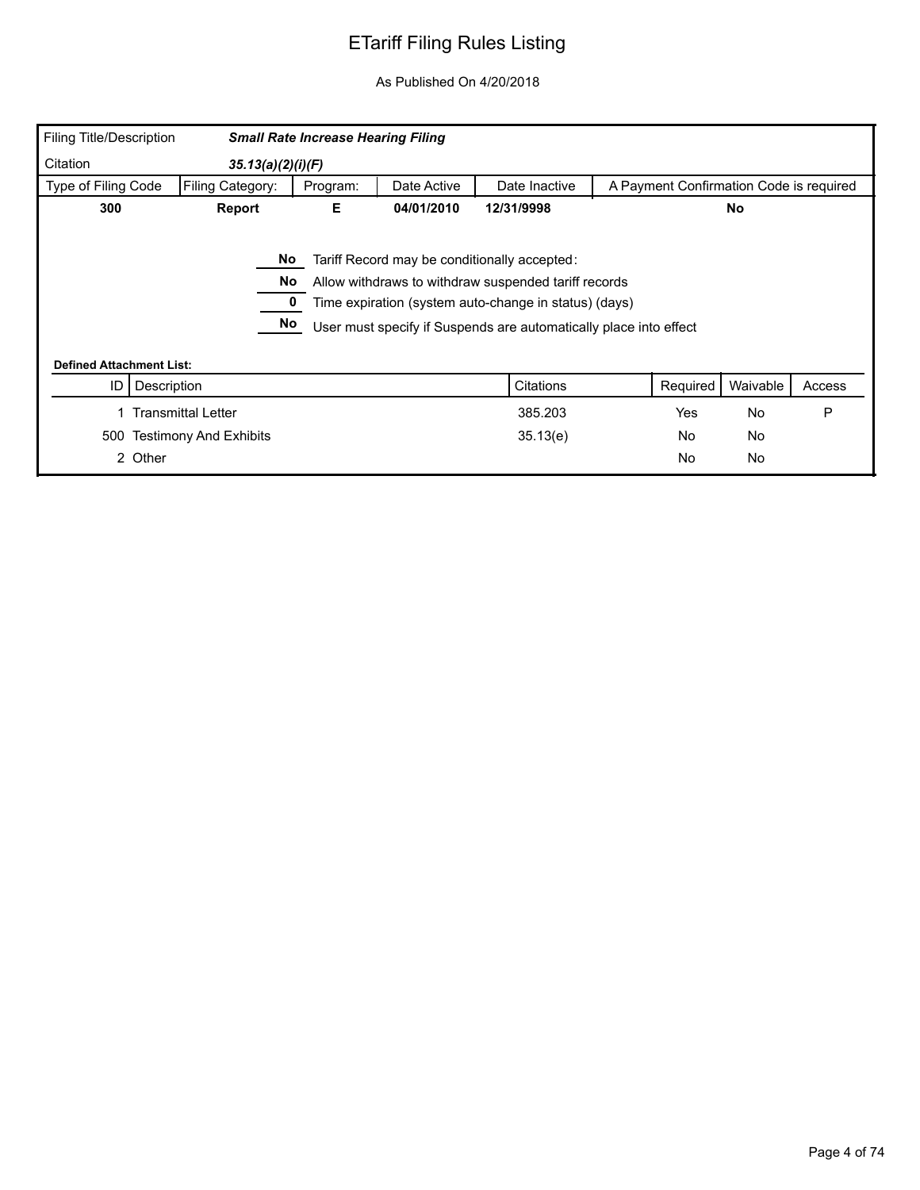# ETariff Filing Rules Listing

As Published On 4/20/2018

| Filing Title/Description | ***Small Rate Increase Hearing Filing*** | | | | |
|---|---|---|---|---|---|
| Citation | ***35.13(a)(2)(i)(F)*** | | | | |
| **Type of Filing Code** | **Filing Category:** | **Program:** | **Date Active** | **Date Inactive** | **A Payment Confirmation Code is required** |
| **300** | **Report** | **E** | **04/01/2010** | **12/31/9998** | **No** |

**No** Tariff Record may be conditionally accepted:

**No** Allow withdraws to withdraw suspended tariff records

**0** Time expiration (system auto-change in status) (days)

**No** User must specify if Suspends are automatically place into effect

**Defined Attachment List:**

| ID | Description | Citations | Required | Waivable | Access |
|---|---|---|---|---|---|
| 1 | Transmittal Letter | 385.203 | Yes | No | P |
| 500 | Testimony And Exhibits | 35.13(e) | No | No | |
| 2 | Other | | No | No | |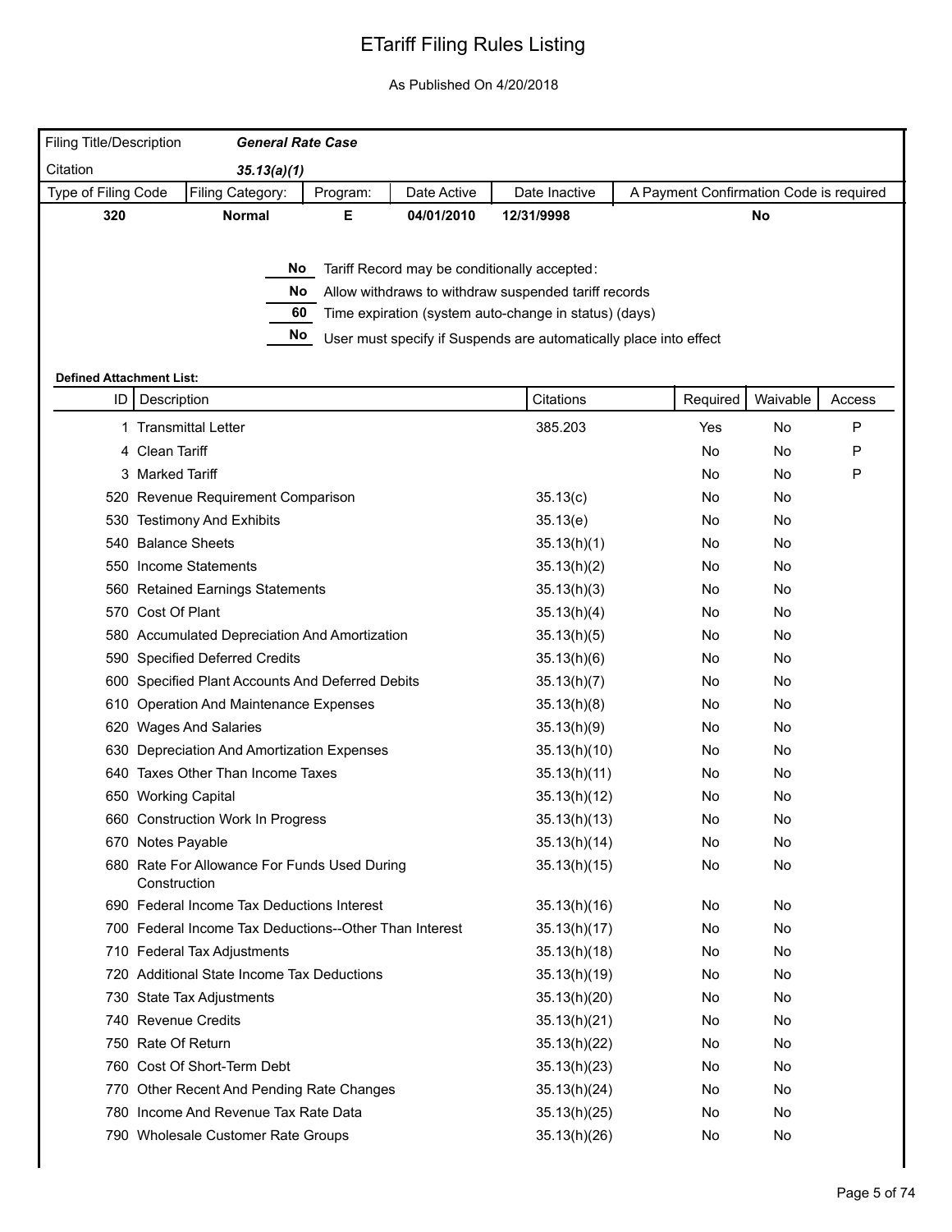# ETariff Filing Rules Listing

As Published On 4/20/2018

| Filing Title/Description | ***General Rate Case*** | | | | |
|---|---|---|---|---|---|
| Citation | ***35.13(a)(1)*** | | | | |
| Type of Filing Code | Filing Category: | Program: | Date Active | Date Inactive | A Payment Confirmation Code is required |
| **320** | **Normal** | **E** | **04/01/2010** | **12/31/9998** | **No** |

**No** Tariff Record may be conditionally accepted:

**No** Allow withdraws to withdraw suspended tariff records

**60** Time expiration (system auto-change in status) (days)

**No** User must specify if Suspends are automatically place into effect

**Defined Attachment List:**

| ID | Description | Citations | Required | Waivable | Access |
|---|---|---|---|---|---|
| 1 | Transmittal Letter | 385.203 | Yes | No | P |
| 4 | Clean Tariff | | No | No | P |
| 3 | Marked Tariff | | No | No | P |
| 520 | Revenue Requirement Comparison | 35.13(c) | No | No | |
| 530 | Testimony And Exhibits | 35.13(e) | No | No | |
| 540 | Balance Sheets | 35.13(h)(1) | No | No | |
| 550 | Income Statements | 35.13(h)(2) | No | No | |
| 560 | Retained Earnings Statements | 35.13(h)(3) | No | No | |
| 570 | Cost Of Plant | 35.13(h)(4) | No | No | |
| 580 | Accumulated Depreciation And Amortization | 35.13(h)(5) | No | No | |
| 590 | Specified Deferred Credits | 35.13(h)(6) | No | No | |
| 600 | Specified Plant Accounts And Deferred Debits | 35.13(h)(7) | No | No | |
| 610 | Operation And Maintenance Expenses | 35.13(h)(8) | No | No | |
| 620 | Wages And Salaries | 35.13(h)(9) | No | No | |
| 630 | Depreciation And Amortization Expenses | 35.13(h)(10) | No | No | |
| 640 | Taxes Other Than Income Taxes | 35.13(h)(11) | No | No | |
| 650 | Working Capital | 35.13(h)(12) | No | No | |
| 660 | Construction Work In Progress | 35.13(h)(13) | No | No | |
| 670 | Notes Payable | 35.13(h)(14) | No | No | |
| 680 | Rate For Allowance For Funds Used During Construction | 35.13(h)(15) | No | No | |
| 690 | Federal Income Tax Deductions Interest | 35.13(h)(16) | No | No | |
| 700 | Federal Income Tax Deductions--Other Than Interest | 35.13(h)(17) | No | No | |
| 710 | Federal Tax Adjustments | 35.13(h)(18) | No | No | |
| 720 | Additional State Income Tax Deductions | 35.13(h)(19) | No | No | |
| 730 | State Tax Adjustments | 35.13(h)(20) | No | No | |
| 740 | Revenue Credits | 35.13(h)(21) | No | No | |
| 750 | Rate Of Return | 35.13(h)(22) | No | No | |
| 760 | Cost Of Short-Term Debt | 35.13(h)(23) | No | No | |
| 770 | Other Recent And Pending Rate Changes | 35.13(h)(24) | No | No | |
| 780 | Income And Revenue Tax Rate Data | 35.13(h)(25) | No | No | |
| 790 | Wholesale Customer Rate Groups | 35.13(h)(26) | No | No | |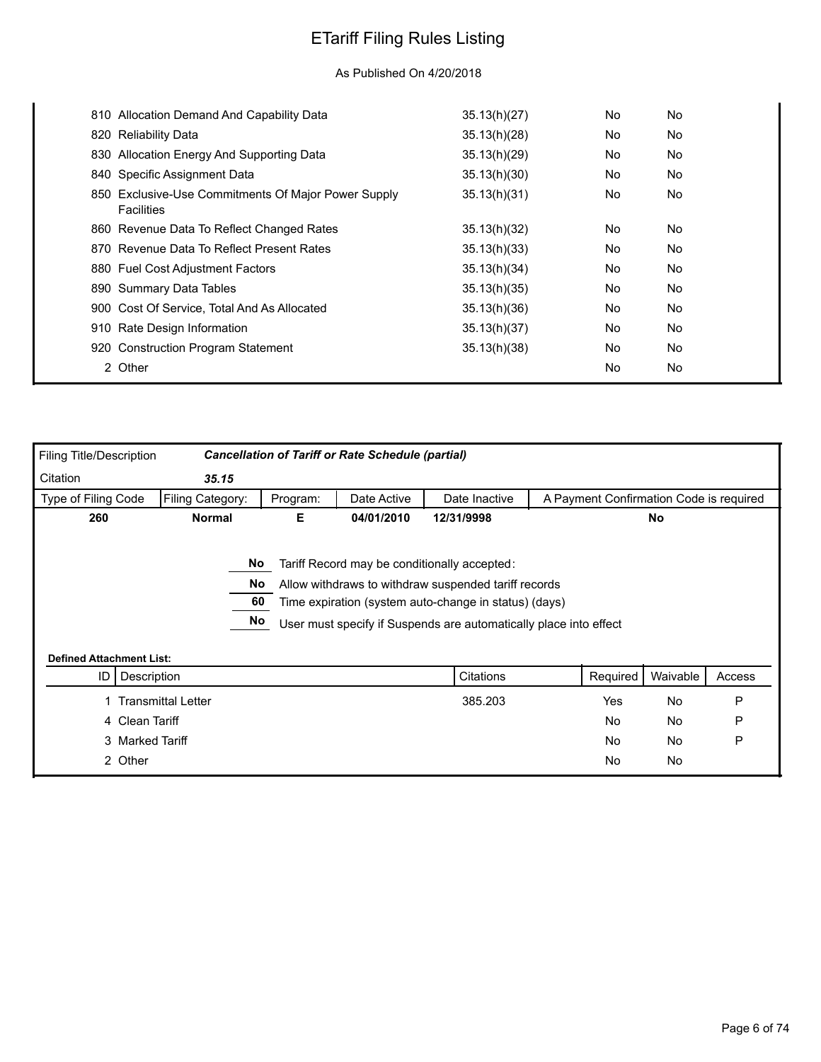# ETariff Filing Rules Listing

As Published On 4/20/2018

| ID | Description | Citations | Required | Waivable | Access |
|---|---|---|---|---|---|
| 810 | Allocation Demand And Capability Data | 35.13(h)(27) | No | No | |
| 820 | Reliability Data | 35.13(h)(28) | No | No | |
| 830 | Allocation Energy And Supporting Data | 35.13(h)(29) | No | No | |
| 840 | Specific Assignment Data | 35.13(h)(30) | No | No | |
| 850 | Exclusive-Use Commitments Of Major Power Supply Facilities | 35.13(h)(31) | No | No | |
| 860 | Revenue Data To Reflect Changed Rates | 35.13(h)(32) | No | No | |
| 870 | Revenue Data To Reflect Present Rates | 35.13(h)(33) | No | No | |
| 880 | Fuel Cost Adjustment Factors | 35.13(h)(34) | No | No | |
| 890 | Summary Data Tables | 35.13(h)(35) | No | No | |
| 900 | Cost Of Service, Total And As Allocated | 35.13(h)(36) | No | No | |
| 910 | Rate Design Information | 35.13(h)(37) | No | No | |
| 920 | Construction Program Statement | 35.13(h)(38) | No | No | |
| 2 | Other | | No | No | |

| Filing Title/Description | *Cancellation of Tariff or Rate Schedule (partial)* | | | | |
|---|---|---|---|---|---|
| Citation | *35.15* | | | | |
| Type of Filing Code | Filing Category: | Program: | Date Active | Date Inactive | A Payment Confirmation Code is required |
| **260** | **Normal** | **E** | **04/01/2010** | **12/31/9998** | **No** |

**No** Tariff Record may be conditionally accepted:

**No** Allow withdraws to withdraw suspended tariff records

**60** Time expiration (system auto-change in status) (days)

**No** User must specify if Suspends are automatically place into effect

**Defined Attachment List:**

| ID | Description | Citations | Required | Waivable | Access |
|---|---|---|---|---|---|
| 1 | Transmittal Letter | 385.203 | Yes | No | P |
| 4 | Clean Tariff | | No | No | P |
| 3 | Marked Tariff | | No | No | P |
| 2 | Other | | No | No | |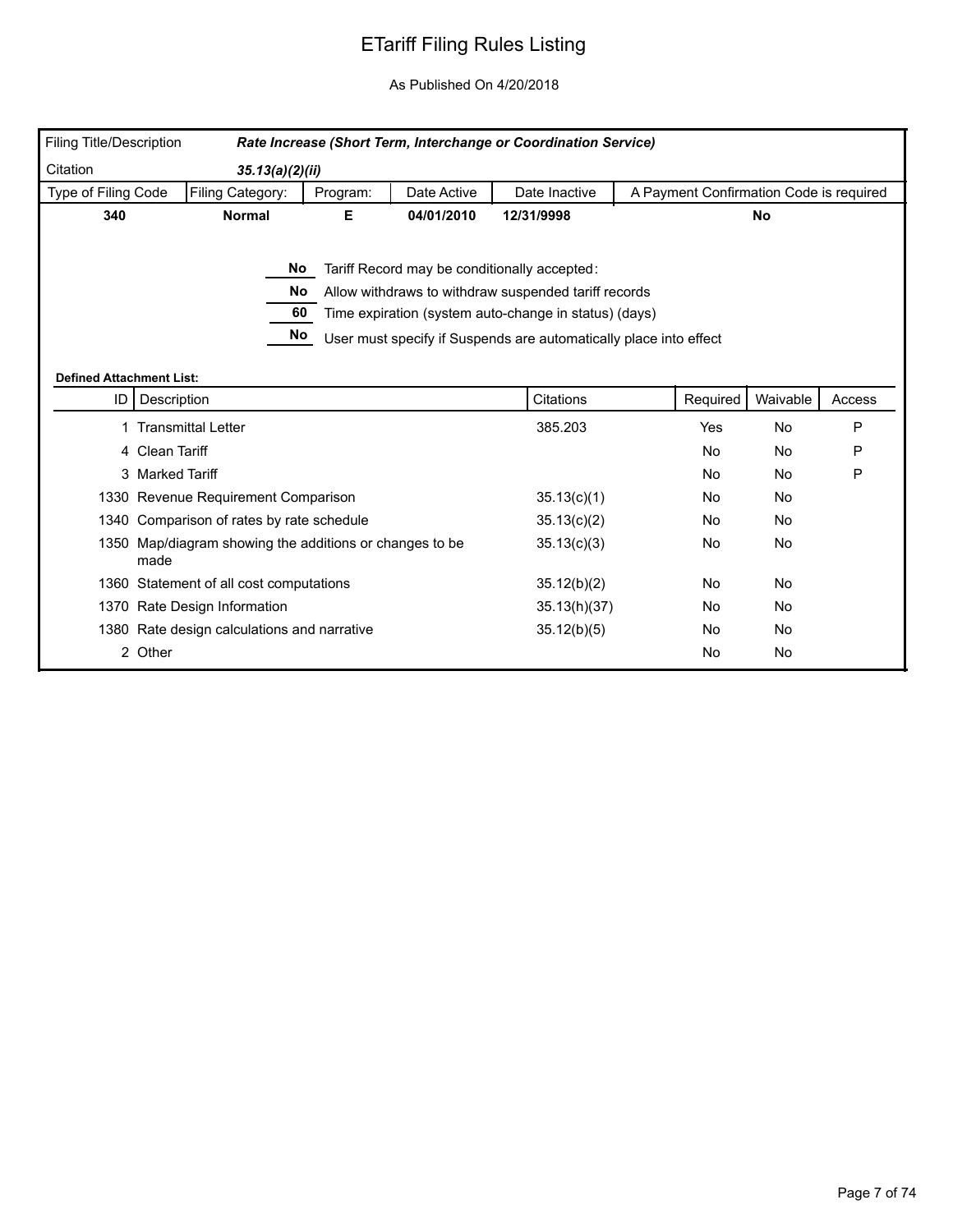# ETariff Filing Rules Listing

As Published On 4/20/2018

| Filing Title/Description | *Rate Increase (Short Term, Interchange or Coordination Service)* | | | | |
|---|---|---|---|---|---|
| Citation | *35.13(a)(2)(ii)* | | | | |
| Type of Filing Code | Filing Category: | Program: | Date Active | Date Inactive | A Payment Confirmation Code is required |
| **340** | **Normal** | **E** | **04/01/2010** | **12/31/9998** | **No** |

**No** Tariff Record may be conditionally accepted:

**No** Allow withdraws to withdraw suspended tariff records

**60** Time expiration (system auto-change in status) (days)

**No** User must specify if Suspends are automatically place into effect

**Defined Attachment List:**

| ID | Description | Citations | Required | Waivable | Access |
|---|---|---|---|---|---|
| 1 | Transmittal Letter | 385.203 | Yes | No | P |
| 4 | Clean Tariff | | No | No | P |
| 3 | Marked Tariff | | No | No | P |
| 1330 | Revenue Requirement Comparison | 35.13(c)(1) | No | No | |
| 1340 | Comparison of rates by rate schedule | 35.13(c)(2) | No | No | |
| 1350 | Map/diagram showing the additions or changes to be made | 35.13(c)(3) | No | No | |
| 1360 | Statement of all cost computations | 35.12(b)(2) | No | No | |
| 1370 | Rate Design Information | 35.13(h)(37) | No | No | |
| 1380 | Rate design calculations and narrative | 35.12(b)(5) | No | No | |
| 2 | Other | | No | No | |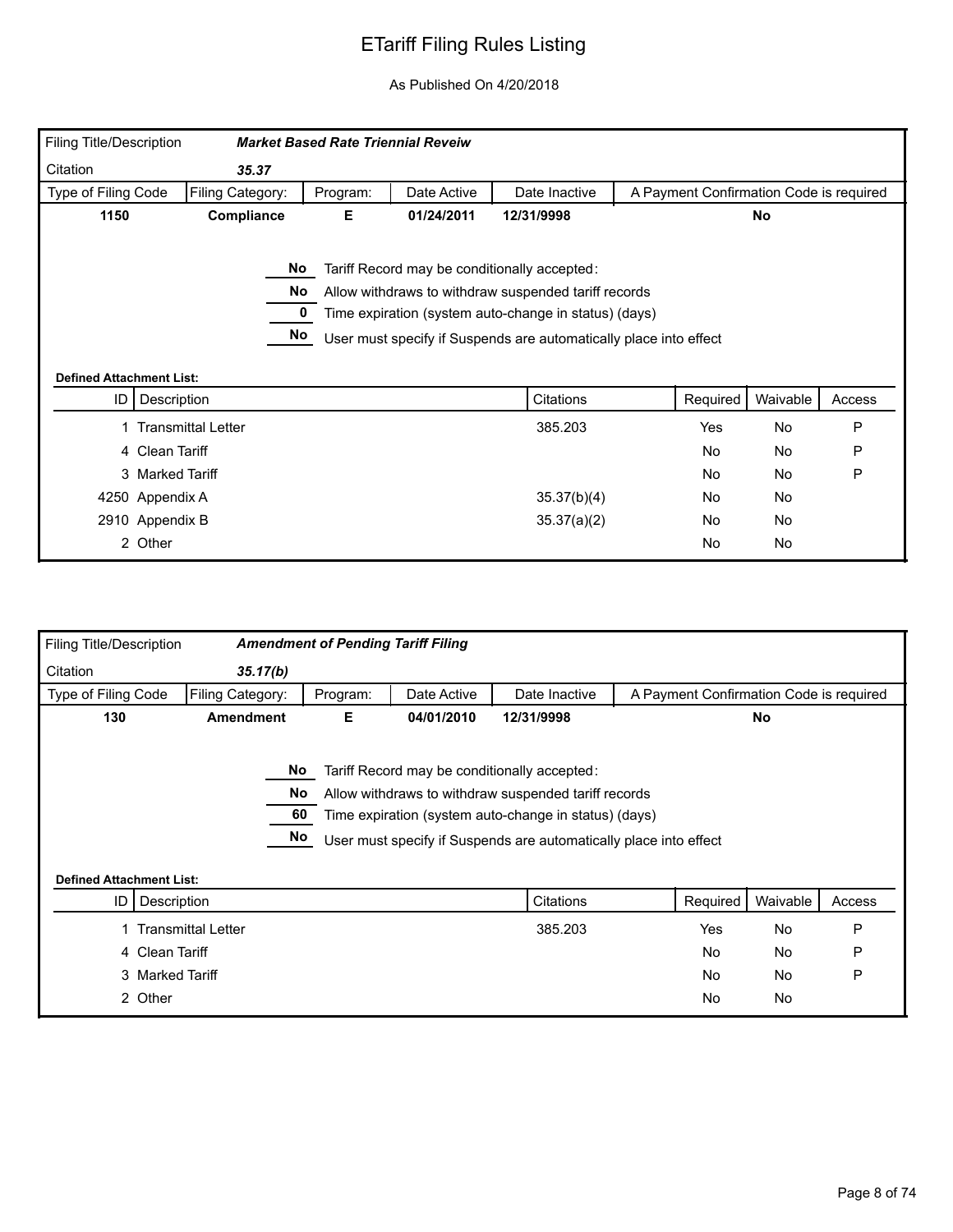# ETariff Filing Rules Listing

As Published On 4/20/2018

| Filing Title/Description | *Market Based Rate Triennial Reveiw* | | | | |
|---|---|---|---|---|---|
| Citation | *35.37* | | | | |
| Type of Filing Code | Filing Category: | Program: | Date Active | Date Inactive | A Payment Confirmation Code is required |
| **1150** | **Compliance** | **E** | **01/24/2011** | **12/31/9998** | **No** |

- **No** Tariff Record may be conditionally accepted:
- **No** Allow withdraws to withdraw suspended tariff records
- **0** Time expiration (system auto-change in status) (days)
- **No** User must specify if Suspends are automatically place into effect

**Defined Attachment List:**

| ID | Description | Citations | Required | Waivable | Access |
|---|---|---|---|---|---|
| 1 | Transmittal Letter | 385.203 | Yes | No | P |
| 4 | Clean Tariff | | No | No | P |
| 3 | Marked Tariff | | No | No | P |
| 4250 | Appendix A | 35.37(b)(4) | No | No | |
| 2910 | Appendix B | 35.37(a)(2) | No | No | |
| 2 | Other | | No | No | |

| Filing Title/Description | *Amendment of Pending Tariff Filing* | | | | |
|---|---|---|---|---|---|
| Citation | *35.17(b)* | | | | |
| Type of Filing Code | Filing Category: | Program: | Date Active | Date Inactive | A Payment Confirmation Code is required |
| **130** | **Amendment** | **E** | **04/01/2010** | **12/31/9998** | **No** |

- **No** Tariff Record may be conditionally accepted:
- **No** Allow withdraws to withdraw suspended tariff records
- **60** Time expiration (system auto-change in status) (days)
- **No** User must specify if Suspends are automatically place into effect

**Defined Attachment List:**

| ID | Description | Citations | Required | Waivable | Access |
|---|---|---|---|---|---|
| 1 | Transmittal Letter | 385.203 | Yes | No | P |
| 4 | Clean Tariff | | No | No | P |
| 3 | Marked Tariff | | No | No | P |
| 2 | Other | | No | No | |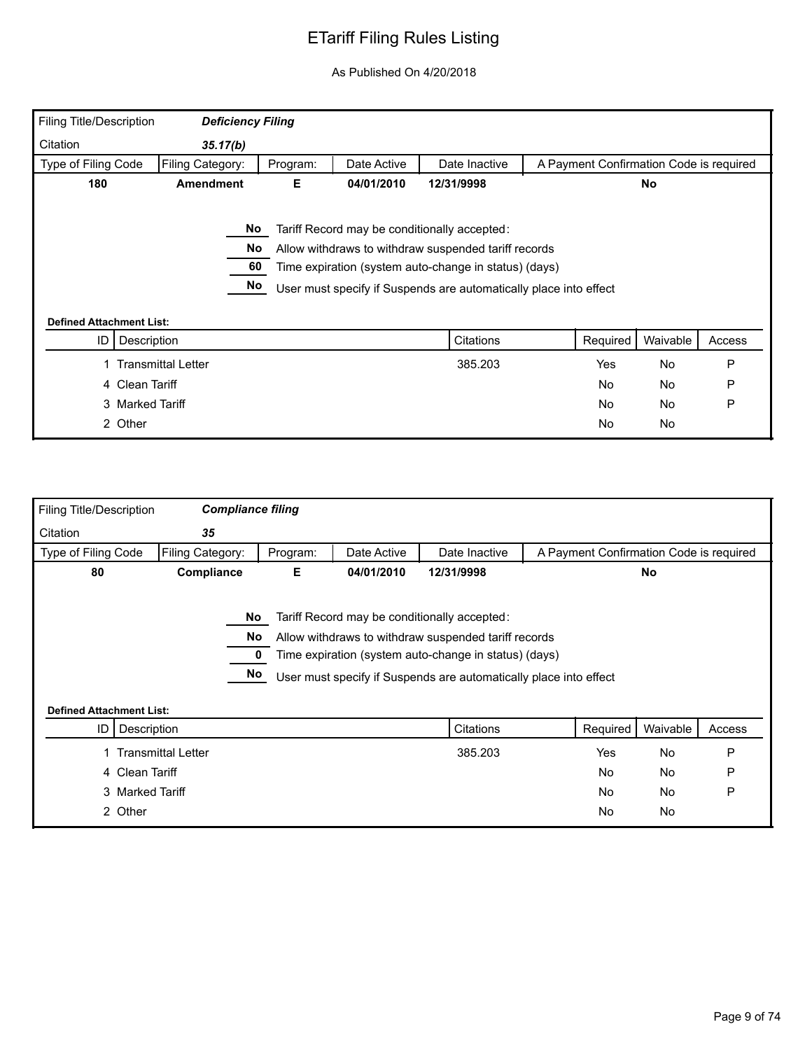# ETariff Filing Rules Listing

As Published On 4/20/2018

| Filing Title/Description | *Deficiency Filing* | | | | |
|---|---|---|---|---|---|
| Citation | *35.17(b)* | | | | |
| Type of Filing Code | Filing Category: | Program: | Date Active | Date Inactive | A Payment Confirmation Code is required |
| **180** | **Amendment** | **E** | **04/01/2010** | **12/31/9998** | **No** |

**No** Tariff Record may be conditionally accepted:

**No** Allow withdraws to withdraw suspended tariff records

**60** Time expiration (system auto-change in status) (days)

**No** User must specify if Suspends are automatically place into effect

**Defined Attachment List:**

| ID | Description | Citations | Required | Waivable | Access |
|---|---|---|---|---|---|
| 1 | Transmittal Letter | 385.203 | Yes | No | P |
| 4 | Clean Tariff | | No | No | P |
| 3 | Marked Tariff | | No | No | P |
| 2 | Other | | No | No | |

| Filing Title/Description | *Compliance filing* | | | | |
|---|---|---|---|---|---|
| Citation | *35* | | | | |
| Type of Filing Code | Filing Category: | Program: | Date Active | Date Inactive | A Payment Confirmation Code is required |
| **80** | **Compliance** | **E** | **04/01/2010** | **12/31/9998** | **No** |

**No** Tariff Record may be conditionally accepted:

**No** Allow withdraws to withdraw suspended tariff records

**0** Time expiration (system auto-change in status) (days)

**No** User must specify if Suspends are automatically place into effect

**Defined Attachment List:**

| ID | Description | Citations | Required | Waivable | Access |
|---|---|---|---|---|---|
| 1 | Transmittal Letter | 385.203 | Yes | No | P |
| 4 | Clean Tariff | | No | No | P |
| 3 | Marked Tariff | | No | No | P |
| 2 | Other | | No | No | |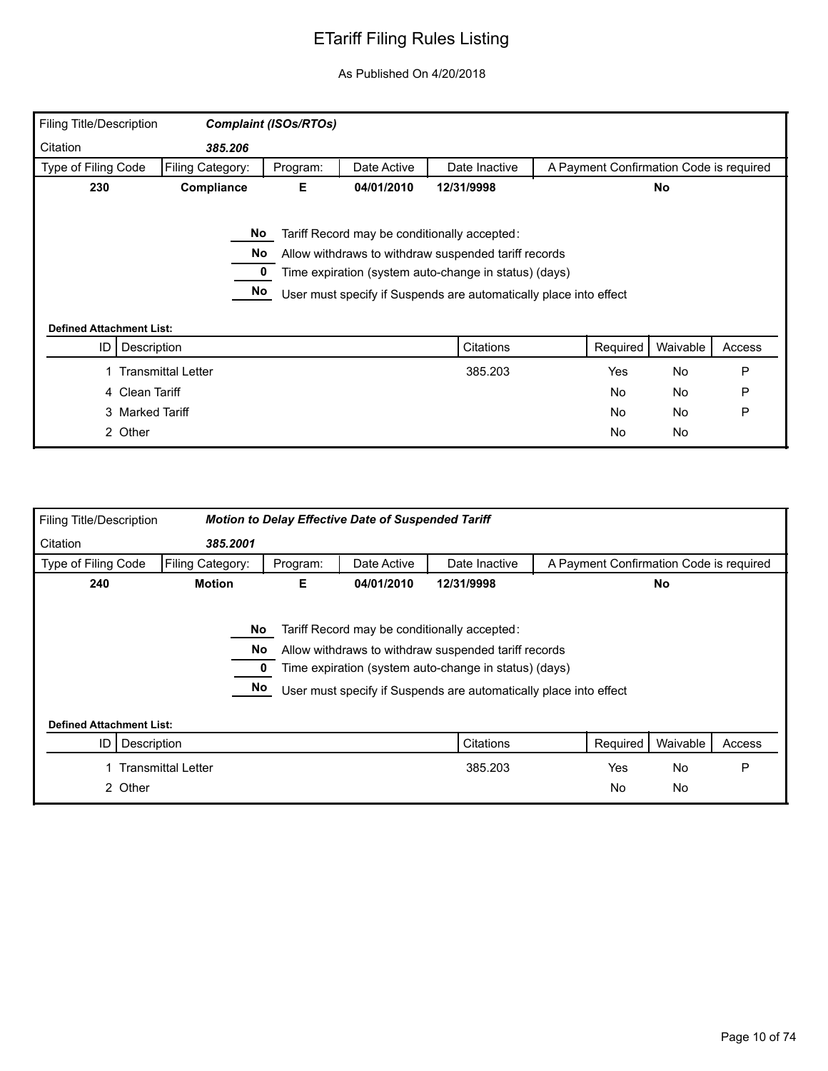# ETariff Filing Rules Listing

As Published On 4/20/2018

| Filing Title/Description | *Complaint (ISOs/RTOs)* | | | | |
|---|---|---|---|---|---|
| Citation | *385.206* | | | | |
| Type of Filing Code | Filing Category: | Program: | Date Active | Date Inactive | A Payment Confirmation Code is required |
| **230** | **Compliance** | **E** | **04/01/2010** | **12/31/9998** | **No** |

**No** Tariff Record may be conditionally accepted:

**No** Allow withdraws to withdraw suspended tariff records

**0** Time expiration (system auto-change in status) (days)

**No** User must specify if Suspends are automatically place into effect

**Defined Attachment List:**

| ID | Description | Citations | Required | Waivable | Access |
|---|---|---|---|---|---|
| 1 | Transmittal Letter | 385.203 | Yes | No | P |
| 4 | Clean Tariff | | No | No | P |
| 3 | Marked Tariff | | No | No | P |
| 2 | Other | | No | No | |

| Filing Title/Description | *Motion to Delay Effective Date of Suspended Tariff* | | | | |
|---|---|---|---|---|---|
| Citation | *385.2001* | | | | |
| Type of Filing Code | Filing Category: | Program: | Date Active | Date Inactive | A Payment Confirmation Code is required |
| **240** | **Motion** | **E** | **04/01/2010** | **12/31/9998** | **No** |

**No** Tariff Record may be conditionally accepted:

**No** Allow withdraws to withdraw suspended tariff records

**0** Time expiration (system auto-change in status) (days)

**No** User must specify if Suspends are automatically place into effect

**Defined Attachment List:**

| ID | Description | Citations | Required | Waivable | Access |
|---|---|---|---|---|---|
| 1 | Transmittal Letter | 385.203 | Yes | No | P |
| 2 | Other | | No | No | |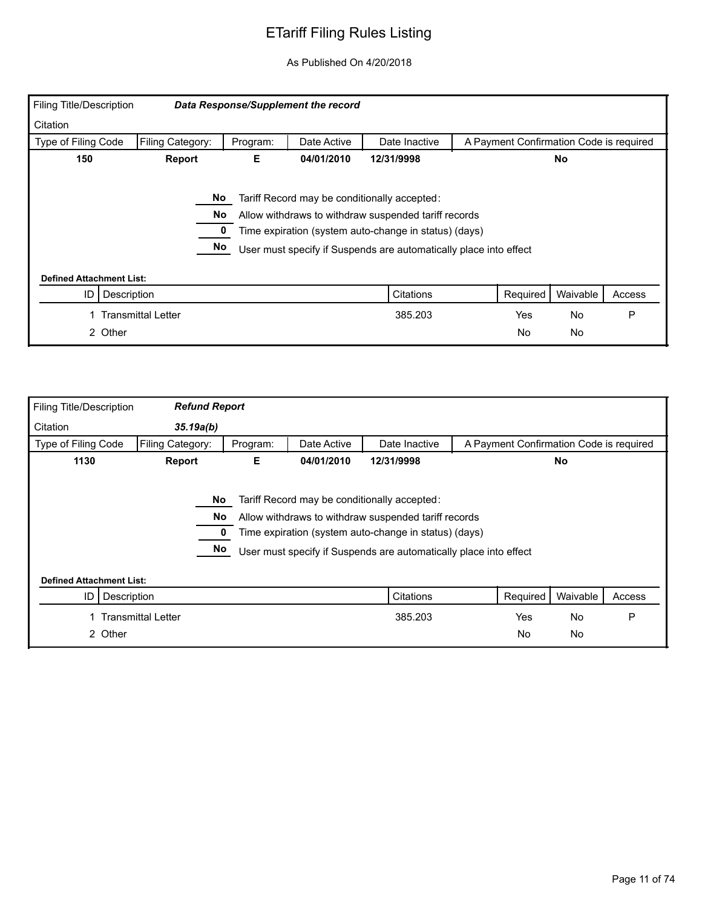# ETariff Filing Rules Listing

As Published On 4/20/2018

| Filing Title/Description | *Data Response/Supplement the record* | | | | |
|---|---|---|---|---|---|
| Citation | | | | | |
| Type of Filing Code | Filing Category: | Program: | Date Active | Date Inactive | A Payment Confirmation Code is required |
| **150** | **Report** | **E** | **04/01/2010** | **12/31/9998** | **No** |

- **No** — Tariff Record may be conditionally accepted:
- **No** — Allow withdraws to withdraw suspended tariff records
- **0** — Time expiration (system auto-change in status) (days)
- **No** — User must specify if Suspends are automatically place into effect

**Defined Attachment List:**

| ID | Description | Citations | Required | Waivable | Access |
|---|---|---|---|---|---|
| 1 | Transmittal Letter | 385.203 | Yes | No | P |
| 2 | Other | | No | No | |

| Filing Title/Description | *Refund Report* | | | | |
|---|---|---|---|---|---|
| Citation | *35.19a(b)* | | | | |
| Type of Filing Code | Filing Category: | Program: | Date Active | Date Inactive | A Payment Confirmation Code is required |
| **1130** | **Report** | **E** | **04/01/2010** | **12/31/9998** | **No** |

- **No** — Tariff Record may be conditionally accepted:
- **No** — Allow withdraws to withdraw suspended tariff records
- **0** — Time expiration (system auto-change in status) (days)
- **No** — User must specify if Suspends are automatically place into effect

**Defined Attachment List:**

| ID | Description | Citations | Required | Waivable | Access |
|---|---|---|---|---|---|
| 1 | Transmittal Letter | 385.203 | Yes | No | P |
| 2 | Other | | No | No | |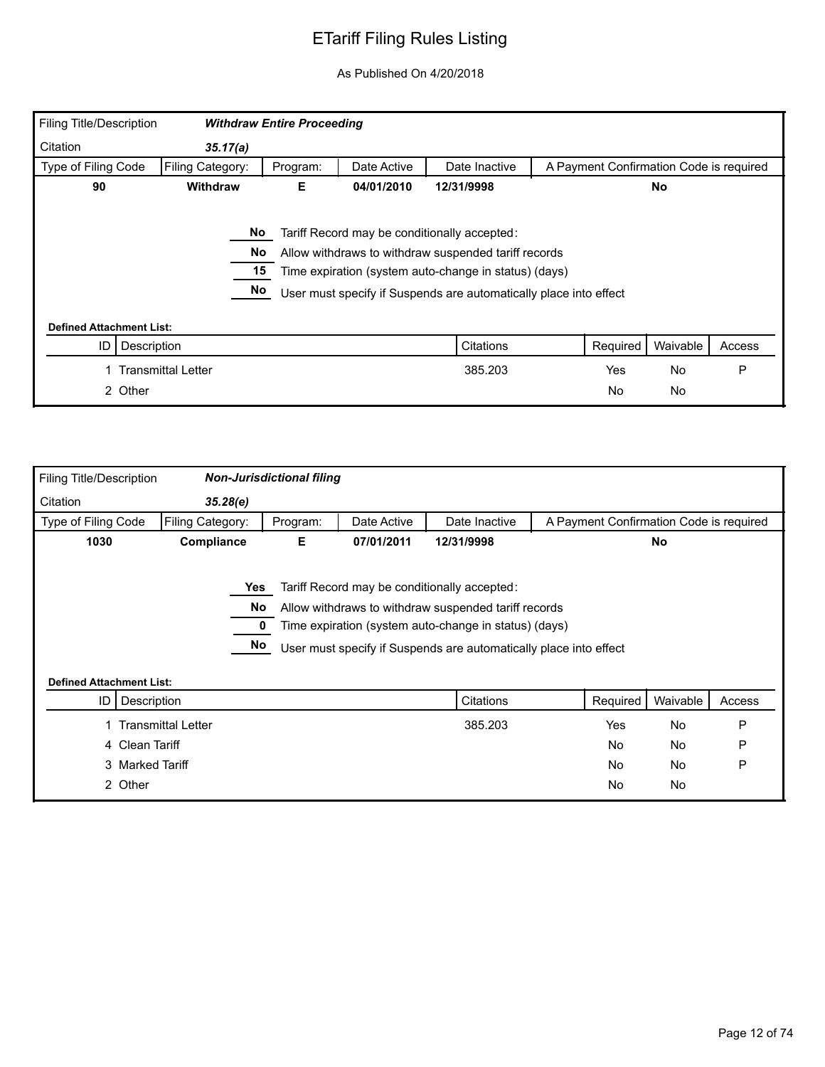# ETariff Filing Rules Listing

As Published On 4/20/2018

| Filing Title/Description | **Withdraw Entire Proceeding** | | | | |
|---|---|---|---|---|---|
| Citation | **35.17(a)** | | | | |
| Type of Filing Code | Filing Category: | Program: | Date Active | Date Inactive | A Payment Confirmation Code is required |
| **90** | **Withdraw** | **E** | **04/01/2010** | **12/31/9998** | **No** |

| Value | Setting |
|---|---|
| No | Tariff Record may be conditionally accepted: |
| No | Allow withdraws to withdraw suspended tariff records |
| 15 | Time expiration (system auto-change in status) (days) |
| No | User must specify if Suspends are automatically place into effect |

**Defined Attachment List:**

| ID | Description | Citations | Required | Waivable | Access |
|---|---|---|---|---|---|
| 1 | Transmittal Letter | 385.203 | Yes | No | P |
| 2 | Other | | No | No | |

| Filing Title/Description | **Non-Jurisdictional filing** | | | | |
|---|---|---|---|---|---|
| Citation | **35.28(e)** | | | | |
| Type of Filing Code | Filing Category: | Program: | Date Active | Date Inactive | A Payment Confirmation Code is required |
| **1030** | **Compliance** | **E** | **07/01/2011** | **12/31/9998** | **No** |

| Value | Setting |
|---|---|
| Yes | Tariff Record may be conditionally accepted: |
| No | Allow withdraws to withdraw suspended tariff records |
| 0 | Time expiration (system auto-change in status) (days) |
| No | User must specify if Suspends are automatically place into effect |

**Defined Attachment List:**

| ID | Description | Citations | Required | Waivable | Access |
|---|---|---|---|---|---|
| 1 | Transmittal Letter | 385.203 | Yes | No | P |
| 4 | Clean Tariff | | No | No | P |
| 3 | Marked Tariff | | No | No | P |
| 2 | Other | | No | No | |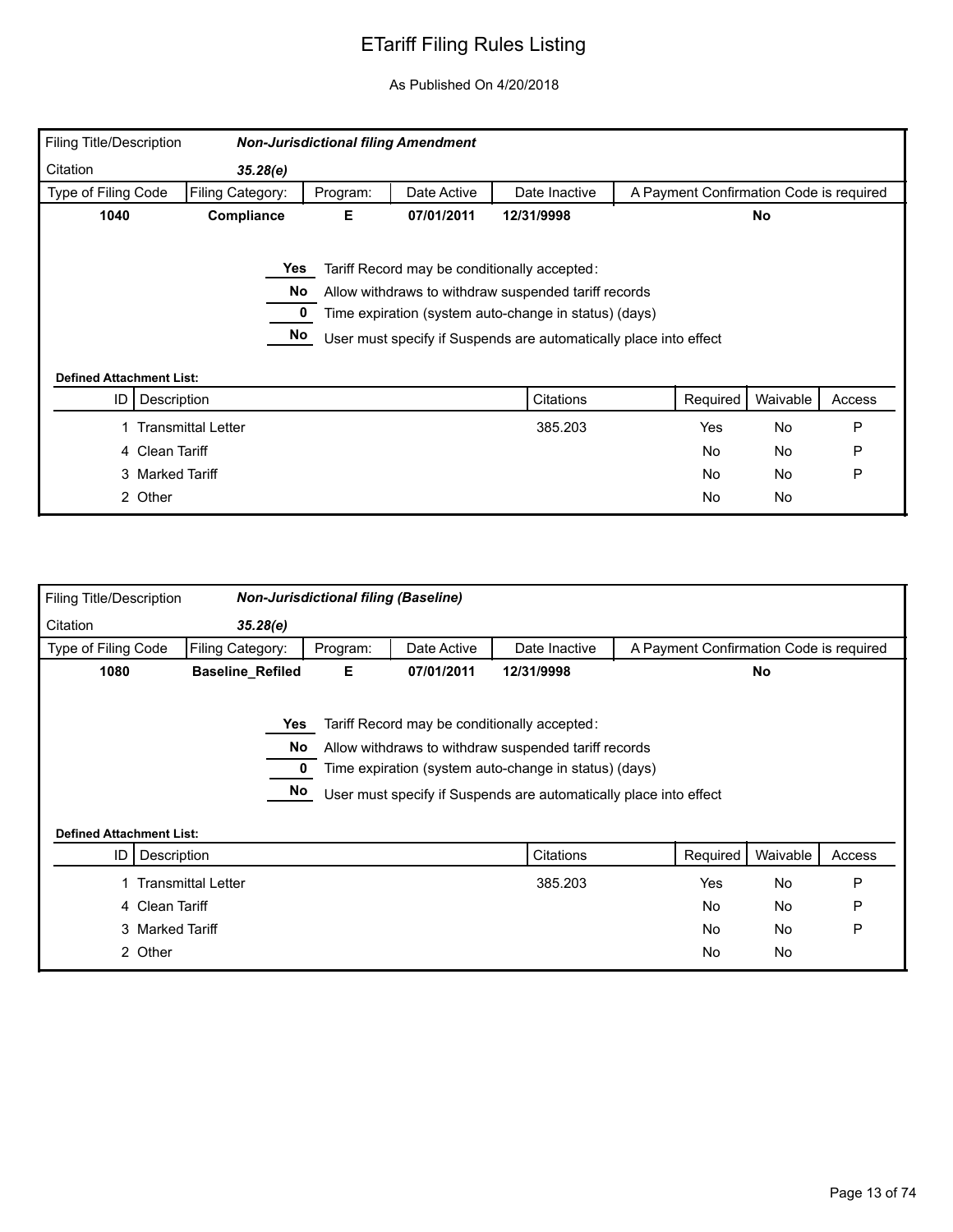# ETariff Filing Rules Listing

As Published On 4/20/2018

| Filing Title/Description | ***Non-Jurisdictional filing Amendment*** | | | | |
|---|---|---|---|---|---|
| Citation | ***35.28(e)*** | | | | |
| Type of Filing Code | Filing Category: | Program: | Date Active | Date Inactive | A Payment Confirmation Code is required |
| **1040** | **Compliance** | **E** | **07/01/2011** | **12/31/9998** | **No** |

**Yes** Tariff Record may be conditionally accepted:

**No** Allow withdraws to withdraw suspended tariff records

**0** Time expiration (system auto-change in status) (days)

**No** User must specify if Suspends are automatically place into effect

**Defined Attachment List:**

| ID | Description | Citations | Required | Waivable | Access |
|---|---|---|---|---|---|
| 1 | Transmittal Letter | 385.203 | Yes | No | P |
| 4 | Clean Tariff | | No | No | P |
| 3 | Marked Tariff | | No | No | P |
| 2 | Other | | No | No | |

| Filing Title/Description | ***Non-Jurisdictional filing (Baseline)*** | | | | |
|---|---|---|---|---|---|
| Citation | ***35.28(e)*** | | | | |
| Type of Filing Code | Filing Category: | Program: | Date Active | Date Inactive | A Payment Confirmation Code is required |
| **1080** | **Baseline_Refiled** | **E** | **07/01/2011** | **12/31/9998** | **No** |

**Yes** Tariff Record may be conditionally accepted:

**No** Allow withdraws to withdraw suspended tariff records

**0** Time expiration (system auto-change in status) (days)

**No** User must specify if Suspends are automatically place into effect

**Defined Attachment List:**

| ID | Description | Citations | Required | Waivable | Access |
|---|---|---|---|---|---|
| 1 | Transmittal Letter | 385.203 | Yes | No | P |
| 4 | Clean Tariff | | No | No | P |
| 3 | Marked Tariff | | No | No | P |
| 2 | Other | | No | No | |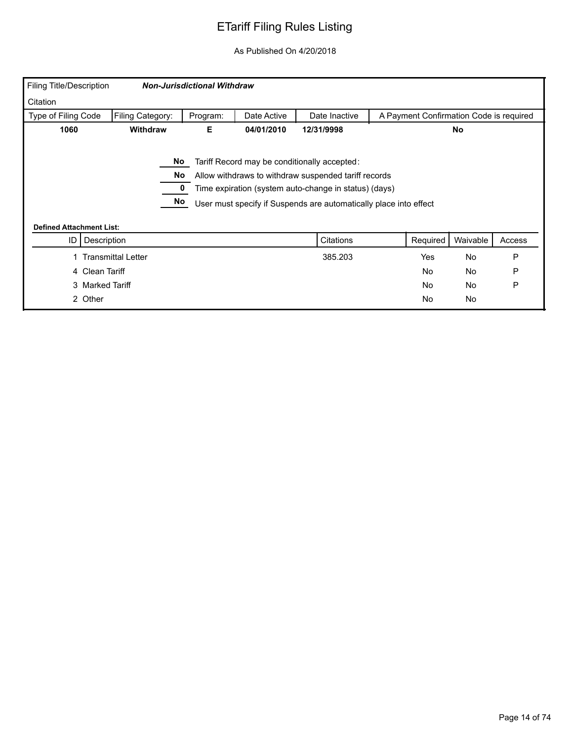# ETariff Filing Rules Listing

As Published On 4/20/2018

| Filing Title/Description | ***Non-Jurisdictional Withdraw*** | | | | |
|---|---|---|---|---|---|
| Citation | | | | | |
| Type of Filing Code | Filing Category: | Program: | Date Active | Date Inactive | A Payment Confirmation Code is required |
| **1060** | **Withdraw** | **E** | **04/01/2010** | **12/31/9998** | **No** |

| Value | Rule |
|---|---|
| No | Tariff Record may be conditionally accepted: |
| No | Allow withdraws to withdraw suspended tariff records |
| 0 | Time expiration (system auto-change in status) (days) |
| No | User must specify if Suspends are automatically place into effect |

**Defined Attachment List:**

| ID | Description | Citations | Required | Waivable | Access |
|---|---|---|---|---|---|
| 1 | Transmittal Letter | 385.203 | Yes | No | P |
| 4 | Clean Tariff | | No | No | P |
| 3 | Marked Tariff | | No | No | P |
| 2 | Other | | No | No | |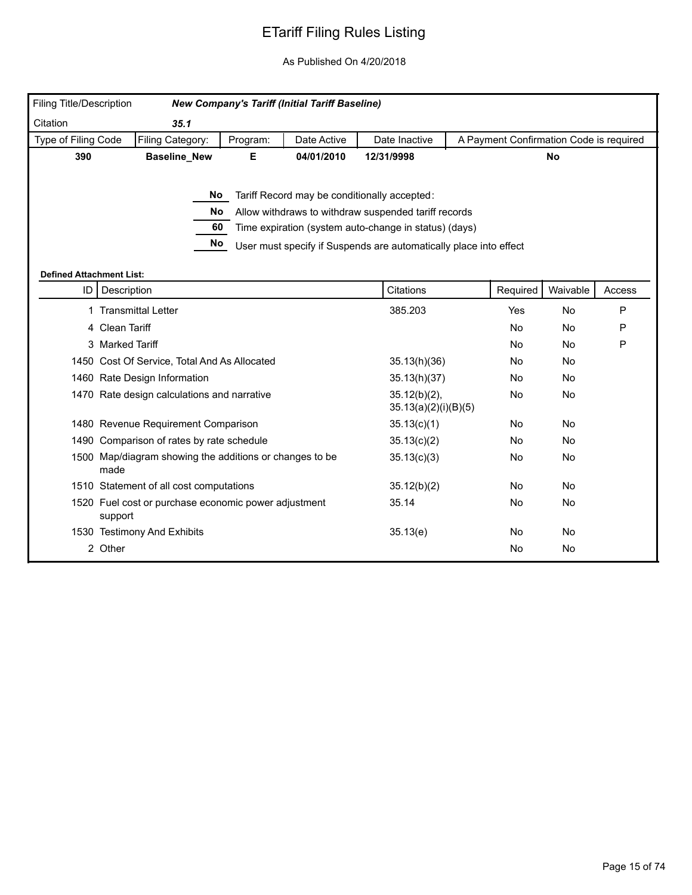# ETariff Filing Rules Listing

As Published On 4/20/2018

| Filing Title/Description | *New Company's Tariff (Initial Tariff Baseline)* | | | | |
|---|---|---|---|---|---|
| Citation | *35.1* | | | | |
| Type of Filing Code | Filing Category: | Program: | Date Active | Date Inactive | A Payment Confirmation Code is required |
| **390** | **Baseline_New** | **E** | **04/01/2010** | **12/31/9998** | **No** |

**No** Tariff Record may be conditionally accepted:

**No** Allow withdraws to withdraw suspended tariff records

**60** Time expiration (system auto-change in status) (days)

**No** User must specify if Suspends are automatically place into effect

**Defined Attachment List:**

| ID | Description | Citations | Required | Waivable | Access |
|---|---|---|---|---|---|
| 1 | Transmittal Letter | 385.203 | Yes | No | P |
| 4 | Clean Tariff | | No | No | P |
| 3 | Marked Tariff | | No | No | P |
| 1450 | Cost Of Service, Total And As Allocated | 35.13(h)(36) | No | No | |
| 1460 | Rate Design Information | 35.13(h)(37) | No | No | |
| 1470 | Rate design calculations and narrative | 35.12(b)(2), 35.13(a)(2)(i)(B)(5) | No | No | |
| 1480 | Revenue Requirement Comparison | 35.13(c)(1) | No | No | |
| 1490 | Comparison of rates by rate schedule | 35.13(c)(2) | No | No | |
| 1500 | Map/diagram showing the additions or changes to be made | 35.13(c)(3) | No | No | |
| 1510 | Statement of all cost computations | 35.12(b)(2) | No | No | |
| 1520 | Fuel cost or purchase economic power adjustment support | 35.14 | No | No | |
| 1530 | Testimony And Exhibits | 35.13(e) | No | No | |
| 2 | Other | | No | No | |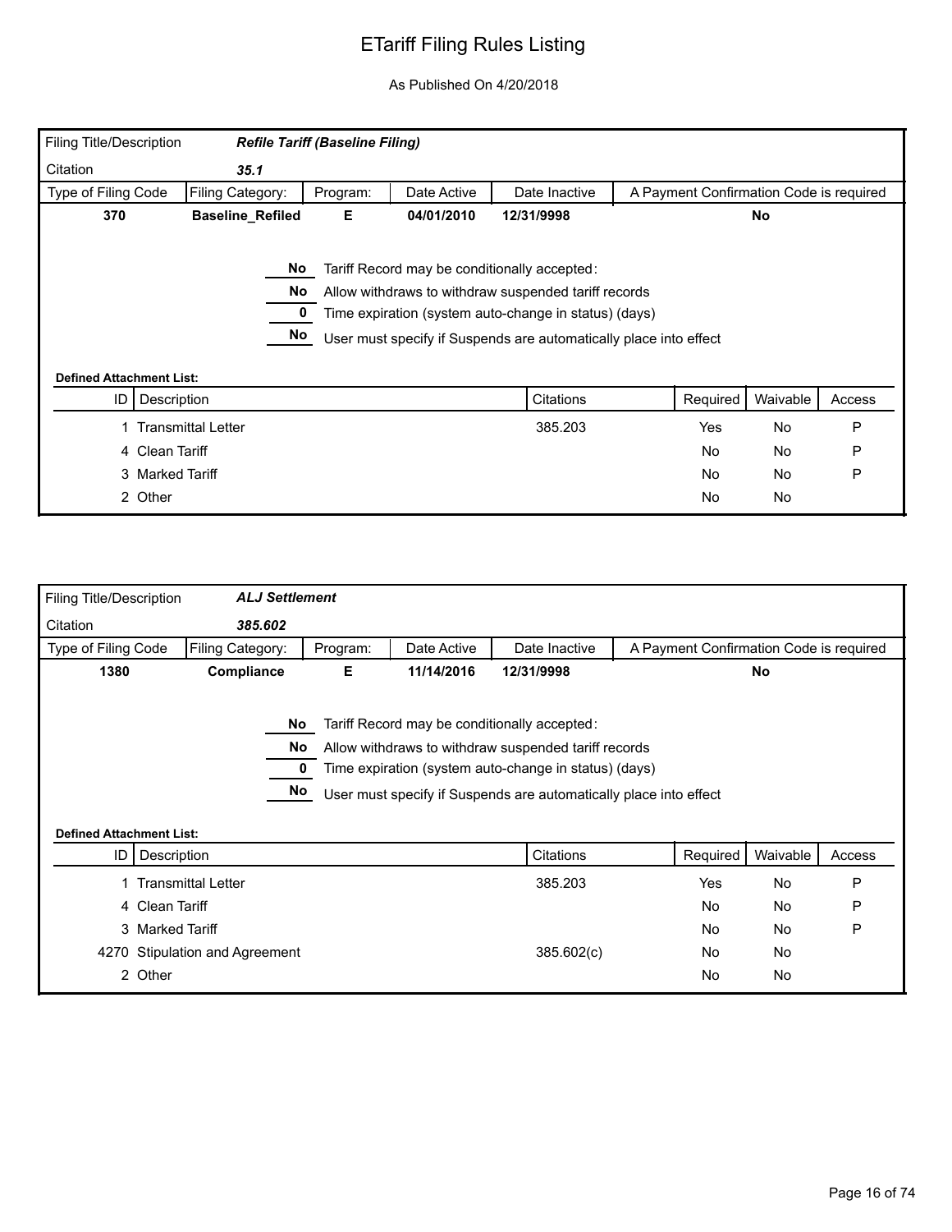# ETariff Filing Rules Listing

As Published On 4/20/2018

| Filing Title/Description | ***Refile Tariff (Baseline Filing)*** | | | | |
|---|---|---|---|---|---|
| Citation | ***35.1*** | | | | |
| Type of Filing Code | Filing Category: | Program: | Date Active | Date Inactive | A Payment Confirmation Code is required |
| **370** | **Baseline_Refiled** | **E** | **04/01/2010** | **12/31/9998** | **No** |

**No** Tariff Record may be conditionally accepted:

**No** Allow withdraws to withdraw suspended tariff records

**0** Time expiration (system auto-change in status) (days)

**No** User must specify if Suspends are automatically place into effect

**Defined Attachment List:**

| ID | Description | Citations | Required | Waivable | Access |
|---|---|---|---|---|---|
| 1 | Transmittal Letter | 385.203 | Yes | No | P |
| 4 | Clean Tariff | | No | No | P |
| 3 | Marked Tariff | | No | No | P |
| 2 | Other | | No | No | |

| Filing Title/Description | ***ALJ Settlement*** | | | | |
|---|---|---|---|---|---|
| Citation | ***385.602*** | | | | |
| Type of Filing Code | Filing Category: | Program: | Date Active | Date Inactive | A Payment Confirmation Code is required |
| **1380** | **Compliance** | **E** | **11/14/2016** | **12/31/9998** | **No** |

**No** Tariff Record may be conditionally accepted:

**No** Allow withdraws to withdraw suspended tariff records

**0** Time expiration (system auto-change in status) (days)

**No** User must specify if Suspends are automatically place into effect

**Defined Attachment List:**

| ID | Description | Citations | Required | Waivable | Access |
|---|---|---|---|---|---|
| 1 | Transmittal Letter | 385.203 | Yes | No | P |
| 4 | Clean Tariff | | No | No | P |
| 3 | Marked Tariff | | No | No | P |
| 4270 | Stipulation and Agreement | 385.602(c) | No | No | |
| 2 | Other | | No | No | |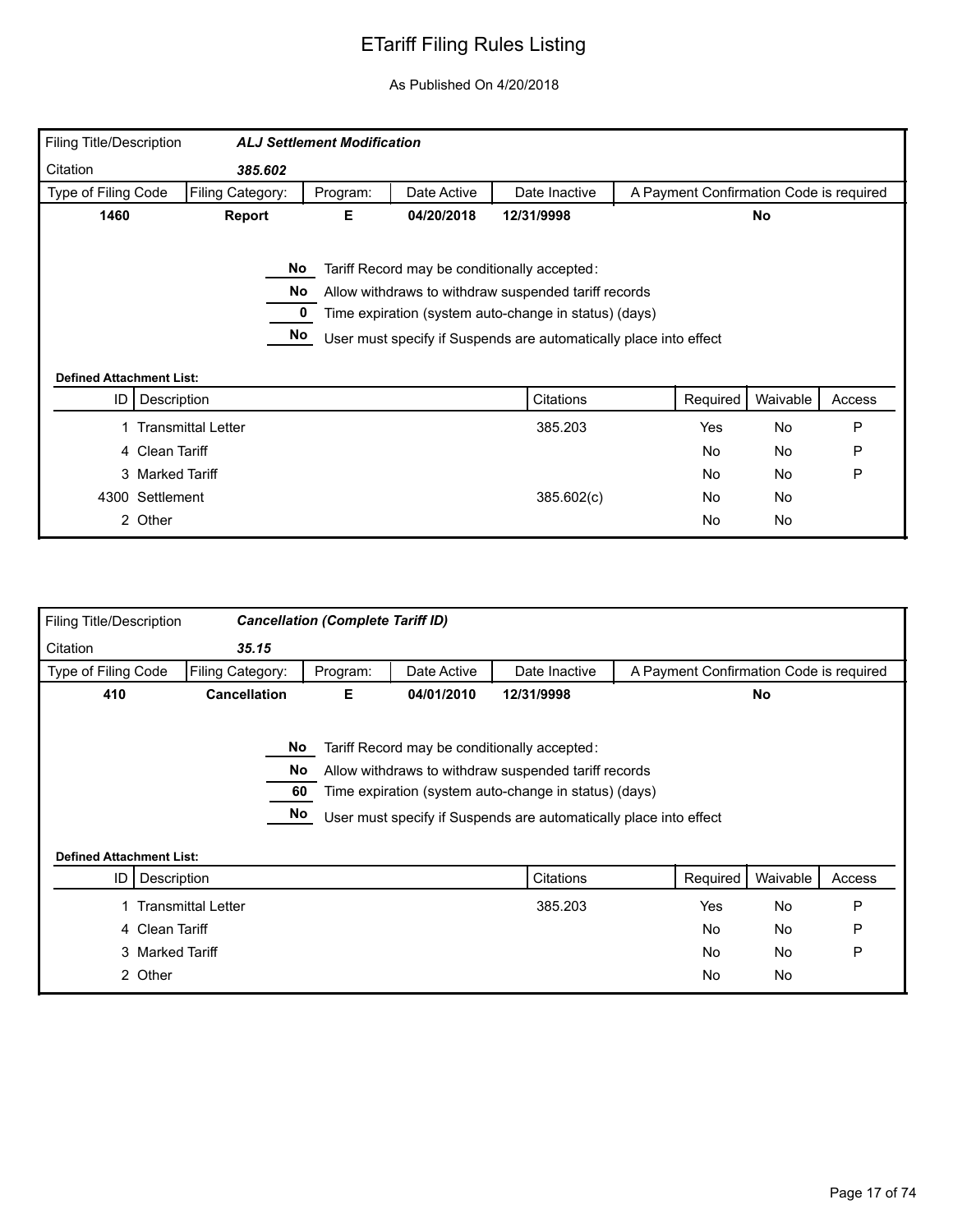# ETariff Filing Rules Listing

As Published On 4/20/2018

| Filing Title/Description | *ALJ Settlement Modification* | | | | |
|---|---|---|---|---|---|
| Citation | *385.602* | | | | |
| Type of Filing Code | Filing Category: | Program: | Date Active | Date Inactive | A Payment Confirmation Code is required |
| **1460** | **Report** | **E** | **04/20/2018** | **12/31/9998** | **No** |

**No** Tariff Record may be conditionally accepted:

**No** Allow withdraws to withdraw suspended tariff records

**0** Time expiration (system auto-change in status) (days)

**No** User must specify if Suspends are automatically place into effect

**Defined Attachment List:**

| ID | Description | Citations | Required | Waivable | Access |
|---|---|---|---|---|---|
| 1 | Transmittal Letter | 385.203 | Yes | No | P |
| 4 | Clean Tariff | | No | No | P |
| 3 | Marked Tariff | | No | No | P |
| 4300 | Settlement | 385.602(c) | No | No | |
| 2 | Other | | No | No | |

| Filing Title/Description | *Cancellation (Complete Tariff ID)* | | | | |
|---|---|---|---|---|---|
| Citation | *35.15* | | | | |
| Type of Filing Code | Filing Category: | Program: | Date Active | Date Inactive | A Payment Confirmation Code is required |
| **410** | **Cancellation** | **E** | **04/01/2010** | **12/31/9998** | **No** |

**No** Tariff Record may be conditionally accepted:

**No** Allow withdraws to withdraw suspended tariff records

**60** Time expiration (system auto-change in status) (days)

**No** User must specify if Suspends are automatically place into effect

**Defined Attachment List:**

| ID | Description | Citations | Required | Waivable | Access |
|---|---|---|---|---|---|
| 1 | Transmittal Letter | 385.203 | Yes | No | P |
| 4 | Clean Tariff | | No | No | P |
| 3 | Marked Tariff | | No | No | P |
| 2 | Other | | No | No | |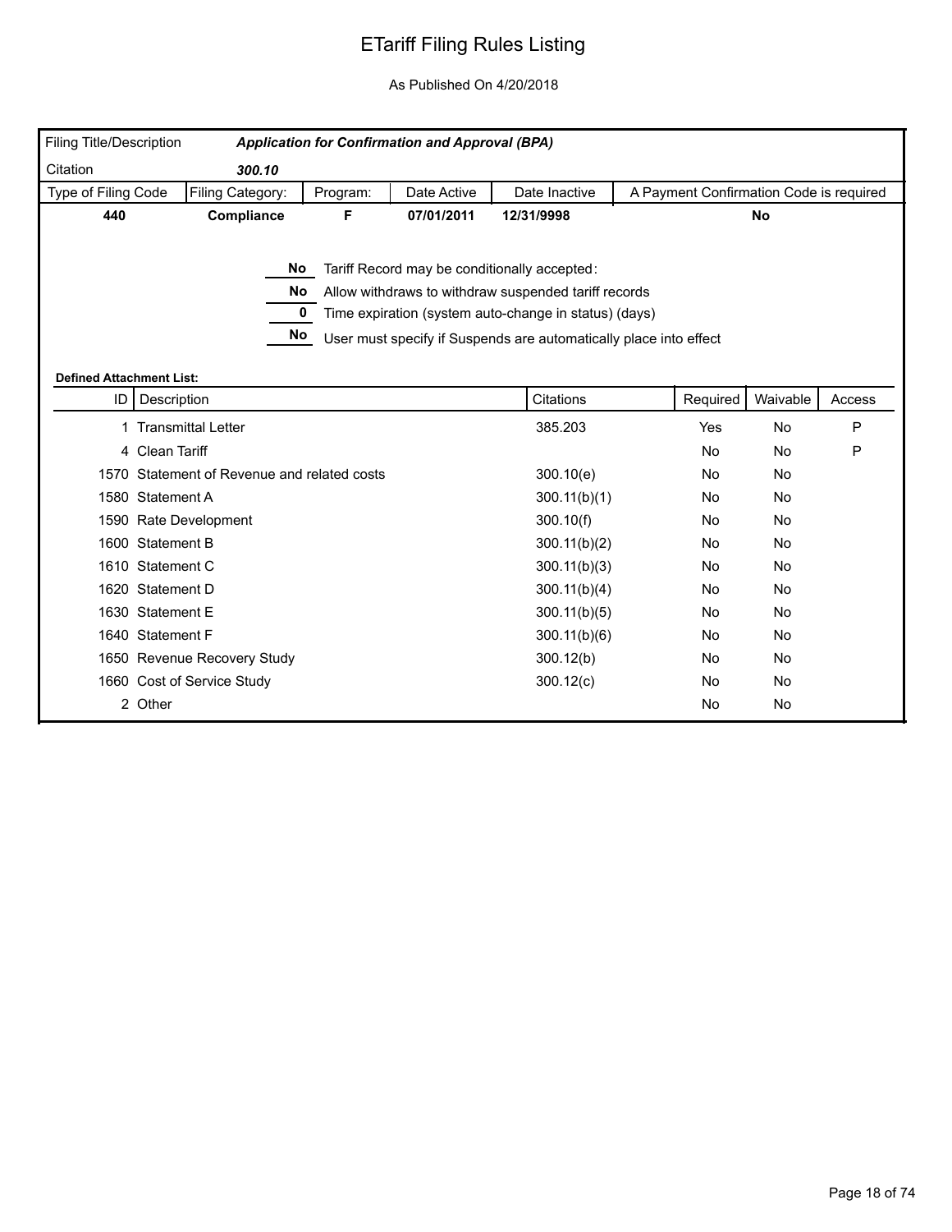# ETariff Filing Rules Listing

As Published On 4/20/2018

| Filing Title/Description | ***Application for Confirmation and Approval (BPA)*** | | | | |
|---|---|---|---|---|---|
| Citation | ***300.10*** | | | | |
| Type of Filing Code | Filing Category: | Program: | Date Active | Date Inactive | A Payment Confirmation Code is required |
| **440** | **Compliance** | **F** | **07/01/2011** | **12/31/9998** | **No** |

**No** Tariff Record may be conditionally accepted:

**No** Allow withdraws to withdraw suspended tariff records

**0** Time expiration (system auto-change in status) (days)

**No** User must specify if Suspends are automatically place into effect

**Defined Attachment List:**

| ID | Description | Citations | Required | Waivable | Access |
|---|---|---|---|---|---|
| 1 | Transmittal Letter | 385.203 | Yes | No | P |
| 4 | Clean Tariff | | No | No | P |
| 1570 | Statement of Revenue and related costs | 300.10(e) | No | No | |
| 1580 | Statement A | 300.11(b)(1) | No | No | |
| 1590 | Rate Development | 300.10(f) | No | No | |
| 1600 | Statement B | 300.11(b)(2) | No | No | |
| 1610 | Statement C | 300.11(b)(3) | No | No | |
| 1620 | Statement D | 300.11(b)(4) | No | No | |
| 1630 | Statement E | 300.11(b)(5) | No | No | |
| 1640 | Statement F | 300.11(b)(6) | No | No | |
| 1650 | Revenue Recovery Study | 300.12(b) | No | No | |
| 1660 | Cost of Service Study | 300.12(c) | No | No | |
| 2 | Other | | No | No | |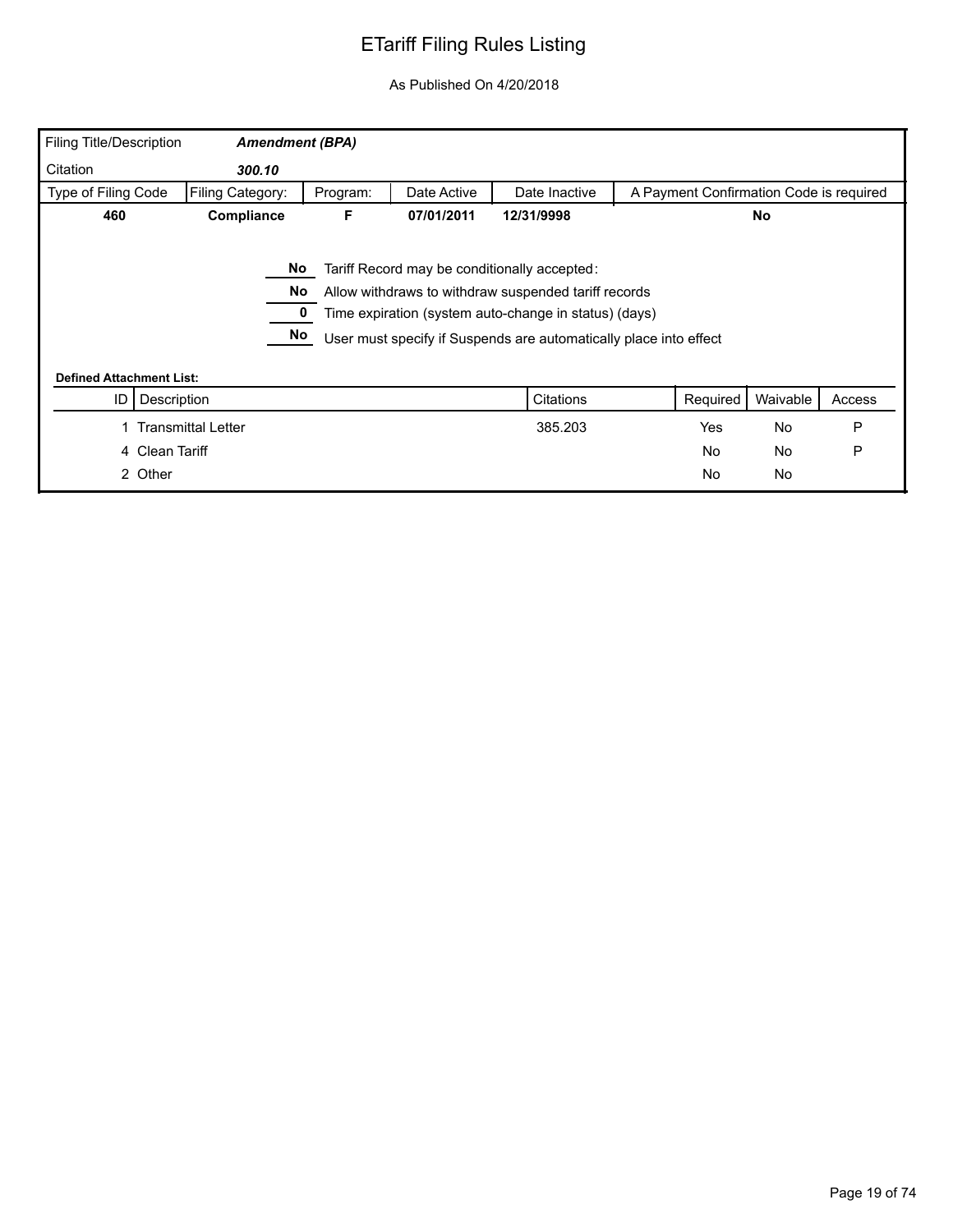# ETariff Filing Rules Listing

As Published On 4/20/2018

| Filing Title/Description | ***Amendment (BPA)*** | | | | |
|---|---|---|---|---|---|
| Citation | ***300.10*** | | | | |
| Type of Filing Code | Filing Category: | Program: | Date Active | Date Inactive | A Payment Confirmation Code is required |
| **460** | **Compliance** | **F** | **07/01/2011** | **12/31/9998** | **No** |

**No** Tariff Record may be conditionally accepted:

**No** Allow withdraws to withdraw suspended tariff records

**0** Time expiration (system auto-change in status) (days)

**No** User must specify if Suspends are automatically place into effect

**Defined Attachment List:**

| ID | Description | Citations | Required | Waivable | Access |
|---|---|---|---|---|---|
| 1 | Transmittal Letter | 385.203 | Yes | No | P |
| 4 | Clean Tariff | | No | No | P |
| 2 | Other | | No | No | |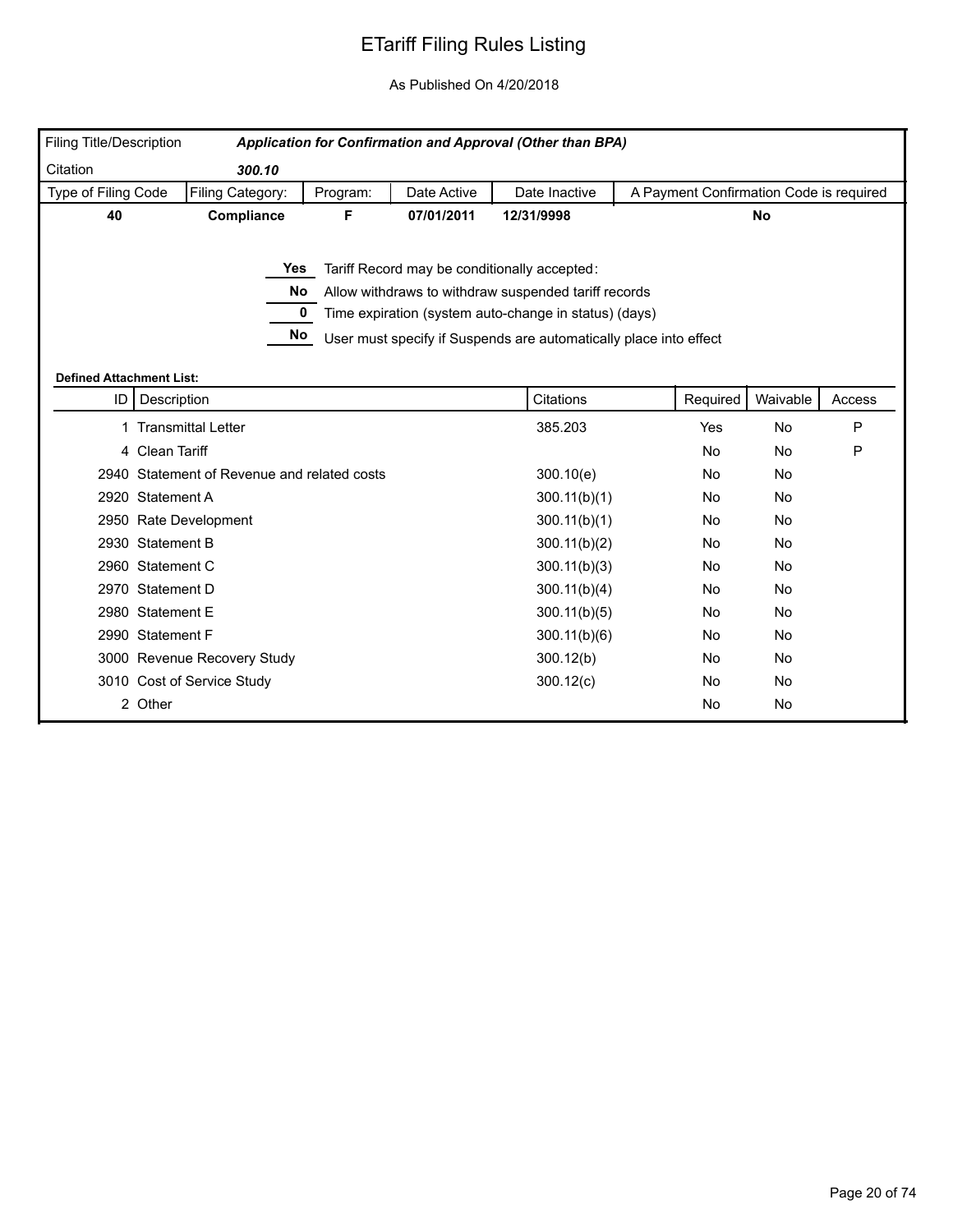# ETariff Filing Rules Listing

As Published On 4/20/2018

| Filing Title/Description | ***Application for Confirmation and Approval (Other than BPA)*** | | | | |
|---|---|---|---|---|---|
| Citation | ***300.10*** | | | | |
| Type of Filing Code | Filing Category: | Program: | Date Active | Date Inactive | A Payment Confirmation Code is required |
| **40** | **Compliance** | **F** | **07/01/2011** | **12/31/9998** | **No** |

**Yes** Tariff Record may be conditionally accepted:

**No** Allow withdraws to withdraw suspended tariff records

**0** Time expiration (system auto-change in status) (days)

**No** User must specify if Suspends are automatically place into effect

**Defined Attachment List:**

| ID | Description | Citations | Required | Waivable | Access |
|---|---|---|---|---|---|
| 1 | Transmittal Letter | 385.203 | Yes | No | P |
| 4 | Clean Tariff | | No | No | P |
| 2940 | Statement of Revenue and related costs | 300.10(e) | No | No | |
| 2920 | Statement A | 300.11(b)(1) | No | No | |
| 2950 | Rate Development | 300.11(b)(1) | No | No | |
| 2930 | Statement B | 300.11(b)(2) | No | No | |
| 2960 | Statement C | 300.11(b)(3) | No | No | |
| 2970 | Statement D | 300.11(b)(4) | No | No | |
| 2980 | Statement E | 300.11(b)(5) | No | No | |
| 2990 | Statement F | 300.11(b)(6) | No | No | |
| 3000 | Revenue Recovery Study | 300.12(b) | No | No | |
| 3010 | Cost of Service Study | 300.12(c) | No | No | |
| 2 | Other | | No | No | |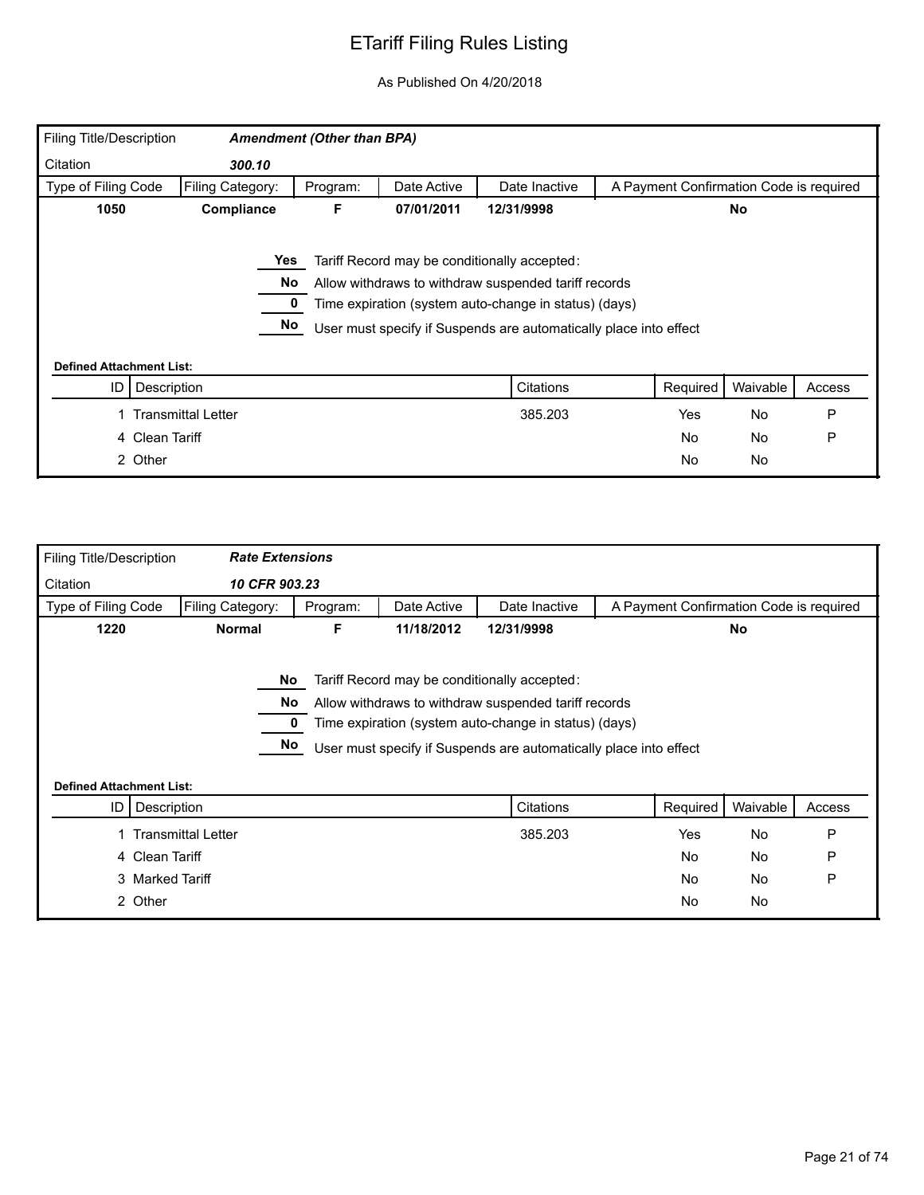# ETariff Filing Rules Listing

As Published On 4/20/2018

| Filing Title/Description | *Amendment (Other than BPA)* | | | | |
|---|---|---|---|---|---|
| Citation | *300.10* | | | | |
| Type of Filing Code | Filing Category: | Program: | Date Active | Date Inactive | A Payment Confirmation Code is required |
| **1050** | **Compliance** | **F** | **07/01/2011** | **12/31/9998** | **No** |

| | |
|---|---|
| Yes | Tariff Record may be conditionally accepted: |
| No | Allow withdraws to withdraw suspended tariff records |
| 0 | Time expiration (system auto-change in status) (days) |
| No | User must specify if Suspends are automatically place into effect |

**Defined Attachment List:**

| ID | Description | Citations | Required | Waivable | Access |
|---|---|---|---|---|---|
| 1 | Transmittal Letter | 385.203 | Yes | No | P |
| 4 | Clean Tariff | | No | No | P |
| 2 | Other | | No | No | |

| Filing Title/Description | *Rate Extensions* | | | | |
|---|---|---|---|---|---|
| Citation | *10 CFR 903.23* | | | | |
| Type of Filing Code | Filing Category: | Program: | Date Active | Date Inactive | A Payment Confirmation Code is required |
| **1220** | **Normal** | **F** | **11/18/2012** | **12/31/9998** | **No** |

| | |
|---|---|
| No | Tariff Record may be conditionally accepted: |
| No | Allow withdraws to withdraw suspended tariff records |
| 0 | Time expiration (system auto-change in status) (days) |
| No | User must specify if Suspends are automatically place into effect |

**Defined Attachment List:**

| ID | Description | Citations | Required | Waivable | Access |
|---|---|---|---|---|---|
| 1 | Transmittal Letter | 385.203 | Yes | No | P |
| 4 | Clean Tariff | | No | No | P |
| 3 | Marked Tariff | | No | No | P |
| 2 | Other | | No | No | |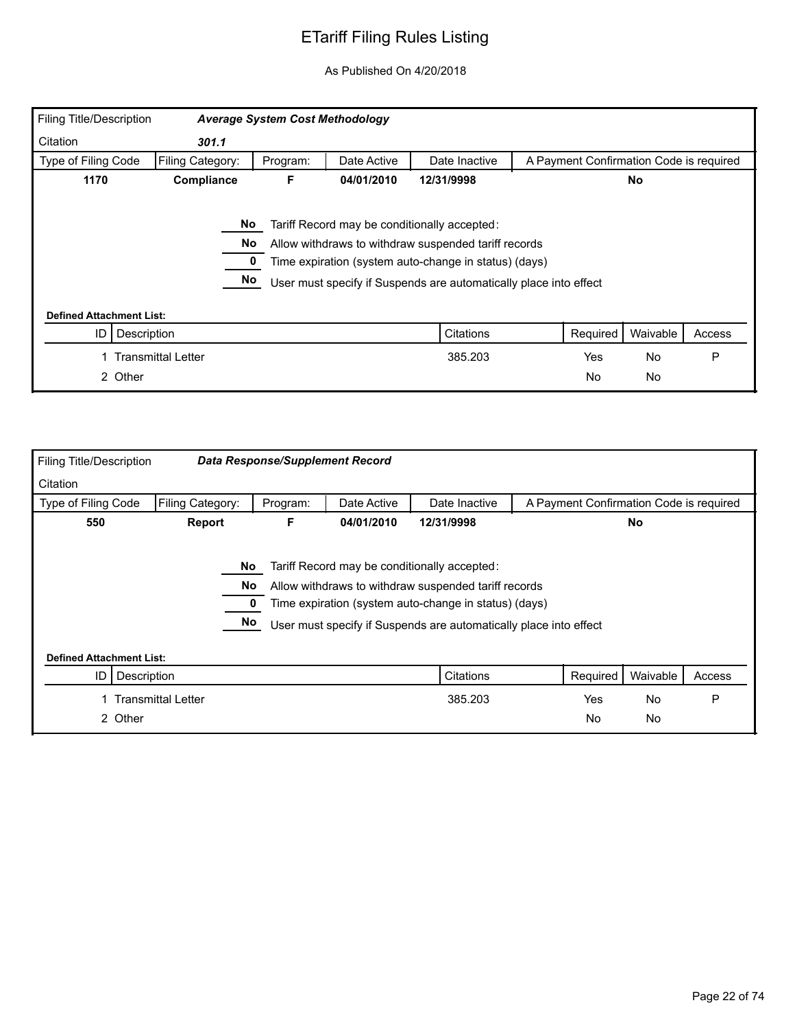# ETariff Filing Rules Listing

As Published On 4/20/2018

| Filing Title/Description | ***Average System Cost Methodology*** | | | | |
|---|---|---|---|---|---|
| Citation | ***301.1*** | | | | |
| **Type of Filing Code** | **Filing Category:** | **Program:** | **Date Active** | **Date Inactive** | **A Payment Confirmation Code is required** |
| **1170** | **Compliance** | **F** | **04/01/2010** | **12/31/9998** | **No** |

- **No** — Tariff Record may be conditionally accepted:
- **No** — Allow withdraws to withdraw suspended tariff records
- **0** — Time expiration (system auto-change in status) (days)
- **No** — User must specify if Suspends are automatically place into effect

**Defined Attachment List:**

| ID | Description | Citations | Required | Waivable | Access |
|---|---|---|---|---|---|
| 1 | Transmittal Letter | 385.203 | Yes | No | P |
| 2 | Other | | No | No | |

| Filing Title/Description | ***Data Response/Supplement Record*** | | | | |
|---|---|---|---|---|---|
| Citation | | | | | |
| **Type of Filing Code** | **Filing Category:** | **Program:** | **Date Active** | **Date Inactive** | **A Payment Confirmation Code is required** |
| **550** | **Report** | **F** | **04/01/2010** | **12/31/9998** | **No** |

- **No** — Tariff Record may be conditionally accepted:
- **No** — Allow withdraws to withdraw suspended tariff records
- **0** — Time expiration (system auto-change in status) (days)
- **No** — User must specify if Suspends are automatically place into effect

**Defined Attachment List:**

| ID | Description | Citations | Required | Waivable | Access |
|---|---|---|---|---|---|
| 1 | Transmittal Letter | 385.203 | Yes | No | P |
| 2 | Other | | No | No | |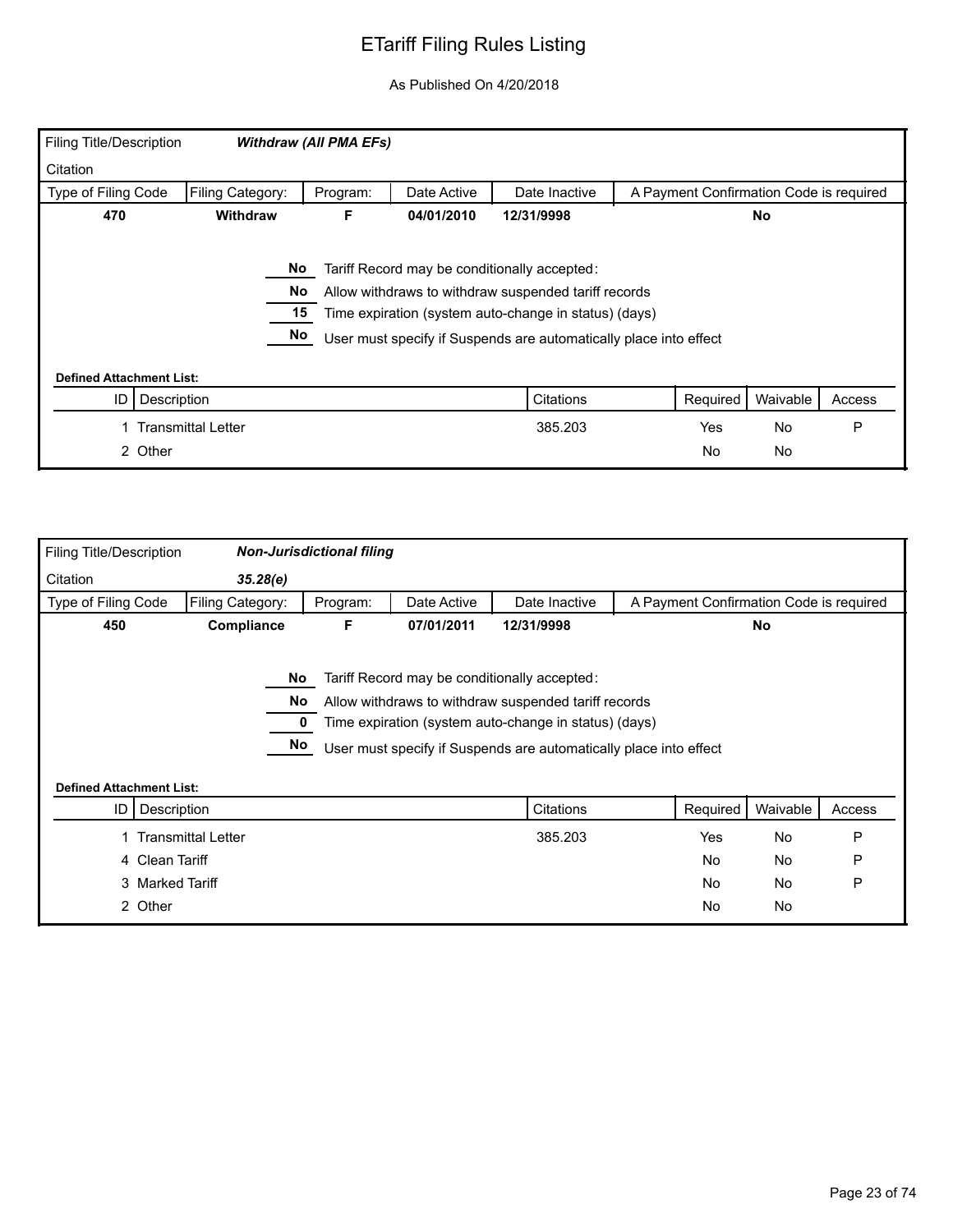# ETariff Filing Rules Listing

As Published On 4/20/2018

| Filing Title/Description | *Withdraw (All PMA EFs)* | | | | |
|---|---|---|---|---|---|
| Citation | | | | | |
| Type of Filing Code | Filing Category: | Program: | Date Active | Date Inactive | A Payment Confirmation Code is required |
| **470** | **Withdraw** | **F** | **04/01/2010** | **12/31/9998** | **No** |

- **No** — Tariff Record may be conditionally accepted:
- **No** — Allow withdraws to withdraw suspended tariff records
- **15** — Time expiration (system auto-change in status) (days)
- **No** — User must specify if Suspends are automatically place into effect

**Defined Attachment List:**

| ID | Description | Citations | Required | Waivable | Access |
|---|---|---|---|---|---|
| 1 | Transmittal Letter | 385.203 | Yes | No | P |
| 2 | Other | | No | No | |

| Filing Title/Description | *Non-Jurisdictional filing* | | | | |
|---|---|---|---|---|---|
| Citation | *35.28(e)* | | | | |
| Type of Filing Code | Filing Category: | Program: | Date Active | Date Inactive | A Payment Confirmation Code is required |
| **450** | **Compliance** | **F** | **07/01/2011** | **12/31/9998** | **No** |

- **No** — Tariff Record may be conditionally accepted:
- **No** — Allow withdraws to withdraw suspended tariff records
- **0** — Time expiration (system auto-change in status) (days)
- **No** — User must specify if Suspends are automatically place into effect

**Defined Attachment List:**

| ID | Description | Citations | Required | Waivable | Access |
|---|---|---|---|---|---|
| 1 | Transmittal Letter | 385.203 | Yes | No | P |
| 4 | Clean Tariff | | No | No | P |
| 3 | Marked Tariff | | No | No | P |
| 2 | Other | | No | No | |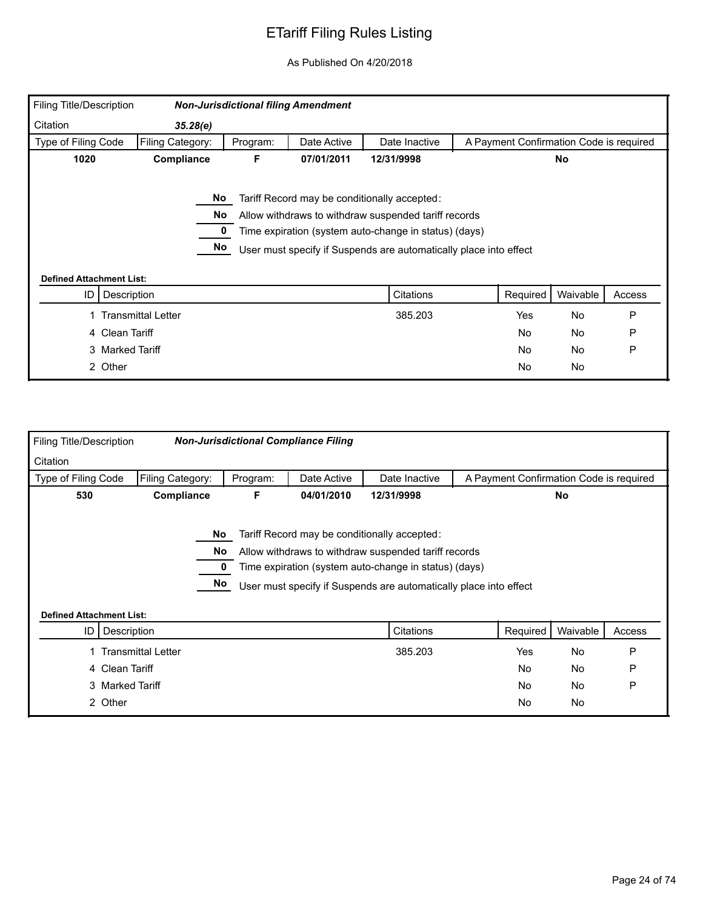# ETariff Filing Rules Listing

As Published On 4/20/2018

| Filing Title/Description | *Non-Jurisdictional filing Amendment* | | | | |
|---|---|---|---|---|---|
| Citation | *35.28(e)* | | | | |
| Type of Filing Code | Filing Category: | Program: | Date Active | Date Inactive | A Payment Confirmation Code is required |
| **1020** | **Compliance** | **F** | **07/01/2011** | **12/31/9998** | **No** |

**No** Tariff Record may be conditionally accepted:

**No** Allow withdraws to withdraw suspended tariff records

**0** Time expiration (system auto-change in status) (days)

**No** User must specify if Suspends are automatically place into effect

**Defined Attachment List:**

| ID | Description | Citations | Required | Waivable | Access |
|---|---|---|---|---|---|
| 1 | Transmittal Letter | 385.203 | Yes | No | P |
| 4 | Clean Tariff | | No | No | P |
| 3 | Marked Tariff | | No | No | P |
| 2 | Other | | No | No | |

| Filing Title/Description | *Non-Jurisdictional Compliance Filing* | | | | |
|---|---|---|---|---|---|
| Citation | | | | | |
| Type of Filing Code | Filing Category: | Program: | Date Active | Date Inactive | A Payment Confirmation Code is required |
| **530** | **Compliance** | **F** | **04/01/2010** | **12/31/9998** | **No** |

**No** Tariff Record may be conditionally accepted:

**No** Allow withdraws to withdraw suspended tariff records

**0** Time expiration (system auto-change in status) (days)

**No** User must specify if Suspends are automatically place into effect

**Defined Attachment List:**

| ID | Description | Citations | Required | Waivable | Access |
|---|---|---|---|---|---|
| 1 | Transmittal Letter | 385.203 | Yes | No | P |
| 4 | Clean Tariff | | No | No | P |
| 3 | Marked Tariff | | No | No | P |
| 2 | Other | | No | No | |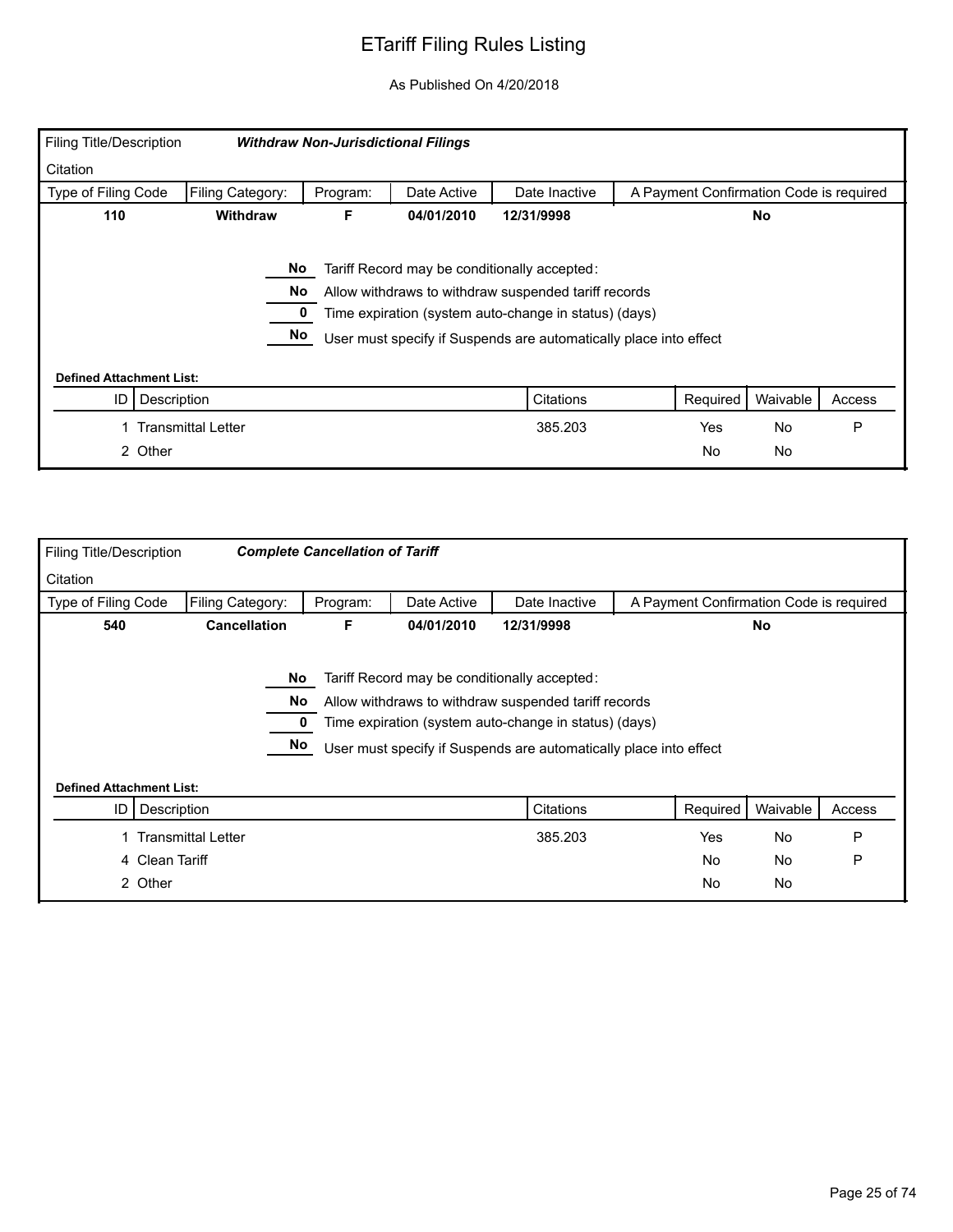# ETariff Filing Rules Listing

As Published On 4/20/2018

| Filing Title/Description | *Withdraw Non-Jurisdictional Filings* | | | | |
|---|---|---|---|---|---|
| Citation | | | | | |
| Type of Filing Code | Filing Category: | Program: | Date Active | Date Inactive | A Payment Confirmation Code is required |
| **110** | **Withdraw** | **F** | **04/01/2010** | **12/31/9998** | **No** |

**No** Tariff Record may be conditionally accepted:

**No** Allow withdraws to withdraw suspended tariff records

**0** Time expiration (system auto-change in status) (days)

**No** User must specify if Suspends are automatically place into effect

**Defined Attachment List:**

| ID | Description | Citations | Required | Waivable | Access |
|---|---|---|---|---|---|
| 1 | Transmittal Letter | 385.203 | Yes | No | P |
| 2 | Other | | No | No | |

| Filing Title/Description | *Complete Cancellation of Tariff* | | | | |
|---|---|---|---|---|---|
| Citation | | | | | |
| Type of Filing Code | Filing Category: | Program: | Date Active | Date Inactive | A Payment Confirmation Code is required |
| **540** | **Cancellation** | **F** | **04/01/2010** | **12/31/9998** | **No** |

**No** Tariff Record may be conditionally accepted:

**No** Allow withdraws to withdraw suspended tariff records

**0** Time expiration (system auto-change in status) (days)

**No** User must specify if Suspends are automatically place into effect

**Defined Attachment List:**

| ID | Description | Citations | Required | Waivable | Access |
|---|---|---|---|---|---|
| 1 | Transmittal Letter | 385.203 | Yes | No | P |
| 4 | Clean Tariff | | No | No | P |
| 2 | Other | | No | No | |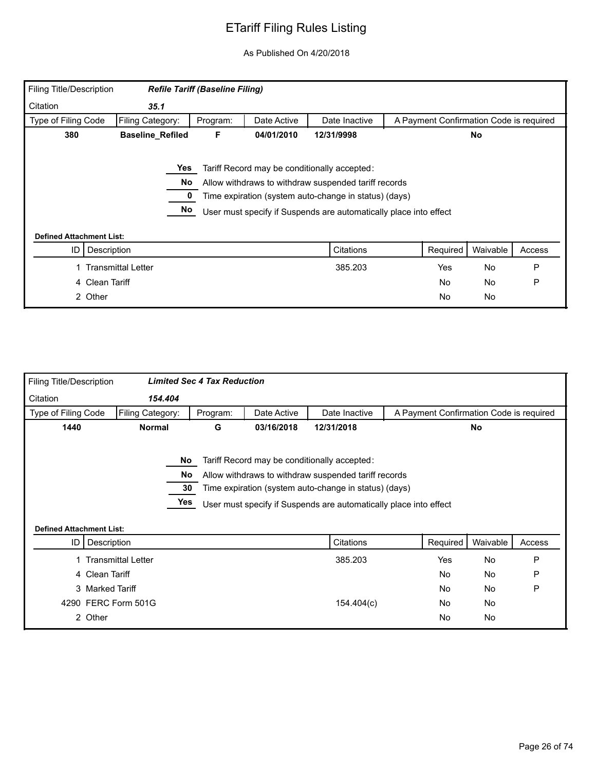# ETariff Filing Rules Listing

As Published On 4/20/2018

| Filing Title/Description | *Refile Tariff (Baseline Filing)* | | | | |
|---|---|---|---|---|---|
| Citation | *35.1* | | | | |
| Type of Filing Code | Filing Category: | Program: | Date Active | Date Inactive | A Payment Confirmation Code is required |
| **380** | **Baseline_Refiled** | **F** | **04/01/2010** | **12/31/9998** | **No** |

**Yes** Tariff Record may be conditionally accepted:

**No** Allow withdraws to withdraw suspended tariff records

**0** Time expiration (system auto-change in status) (days)

**No** User must specify if Suspends are automatically place into effect

**Defined Attachment List:**

| ID | Description | Citations | Required | Waivable | Access |
|---|---|---|---|---|---|
| 1 | Transmittal Letter | 385.203 | Yes | No | P |
| 4 | Clean Tariff | | No | No | P |
| 2 | Other | | No | No | |

| Filing Title/Description | *Limited Sec 4 Tax Reduction* | | | | |
|---|---|---|---|---|---|
| Citation | *154.404* | | | | |
| Type of Filing Code | Filing Category: | Program: | Date Active | Date Inactive | A Payment Confirmation Code is required |
| **1440** | **Normal** | **G** | **03/16/2018** | **12/31/2018** | **No** |

**No** Tariff Record may be conditionally accepted:

**No** Allow withdraws to withdraw suspended tariff records

**30** Time expiration (system auto-change in status) (days)

**Yes** User must specify if Suspends are automatically place into effect

**Defined Attachment List:**

| ID | Description | Citations | Required | Waivable | Access |
|---|---|---|---|---|---|
| 1 | Transmittal Letter | 385.203 | Yes | No | P |
| 4 | Clean Tariff | | No | No | P |
| 3 | Marked Tariff | | No | No | P |
| 4290 | FERC Form 501G | 154.404(c) | No | No | |
| 2 | Other | | No | No | |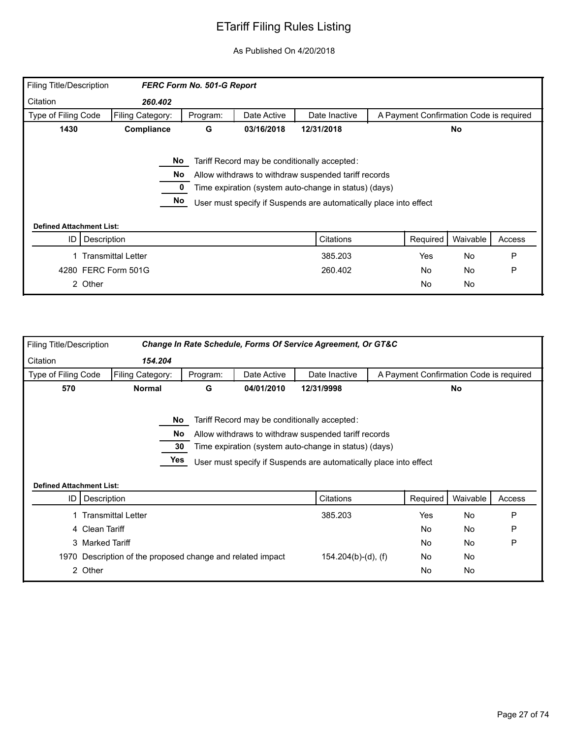# ETariff Filing Rules Listing

As Published On 4/20/2018

| Filing Title/Description | *FERC Form No. 501-G Report* | | | | |
|---|---|---|---|---|---|
| Citation | *260.402* | | | | |
| Type of Filing Code | Filing Category: | Program: | Date Active | Date Inactive | A Payment Confirmation Code is required |
| **1430** | **Compliance** | **G** | **03/16/2018** | **12/31/2018** | **No** |

**No** Tariff Record may be conditionally accepted:

**No** Allow withdraws to withdraw suspended tariff records

**0** Time expiration (system auto-change in status) (days)

**No** User must specify if Suspends are automatically place into effect

**Defined Attachment List:**

| ID | Description | Citations | Required | Waivable | Access |
|---|---|---|---|---|---|
| 1 | Transmittal Letter | 385.203 | Yes | No | P |
| 4280 | FERC Form 501G | 260.402 | No | No | P |
| 2 | Other | | No | No | |

| Filing Title/Description | *Change In Rate Schedule, Forms Of Service Agreement, Or GT&C* | | | | |
|---|---|---|---|---|---|
| Citation | *154.204* | | | | |
| Type of Filing Code | Filing Category: | Program: | Date Active | Date Inactive | A Payment Confirmation Code is required |
| **570** | **Normal** | **G** | **04/01/2010** | **12/31/9998** | **No** |

**No** Tariff Record may be conditionally accepted:

**No** Allow withdraws to withdraw suspended tariff records

**30** Time expiration (system auto-change in status) (days)

**Yes** User must specify if Suspends are automatically place into effect

**Defined Attachment List:**

| ID | Description | Citations | Required | Waivable | Access |
|---|---|---|---|---|---|
| 1 | Transmittal Letter | 385.203 | Yes | No | P |
| 4 | Clean Tariff | | No | No | P |
| 3 | Marked Tariff | | No | No | P |
| 1970 | Description of the proposed change and related impact | 154.204(b)-(d), (f) | No | No | |
| 2 | Other | | No | No | |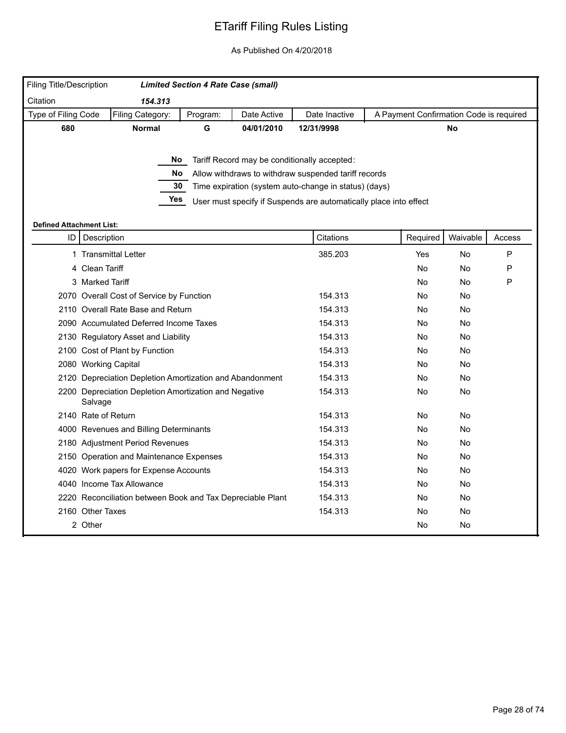# ETariff Filing Rules Listing

As Published On 4/20/2018

| Filing Title/Description | *Limited Section 4 Rate Case (small)* | | | | |
|---|---|---|---|---|---|
| Citation | *154.313* | | | | |
| Type of Filing Code | Filing Category: | Program: | Date Active | Date Inactive | A Payment Confirmation Code is required |
| **680** | **Normal** | **G** | **04/01/2010** | **12/31/9998** | **No** |

**No** Tariff Record may be conditionally accepted:

**No** Allow withdraws to withdraw suspended tariff records

**30** Time expiration (system auto-change in status) (days)

**Yes** User must specify if Suspends are automatically place into effect

**Defined Attachment List:**

| ID | Description | Citations | Required | Waivable | Access |
|---|---|---|---|---|---|
| 1 | Transmittal Letter | 385.203 | Yes | No | P |
| 4 | Clean Tariff | | No | No | P |
| 3 | Marked Tariff | | No | No | P |
| 2070 | Overall Cost of Service by Function | 154.313 | No | No | |
| 2110 | Overall Rate Base and Return | 154.313 | No | No | |
| 2090 | Accumulated Deferred Income Taxes | 154.313 | No | No | |
| 2130 | Regulatory Asset and Liability | 154.313 | No | No | |
| 2100 | Cost of Plant by Function | 154.313 | No | No | |
| 2080 | Working Capital | 154.313 | No | No | |
| 2120 | Depreciation Depletion Amortization and Abandonment | 154.313 | No | No | |
| 2200 | Depreciation Depletion Amortization and Negative Salvage | 154.313 | No | No | |
| 2140 | Rate of Return | 154.313 | No | No | |
| 4000 | Revenues and Billing Determinants | 154.313 | No | No | |
| 2180 | Adjustment Period Revenues | 154.313 | No | No | |
| 2150 | Operation and Maintenance Expenses | 154.313 | No | No | |
| 4020 | Work papers for Expense Accounts | 154.313 | No | No | |
| 4040 | Income Tax Allowance | 154.313 | No | No | |
| 2220 | Reconciliation between Book and Tax Depreciable Plant | 154.313 | No | No | |
| 2160 | Other Taxes | 154.313 | No | No | |
| 2 | Other | | No | No | |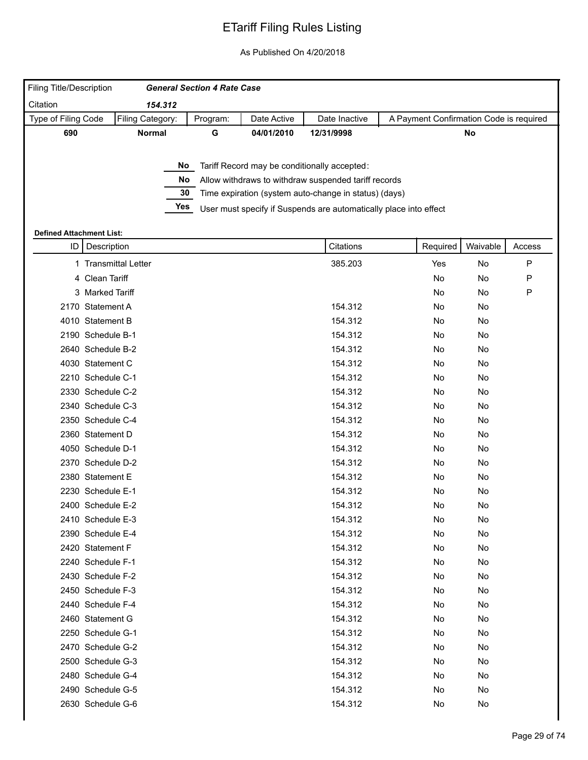# ETariff Filing Rules Listing

As Published On 4/20/2018

| Filing Title/Description | *General Section 4 Rate Case* | | | | |
|---|---|---|---|---|---|
| Citation | *154.312* | | | | |
| Type of Filing Code | Filing Category: | Program: | Date Active | Date Inactive | A Payment Confirmation Code is required |
| **690** | **Normal** | **G** | **04/01/2010** | **12/31/9998** | **No** |

**No** Tariff Record may be conditionally accepted:

**No** Allow withdraws to withdraw suspended tariff records

**30** Time expiration (system auto-change in status) (days)

**Yes** User must specify if Suspends are automatically place into effect

**Defined Attachment List:**

| ID | Description | Citations | Required | Waivable | Access |
|---|---|---|---|---|---|
| 1 | Transmittal Letter | 385.203 | Yes | No | P |
| 4 | Clean Tariff | | No | No | P |
| 3 | Marked Tariff | | No | No | P |
| 2170 | Statement A | 154.312 | No | No | |
| 4010 | Statement B | 154.312 | No | No | |
| 2190 | Schedule B-1 | 154.312 | No | No | |
| 2640 | Schedule B-2 | 154.312 | No | No | |
| 4030 | Statement C | 154.312 | No | No | |
| 2210 | Schedule C-1 | 154.312 | No | No | |
| 2330 | Schedule C-2 | 154.312 | No | No | |
| 2340 | Schedule C-3 | 154.312 | No | No | |
| 2350 | Schedule C-4 | 154.312 | No | No | |
| 2360 | Statement D | 154.312 | No | No | |
| 4050 | Schedule D-1 | 154.312 | No | No | |
| 2370 | Schedule D-2 | 154.312 | No | No | |
| 2380 | Statement E | 154.312 | No | No | |
| 2230 | Schedule E-1 | 154.312 | No | No | |
| 2400 | Schedule E-2 | 154.312 | No | No | |
| 2410 | Schedule E-3 | 154.312 | No | No | |
| 2390 | Schedule E-4 | 154.312 | No | No | |
| 2420 | Statement F | 154.312 | No | No | |
| 2240 | Schedule F-1 | 154.312 | No | No | |
| 2430 | Schedule F-2 | 154.312 | No | No | |
| 2450 | Schedule F-3 | 154.312 | No | No | |
| 2440 | Schedule F-4 | 154.312 | No | No | |
| 2460 | Statement G | 154.312 | No | No | |
| 2250 | Schedule G-1 | 154.312 | No | No | |
| 2470 | Schedule G-2 | 154.312 | No | No | |
| 2500 | Schedule G-3 | 154.312 | No | No | |
| 2480 | Schedule G-4 | 154.312 | No | No | |
| 2490 | Schedule G-5 | 154.312 | No | No | |
| 2630 | Schedule G-6 | 154.312 | No | No | |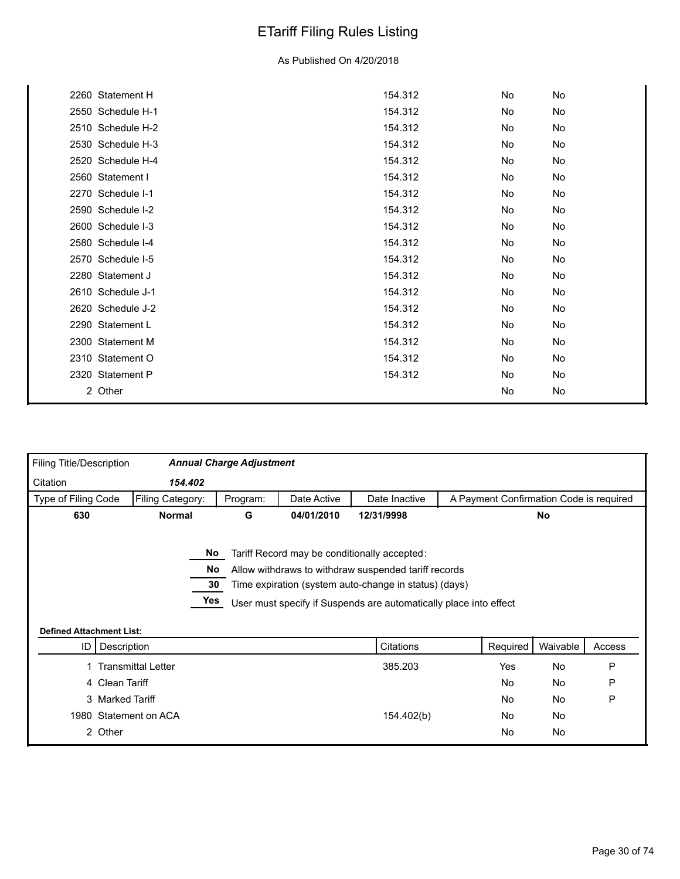# ETariff Filing Rules Listing

As Published On 4/20/2018

| ID | Description | Citations | Required | Waivable | Access |
|---|---|---|---|---|---|
| 2260 | Statement H | 154.312 | No | No | |
| 2550 | Schedule H-1 | 154.312 | No | No | |
| 2510 | Schedule H-2 | 154.312 | No | No | |
| 2530 | Schedule H-3 | 154.312 | No | No | |
| 2520 | Schedule H-4 | 154.312 | No | No | |
| 2560 | Statement I | 154.312 | No | No | |
| 2270 | Schedule I-1 | 154.312 | No | No | |
| 2590 | Schedule I-2 | 154.312 | No | No | |
| 2600 | Schedule I-3 | 154.312 | No | No | |
| 2580 | Schedule I-4 | 154.312 | No | No | |
| 2570 | Schedule I-5 | 154.312 | No | No | |
| 2280 | Statement J | 154.312 | No | No | |
| 2610 | Schedule J-1 | 154.312 | No | No | |
| 2620 | Schedule J-2 | 154.312 | No | No | |
| 2290 | Statement L | 154.312 | No | No | |
| 2300 | Statement M | 154.312 | No | No | |
| 2310 | Statement O | 154.312 | No | No | |
| 2320 | Statement P | 154.312 | No | No | |
| 2 | Other | | No | No | |

| Filing Title/Description | *Annual Charge Adjustment* | | | | |
|---|---|---|---|---|---|
| Citation | *154.402* | | | | |
| Type of Filing Code | Filing Category: | Program: | Date Active | Date Inactive | A Payment Confirmation Code is required |
| **630** | **Normal** | **G** | **04/01/2010** | **12/31/9998** | **No** |

**No** Tariff Record may be conditionally accepted:

**No** Allow withdraws to withdraw suspended tariff records

**30** Time expiration (system auto-change in status) (days)

**Yes** User must specify if Suspends are automatically place into effect

**Defined Attachment List:**

| ID | Description | Citations | Required | Waivable | Access |
|---|---|---|---|---|---|
| 1 | Transmittal Letter | 385.203 | Yes | No | P |
| 4 | Clean Tariff | | No | No | P |
| 3 | Marked Tariff | | No | No | P |
| 1980 | Statement on ACA | 154.402(b) | No | No | |
| 2 | Other | | No | No | |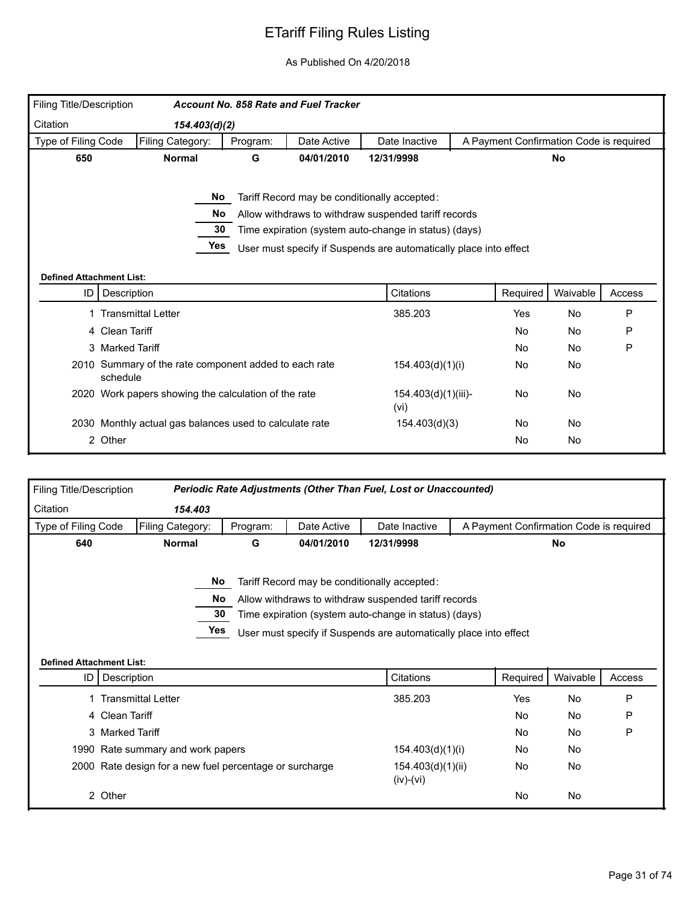# ETariff Filing Rules Listing

As Published On 4/20/2018

| Filing Title/Description | *Account No. 858 Rate and Fuel Tracker* | | | | |
|---|---|---|---|---|---|
| Citation | *154.403(d)(2)* | | | | |
| Type of Filing Code | Filing Category: | Program: | Date Active | Date Inactive | A Payment Confirmation Code is required |
| **650** | **Normal** | **G** | **04/01/2010** | **12/31/9998** | **No** |

- **No** — Tariff Record may be conditionally accepted:
- **No** — Allow withdraws to withdraw suspended tariff records
- **30** — Time expiration (system auto-change in status) (days)
- **Yes** — User must specify if Suspends are automatically place into effect

**Defined Attachment List:**

| ID | Description | Citations | Required | Waivable | Access |
|---|---|---|---|---|---|
| 1 | Transmittal Letter | 385.203 | Yes | No | P |
| 4 | Clean Tariff | | No | No | P |
| 3 | Marked Tariff | | No | No | P |
| 2010 | Summary of the rate component added to each rate schedule | 154.403(d)(1)(i) | No | No | |
| 2020 | Work papers showing the calculation of the rate | 154.403(d)(1)(iii)-(vi) | No | No | |
| 2030 | Monthly actual gas balances used to calculate rate | 154.403(d)(3) | No | No | |
| 2 | Other | | No | No | |

| Filing Title/Description | *Periodic Rate Adjustments (Other Than Fuel, Lost or Unaccounted)* | | | | |
|---|---|---|---|---|---|
| Citation | *154.403* | | | | |
| Type of Filing Code | Filing Category: | Program: | Date Active | Date Inactive | A Payment Confirmation Code is required |
| **640** | **Normal** | **G** | **04/01/2010** | **12/31/9998** | **No** |

- **No** — Tariff Record may be conditionally accepted:
- **No** — Allow withdraws to withdraw suspended tariff records
- **30** — Time expiration (system auto-change in status) (days)
- **Yes** — User must specify if Suspends are automatically place into effect

**Defined Attachment List:**

| ID | Description | Citations | Required | Waivable | Access |
|---|---|---|---|---|---|
| 1 | Transmittal Letter | 385.203 | Yes | No | P |
| 4 | Clean Tariff | | No | No | P |
| 3 | Marked Tariff | | No | No | P |
| 1990 | Rate summary and work papers | 154.403(d)(1)(i) | No | No | |
| 2000 | Rate design for a new fuel percentage or surcharge | 154.403(d)(1)(ii)(iv)-(vi) | No | No | |
| 2 | Other | | No | No | |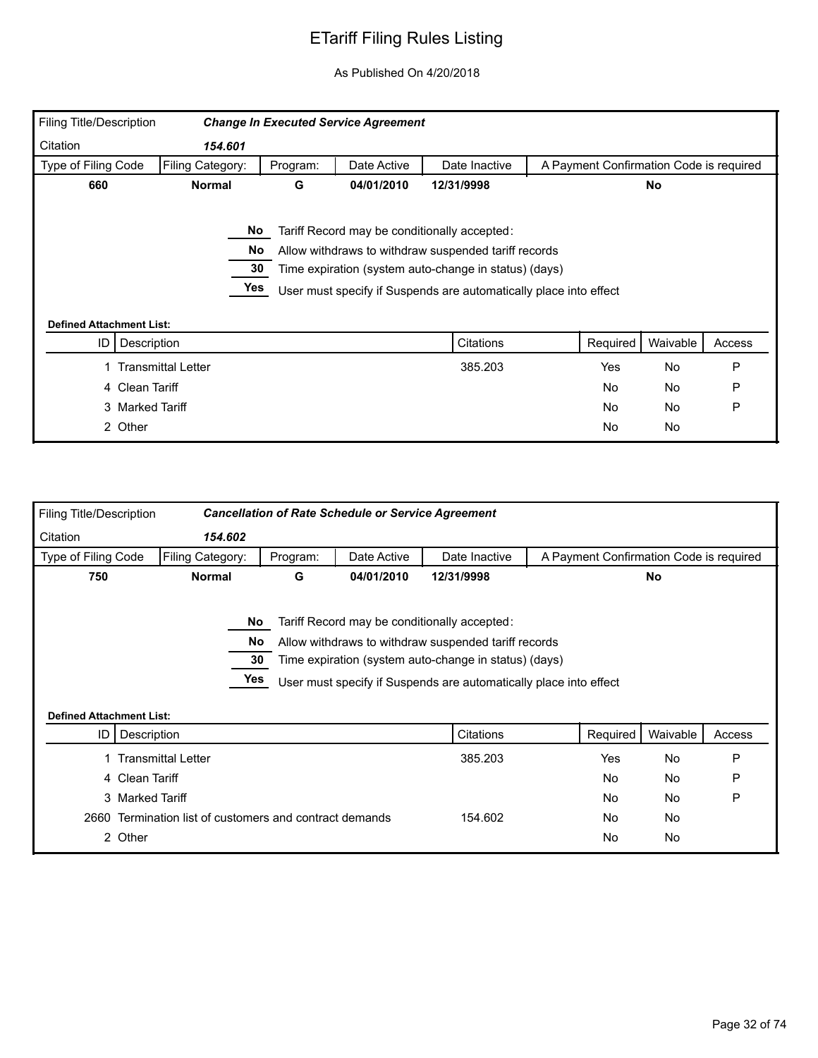# ETariff Filing Rules Listing

As Published On 4/20/2018

| Filing Title/Description | ***Change In Executed Service Agreement*** | | | | |
|---|---|---|---|---|---|
| Citation | ***154.601*** | | | | |
| Type of Filing Code | Filing Category: | Program: | Date Active | Date Inactive | A Payment Confirmation Code is required |
| **660** | **Normal** | **G** | **04/01/2010** | **12/31/9998** | **No** |

| | |
|---|---|
| **No** | Tariff Record may be conditionally accepted: |
| **No** | Allow withdraws to withdraw suspended tariff records |
| **30** | Time expiration (system auto-change in status) (days) |
| **Yes** | User must specify if Suspends are automatically place into effect |

**Defined Attachment List:**

| ID | Description | Citations | Required | Waivable | Access |
|---|---|---|---|---|---|
| 1 | Transmittal Letter | 385.203 | Yes | No | P |
| 4 | Clean Tariff | | No | No | P |
| 3 | Marked Tariff | | No | No | P |
| 2 | Other | | No | No | |

| Filing Title/Description | ***Cancellation of Rate Schedule or Service Agreement*** | | | | |
|---|---|---|---|---|---|
| Citation | ***154.602*** | | | | |
| Type of Filing Code | Filing Category: | Program: | Date Active | Date Inactive | A Payment Confirmation Code is required |
| **750** | **Normal** | **G** | **04/01/2010** | **12/31/9998** | **No** |

| | |
|---|---|
| **No** | Tariff Record may be conditionally accepted: |
| **No** | Allow withdraws to withdraw suspended tariff records |
| **30** | Time expiration (system auto-change in status) (days) |
| **Yes** | User must specify if Suspends are automatically place into effect |

**Defined Attachment List:**

| ID | Description | Citations | Required | Waivable | Access |
|---|---|---|---|---|---|
| 1 | Transmittal Letter | 385.203 | Yes | No | P |
| 4 | Clean Tariff | | No | No | P |
| 3 | Marked Tariff | | No | No | P |
| 2660 | Termination list of customers and contract demands | 154.602 | No | No | |
| 2 | Other | | No | No | |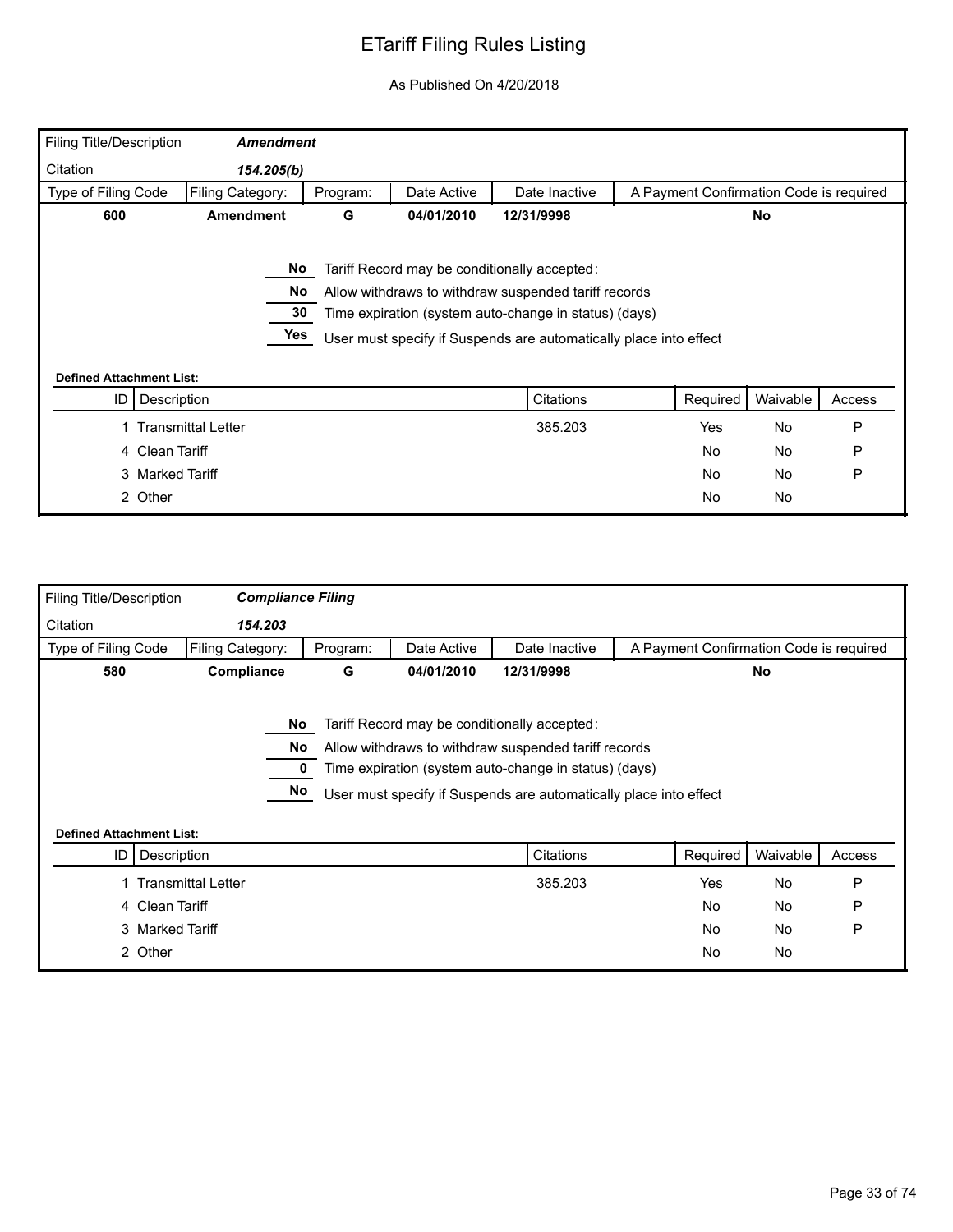# ETariff Filing Rules Listing

As Published On 4/20/2018

| Filing Title/Description | *Amendment* | | | | |
|---|---|---|---|---|---|
| Citation | *154.205(b)* | | | | |
| **Type of Filing Code** | **Filing Category:** | **Program:** | **Date Active** | **Date Inactive** | **A Payment Confirmation Code is required** |
| **600** | **Amendment** | **G** | **04/01/2010** | **12/31/9998** | **No** |

**No** Tariff Record may be conditionally accepted:

**No** Allow withdraws to withdraw suspended tariff records

**30** Time expiration (system auto-change in status) (days)

**Yes** User must specify if Suspends are automatically place into effect

**Defined Attachment List:**

| ID | Description | Citations | Required | Waivable | Access |
|---|---|---|---|---|---|
| 1 | Transmittal Letter | 385.203 | Yes | No | P |
| 4 | Clean Tariff | | No | No | P |
| 3 | Marked Tariff | | No | No | P |
| 2 | Other | | No | No | |

| Filing Title/Description | *Compliance Filing* | | | | |
|---|---|---|---|---|---|
| Citation | *154.203* | | | | |
| **Type of Filing Code** | **Filing Category:** | **Program:** | **Date Active** | **Date Inactive** | **A Payment Confirmation Code is required** |
| **580** | **Compliance** | **G** | **04/01/2010** | **12/31/9998** | **No** |

**No** Tariff Record may be conditionally accepted:

**No** Allow withdraws to withdraw suspended tariff records

**0** Time expiration (system auto-change in status) (days)

**No** User must specify if Suspends are automatically place into effect

**Defined Attachment List:**

| ID | Description | Citations | Required | Waivable | Access |
|---|---|---|---|---|---|
| 1 | Transmittal Letter | 385.203 | Yes | No | P |
| 4 | Clean Tariff | | No | No | P |
| 3 | Marked Tariff | | No | No | P |
| 2 | Other | | No | No | |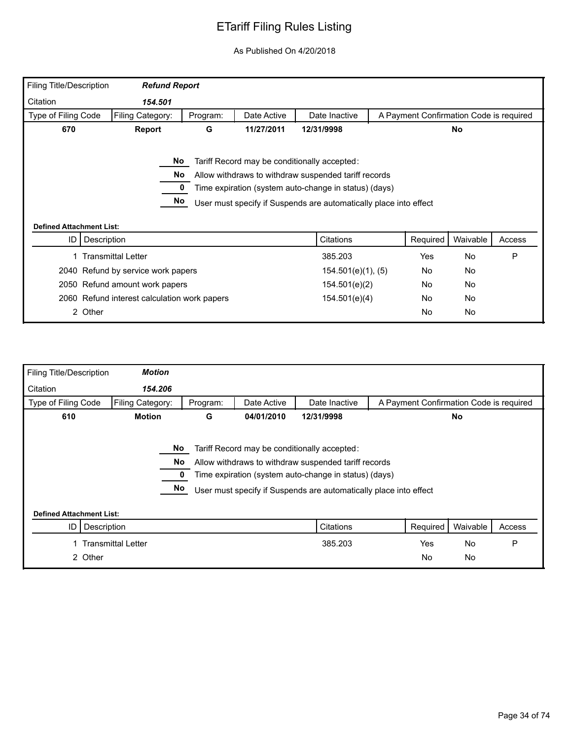# ETariff Filing Rules Listing

As Published On 4/20/2018

| Filing Title/Description | *Refund Report* | | | | |
|---|---|---|---|---|---|
| Citation | *154.501* | | | | |
| Type of Filing Code | Filing Category: | Program: | Date Active | Date Inactive | A Payment Confirmation Code is required |
| **670** | **Report** | **G** | **11/27/2011** | **12/31/9998** | **No** |

- **No** — Tariff Record may be conditionally accepted:
- **No** — Allow withdraws to withdraw suspended tariff records
- **0** — Time expiration (system auto-change in status) (days)
- **No** — User must specify if Suspends are automatically place into effect

**Defined Attachment List:**

| ID | Description | Citations | Required | Waivable | Access |
|---|---|---|---|---|---|
| 1 | Transmittal Letter | 385.203 | Yes | No | P |
| 2040 | Refund by service work papers | 154.501(e)(1), (5) | No | No | |
| 2050 | Refund amount work papers | 154.501(e)(2) | No | No | |
| 2060 | Refund interest calculation work papers | 154.501(e)(4) | No | No | |
| 2 | Other | | No | No | |

| Filing Title/Description | *Motion* | | | | |
|---|---|---|---|---|---|
| Citation | *154.206* | | | | |
| Type of Filing Code | Filing Category: | Program: | Date Active | Date Inactive | A Payment Confirmation Code is required |
| **610** | **Motion** | **G** | **04/01/2010** | **12/31/9998** | **No** |

- **No** — Tariff Record may be conditionally accepted:
- **No** — Allow withdraws to withdraw suspended tariff records
- **0** — Time expiration (system auto-change in status) (days)
- **No** — User must specify if Suspends are automatically place into effect

**Defined Attachment List:**

| ID | Description | Citations | Required | Waivable | Access |
|---|---|---|---|---|---|
| 1 | Transmittal Letter | 385.203 | Yes | No | P |
| 2 | Other | | No | No | |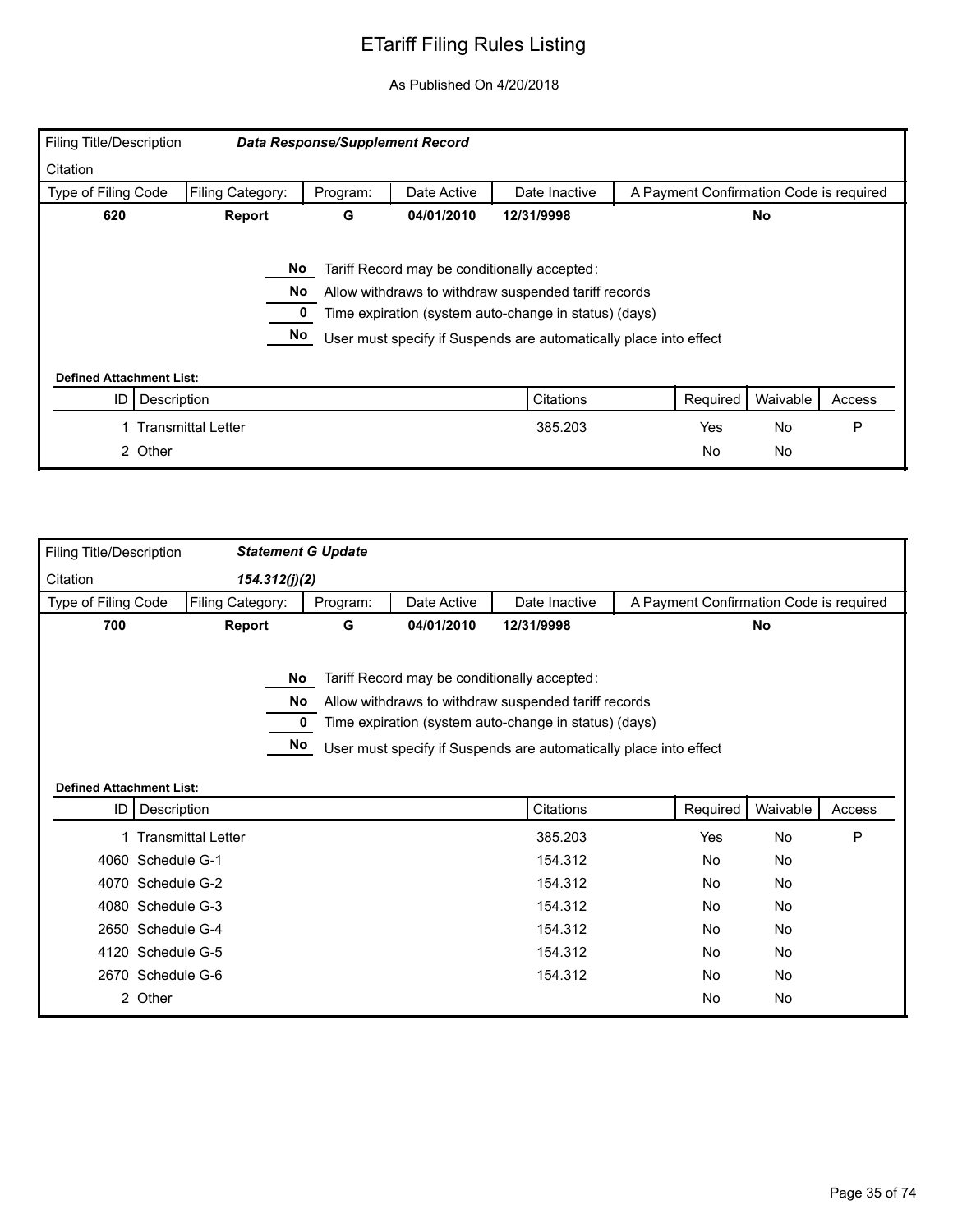# ETariff Filing Rules Listing

As Published On 4/20/2018

| Filing Title/Description | ***Data Response/Supplement Record*** | | | | |
|---|---|---|---|---|---|
| Citation | | | | | |
| Type of Filing Code | Filing Category: | Program: | Date Active | Date Inactive | A Payment Confirmation Code is required |
| **620** | **Report** | **G** | **04/01/2010** | **12/31/9998** | **No** |

**No** Tariff Record may be conditionally accepted:

**No** Allow withdraws to withdraw suspended tariff records

**0** Time expiration (system auto-change in status) (days)

**No** User must specify if Suspends are automatically place into effect

**Defined Attachment List:**

| ID | Description | Citations | Required | Waivable | Access |
|---|---|---|---|---|---|
| 1 | Transmittal Letter | 385.203 | Yes | No | P |
| 2 | Other | | No | No | |

| Filing Title/Description | ***Statement G Update*** | | | | |
|---|---|---|---|---|---|
| Citation | ***154.312(j)(2)*** | | | | |
| Type of Filing Code | Filing Category: | Program: | Date Active | Date Inactive | A Payment Confirmation Code is required |
| **700** | **Report** | **G** | **04/01/2010** | **12/31/9998** | **No** |

**No** Tariff Record may be conditionally accepted:

**No** Allow withdraws to withdraw suspended tariff records

**0** Time expiration (system auto-change in status) (days)

**No** User must specify if Suspends are automatically place into effect

**Defined Attachment List:**

| ID | Description | Citations | Required | Waivable | Access |
|---|---|---|---|---|---|
| 1 | Transmittal Letter | 385.203 | Yes | No | P |
| 4060 | Schedule G-1 | 154.312 | No | No | |
| 4070 | Schedule G-2 | 154.312 | No | No | |
| 4080 | Schedule G-3 | 154.312 | No | No | |
| 2650 | Schedule G-4 | 154.312 | No | No | |
| 4120 | Schedule G-5 | 154.312 | No | No | |
| 2670 | Schedule G-6 | 154.312 | No | No | |
| 2 | Other | | No | No | |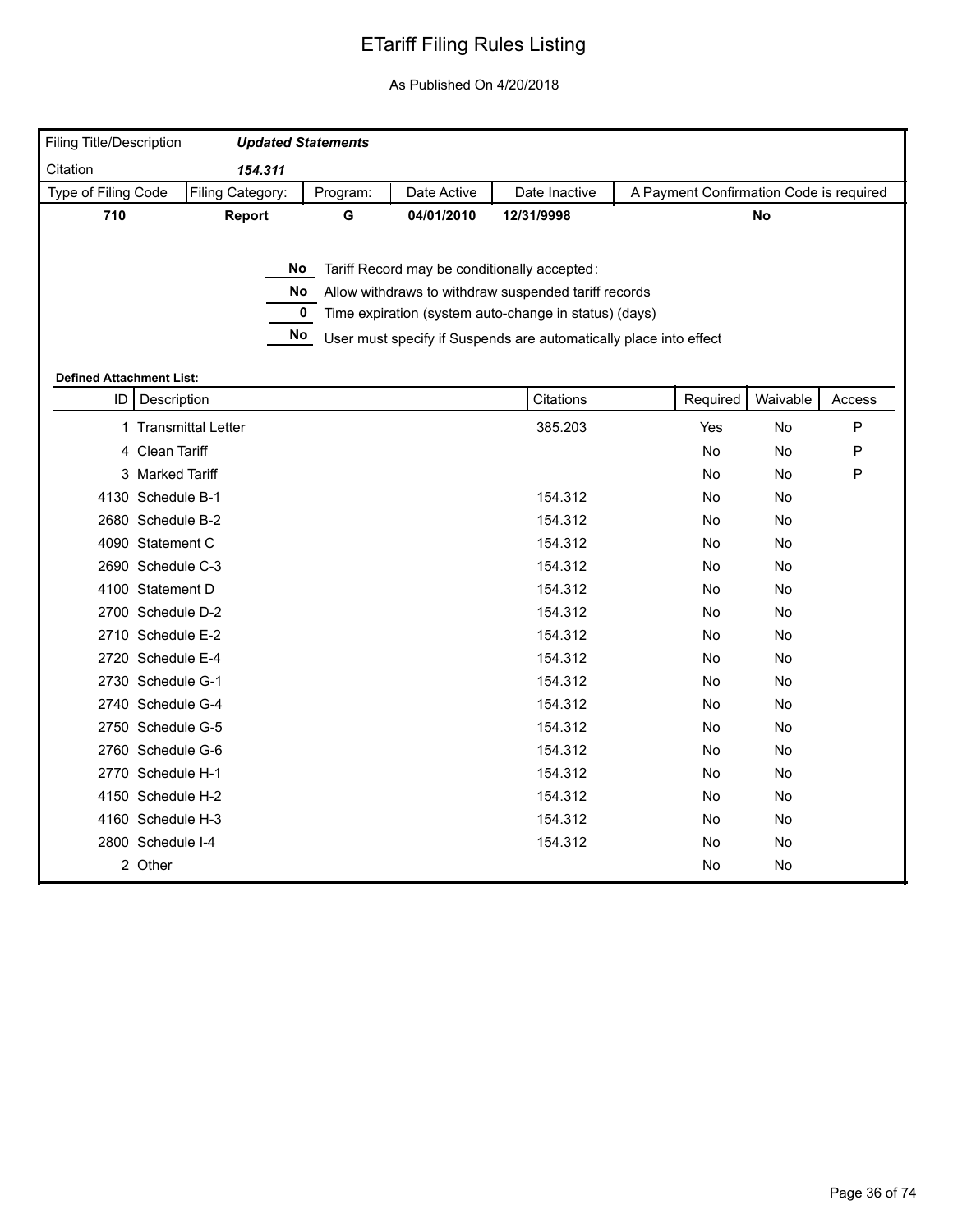# ETariff Filing Rules Listing

As Published On 4/20/2018

| Filing Title/Description | ***Updated Statements*** | | | | |
|---|---|---|---|---|---|
| Citation | ***154.311*** | | | | |
| Type of Filing Code | Filing Category: | Program: | Date Active | Date Inactive | A Payment Confirmation Code is required |
| **710** | **Report** | **G** | **04/01/2010** | **12/31/9998** | **No** |

**No** Tariff Record may be conditionally accepted:

**No** Allow withdraws to withdraw suspended tariff records

**0** Time expiration (system auto-change in status) (days)

**No** User must specify if Suspends are automatically place into effect

**Defined Attachment List:**

| ID | Description | Citations | Required | Waivable | Access |
|---|---|---|---|---|---|
| 1 | Transmittal Letter | 385.203 | Yes | No | P |
| 4 | Clean Tariff | | No | No | P |
| 3 | Marked Tariff | | No | No | P |
| 4130 | Schedule B-1 | 154.312 | No | No | |
| 2680 | Schedule B-2 | 154.312 | No | No | |
| 4090 | Statement C | 154.312 | No | No | |
| 2690 | Schedule C-3 | 154.312 | No | No | |
| 4100 | Statement D | 154.312 | No | No | |
| 2700 | Schedule D-2 | 154.312 | No | No | |
| 2710 | Schedule E-2 | 154.312 | No | No | |
| 2720 | Schedule E-4 | 154.312 | No | No | |
| 2730 | Schedule G-1 | 154.312 | No | No | |
| 2740 | Schedule G-4 | 154.312 | No | No | |
| 2750 | Schedule G-5 | 154.312 | No | No | |
| 2760 | Schedule G-6 | 154.312 | No | No | |
| 2770 | Schedule H-1 | 154.312 | No | No | |
| 4150 | Schedule H-2 | 154.312 | No | No | |
| 4160 | Schedule H-3 | 154.312 | No | No | |
| 2800 | Schedule I-4 | 154.312 | No | No | |
| 2 | Other | | No | No | |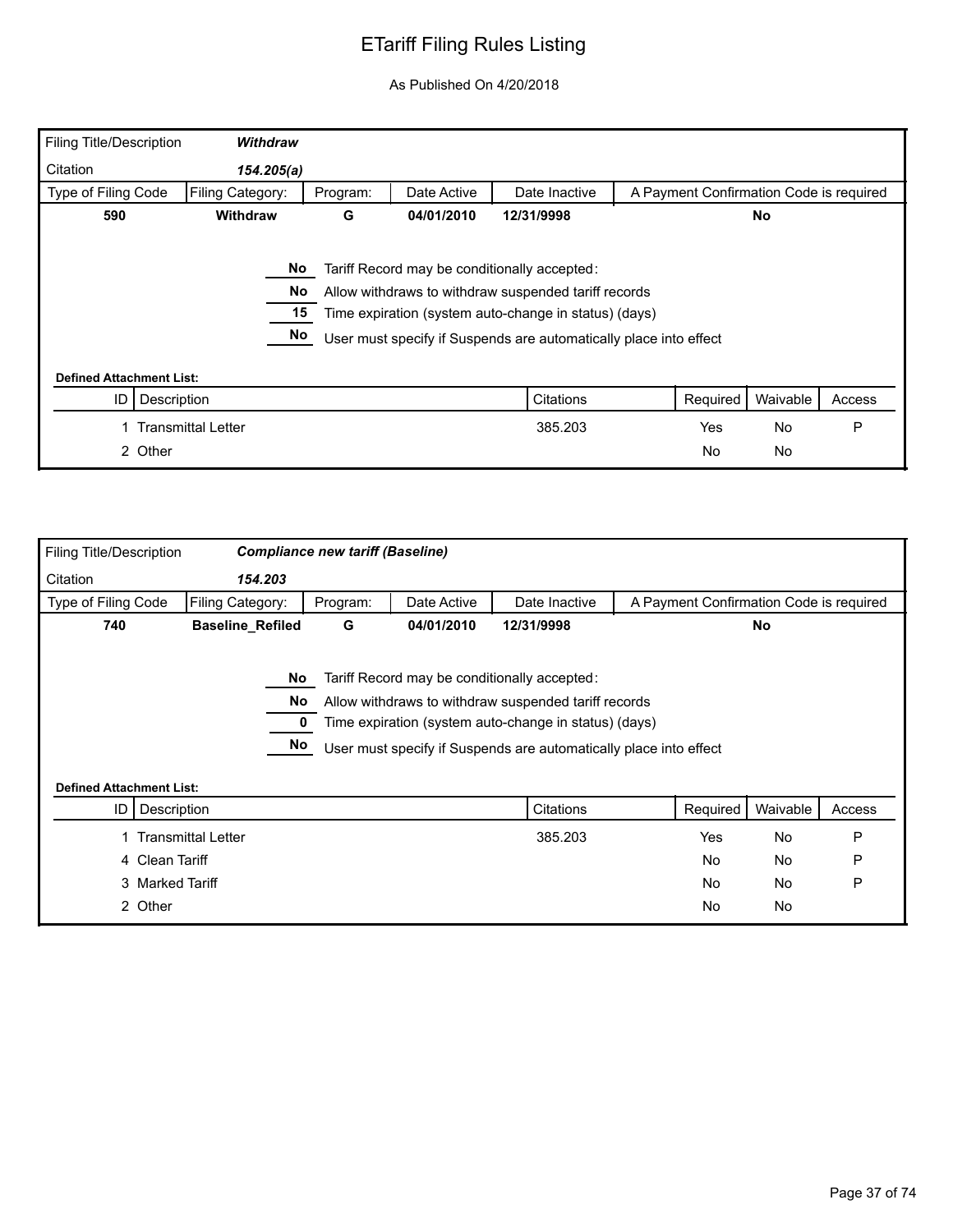# ETariff Filing Rules Listing

As Published On 4/20/2018

| Filing Title/Description | *Withdraw* | | | | |
|---|---|---|---|---|---|
| Citation | *154.205(a)* | | | | |
| Type of Filing Code | Filing Category: | Program: | Date Active | Date Inactive | A Payment Confirmation Code is required |
| **590** | **Withdraw** | **G** | **04/01/2010** | **12/31/9998** | **No** |

**No** Tariff Record may be conditionally accepted:

**No** Allow withdraws to withdraw suspended tariff records

**15** Time expiration (system auto-change in status) (days)

**No** User must specify if Suspends are automatically place into effect

**Defined Attachment List:**

| ID | Description | Citations | Required | Waivable | Access |
|---|---|---|---|---|---|
| 1 | Transmittal Letter | 385.203 | Yes | No | P |
| 2 | Other | | No | No | |

| Filing Title/Description | *Compliance new tariff (Baseline)* | | | | |
|---|---|---|---|---|---|
| Citation | *154.203* | | | | |
| Type of Filing Code | Filing Category: | Program: | Date Active | Date Inactive | A Payment Confirmation Code is required |
| **740** | **Baseline_Refiled** | **G** | **04/01/2010** | **12/31/9998** | **No** |

**No** Tariff Record may be conditionally accepted:

**No** Allow withdraws to withdraw suspended tariff records

**0** Time expiration (system auto-change in status) (days)

**No** User must specify if Suspends are automatically place into effect

**Defined Attachment List:**

| ID | Description | Citations | Required | Waivable | Access |
|---|---|---|---|---|---|
| 1 | Transmittal Letter | 385.203 | Yes | No | P |
| 4 | Clean Tariff | | No | No | P |
| 3 | Marked Tariff | | No | No | P |
| 2 | Other | | No | No | |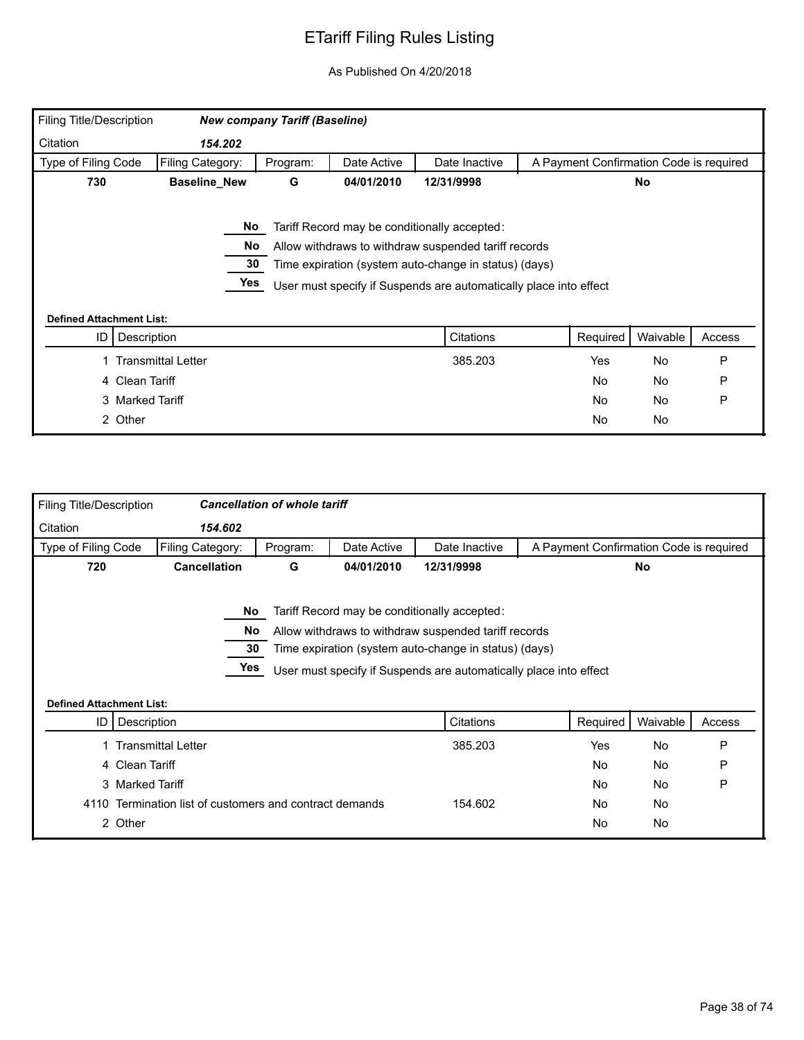# ETariff Filing Rules Listing

As Published On 4/20/2018

| Filing Title/Description | ***New company Tariff (Baseline)*** | | | | |
|---|---|---|---|---|---|
| Citation | ***154.202*** | | | | |
| Type of Filing Code | Filing Category: | Program: | Date Active | Date Inactive | A Payment Confirmation Code is required |
| **730** | **Baseline_New** | **G** | **04/01/2010** | **12/31/9998** | **No** |

**No** Tariff Record may be conditionally accepted:

**No** Allow withdraws to withdraw suspended tariff records

**30** Time expiration (system auto-change in status) (days)

**Yes** User must specify if Suspends are automatically place into effect

**Defined Attachment List:**

| ID | Description | Citations | Required | Waivable | Access |
|---|---|---|---|---|---|
| 1 | Transmittal Letter | 385.203 | Yes | No | P |
| 4 | Clean Tariff | | No | No | P |
| 3 | Marked Tariff | | No | No | P |
| 2 | Other | | No | No | |

| Filing Title/Description | ***Cancellation of whole tariff*** | | | | |
|---|---|---|---|---|---|
| Citation | ***154.602*** | | | | |
| Type of Filing Code | Filing Category: | Program: | Date Active | Date Inactive | A Payment Confirmation Code is required |
| **720** | **Cancellation** | **G** | **04/01/2010** | **12/31/9998** | **No** |

**No** Tariff Record may be conditionally accepted:

**No** Allow withdraws to withdraw suspended tariff records

**30** Time expiration (system auto-change in status) (days)

**Yes** User must specify if Suspends are automatically place into effect

**Defined Attachment List:**

| ID | Description | Citations | Required | Waivable | Access |
|---|---|---|---|---|---|
| 1 | Transmittal Letter | 385.203 | Yes | No | P |
| 4 | Clean Tariff | | No | No | P |
| 3 | Marked Tariff | | No | No | P |
| 4110 | Termination list of customers and contract demands | 154.602 | No | No | |
| 2 | Other | | No | No | |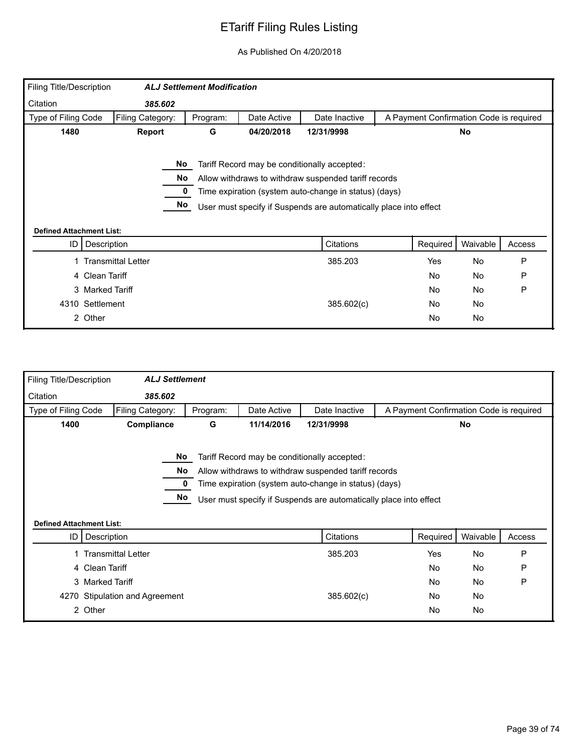# ETariff Filing Rules Listing

As Published On 4/20/2018

| Filing Title/Description | *ALJ Settlement Modification* | | | | |
|---|---|---|---|---|---|
| Citation | *385.602* | | | | |
| Type of Filing Code | Filing Category: | Program: | Date Active | Date Inactive | A Payment Confirmation Code is required |
| **1480** | **Report** | **G** | **04/20/2018** | **12/31/9998** | **No** |

**No** Tariff Record may be conditionally accepted:

**No** Allow withdraws to withdraw suspended tariff records

**0** Time expiration (system auto-change in status) (days)

**No** User must specify if Suspends are automatically place into effect

**Defined Attachment List:**

| ID | Description | Citations | Required | Waivable | Access |
|---|---|---|---|---|---|
| 1 | Transmittal Letter | 385.203 | Yes | No | P |
| 4 | Clean Tariff | | No | No | P |
| 3 | Marked Tariff | | No | No | P |
| 4310 | Settlement | 385.602(c) | No | No | |
| 2 | Other | | No | No | |

| Filing Title/Description | *ALJ Settlement* | | | | |
|---|---|---|---|---|---|
| Citation | *385.602* | | | | |
| Type of Filing Code | Filing Category: | Program: | Date Active | Date Inactive | A Payment Confirmation Code is required |
| **1400** | **Compliance** | **G** | **11/14/2016** | **12/31/9998** | **No** |

**No** Tariff Record may be conditionally accepted:

**No** Allow withdraws to withdraw suspended tariff records

**0** Time expiration (system auto-change in status) (days)

**No** User must specify if Suspends are automatically place into effect

**Defined Attachment List:**

| ID | Description | Citations | Required | Waivable | Access |
|---|---|---|---|---|---|
| 1 | Transmittal Letter | 385.203 | Yes | No | P |
| 4 | Clean Tariff | | No | No | P |
| 3 | Marked Tariff | | No | No | P |
| 4270 | Stipulation and Agreement | 385.602(c) | No | No | |
| 2 | Other | | No | No | |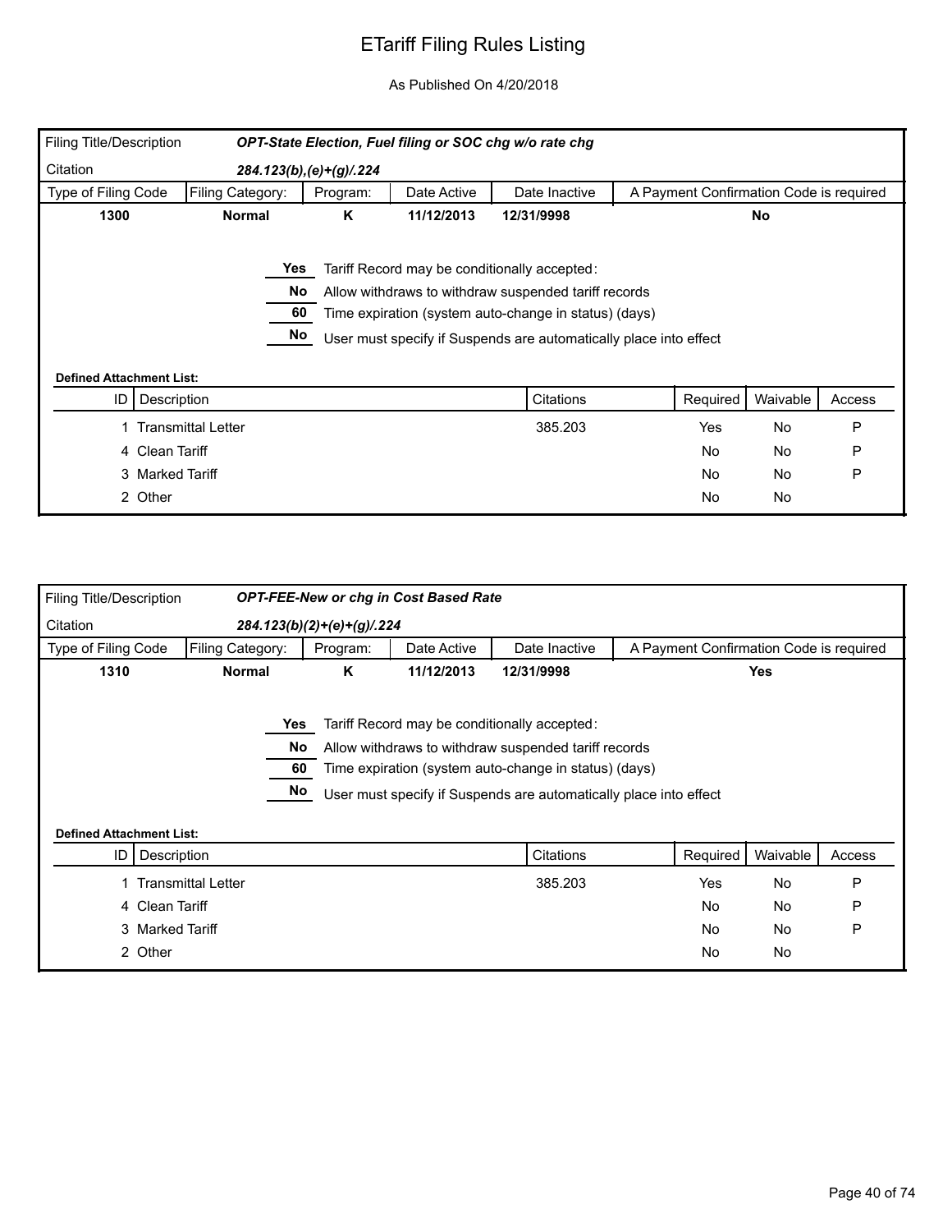# ETariff Filing Rules Listing

As Published On 4/20/2018

| Filing Title/Description | *OPT-State Election, Fuel filing or SOC chg w/o rate chg* | | | | |
|---|---|---|---|---|---|
| Citation | *284.123(b),(e)+(g)/.224* | | | | |
| Type of Filing Code | Filing Category: | Program: | Date Active | Date Inactive | A Payment Confirmation Code is required |
| **1300** | **Normal** | **K** | **11/12/2013** | **12/31/9998** | **No** |

- **Yes** — Tariff Record may be conditionally accepted:
- **No** — Allow withdraws to withdraw suspended tariff records
- **60** — Time expiration (system auto-change in status) (days)
- **No** — User must specify if Suspends are automatically place into effect

**Defined Attachment List:**

| ID | Description | Citations | Required | Waivable | Access |
|---|---|---|---|---|---|
| 1 | Transmittal Letter | 385.203 | Yes | No | P |
| 4 | Clean Tariff | | No | No | P |
| 3 | Marked Tariff | | No | No | P |
| 2 | Other | | No | No | |

| Filing Title/Description | *OPT-FEE-New or chg in Cost Based Rate* | | | | |
|---|---|---|---|---|---|
| Citation | *284.123(b)(2)+(e)+(g)/.224* | | | | |
| Type of Filing Code | Filing Category: | Program: | Date Active | Date Inactive | A Payment Confirmation Code is required |
| **1310** | **Normal** | **K** | **11/12/2013** | **12/31/9998** | **Yes** |

- **Yes** — Tariff Record may be conditionally accepted:
- **No** — Allow withdraws to withdraw suspended tariff records
- **60** — Time expiration (system auto-change in status) (days)
- **No** — User must specify if Suspends are automatically place into effect

**Defined Attachment List:**

| ID | Description | Citations | Required | Waivable | Access |
|---|---|---|---|---|---|
| 1 | Transmittal Letter | 385.203 | Yes | No | P |
| 4 | Clean Tariff | | No | No | P |
| 3 | Marked Tariff | | No | No | P |
| 2 | Other | | No | No | |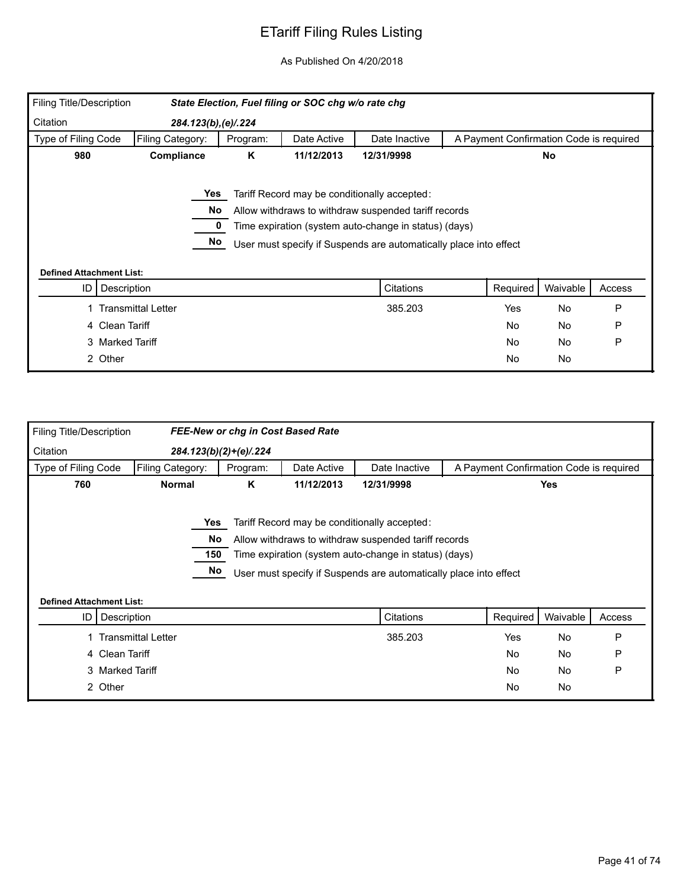# ETariff Filing Rules Listing

As Published On 4/20/2018

| Filing Title/Description | ***State Election, Fuel filing or SOC chg w/o rate chg*** | | | | |
|---|---|---|---|---|---|
| Citation | ***284.123(b),(e)/.224*** | | | | |
| Type of Filing Code | Filing Category: | Program: | Date Active | Date Inactive | A Payment Confirmation Code is required |
| **980** | **Compliance** | **K** | **11/12/2013** | **12/31/9998** | **No** |

**Yes** Tariff Record may be conditionally accepted:

**No** Allow withdraws to withdraw suspended tariff records

**0** Time expiration (system auto-change in status) (days)

**No** User must specify if Suspends are automatically place into effect

**Defined Attachment List:**

| ID | Description | Citations | Required | Waivable | Access |
|---|---|---|---|---|---|
| 1 | Transmittal Letter | 385.203 | Yes | No | P |
| 4 | Clean Tariff | | No | No | P |
| 3 | Marked Tariff | | No | No | P |
| 2 | Other | | No | No | |

| Filing Title/Description | ***FEE-New or chg in Cost Based Rate*** | | | | |
|---|---|---|---|---|---|
| Citation | ***284.123(b)(2)+(e)/.224*** | | | | |
| Type of Filing Code | Filing Category: | Program: | Date Active | Date Inactive | A Payment Confirmation Code is required |
| **760** | **Normal** | **K** | **11/12/2013** | **12/31/9998** | **Yes** |

**Yes** Tariff Record may be conditionally accepted:

**No** Allow withdraws to withdraw suspended tariff records

**150** Time expiration (system auto-change in status) (days)

**No** User must specify if Suspends are automatically place into effect

**Defined Attachment List:**

| ID | Description | Citations | Required | Waivable | Access |
|---|---|---|---|---|---|
| 1 | Transmittal Letter | 385.203 | Yes | No | P |
| 4 | Clean Tariff | | No | No | P |
| 3 | Marked Tariff | | No | No | P |
| 2 | Other | | No | No | |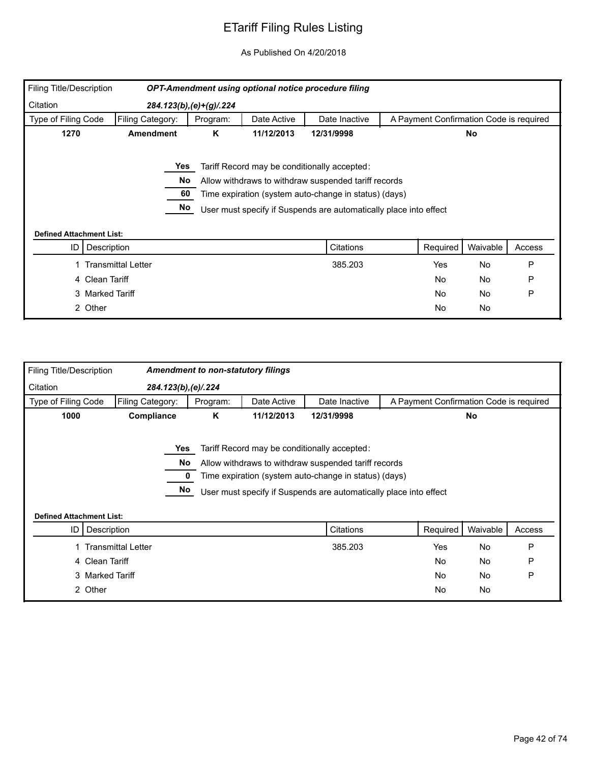# ETariff Filing Rules Listing

As Published On 4/20/2018

| Filing Title/Description | *OPT-Amendment using optional notice procedure filing* | | | | |
|---|---|---|---|---|---|
| Citation | *284.123(b),(e)+(g)/.224* | | | | |
| **Type of Filing Code** | **Filing Category:** | **Program:** | **Date Active** | **Date Inactive** | **A Payment Confirmation Code is required** |
| **1270** | **Amendment** | **K** | **11/12/2013** | **12/31/9998** | **No** |

**Yes** Tariff Record may be conditionally accepted:

**No** Allow withdraws to withdraw suspended tariff records

**60** Time expiration (system auto-change in status) (days)

**No** User must specify if Suspends are automatically place into effect

**Defined Attachment List:**

| ID | Description | Citations | Required | Waivable | Access |
|---|---|---|---|---|---|
| 1 | Transmittal Letter | 385.203 | Yes | No | P |
| 4 | Clean Tariff | | No | No | P |
| 3 | Marked Tariff | | No | No | P |
| 2 | Other | | No | No | |

| Filing Title/Description | *Amendment to non-statutory filings* | | | | |
|---|---|---|---|---|---|
| Citation | *284.123(b),(e)/.224* | | | | |
| **Type of Filing Code** | **Filing Category:** | **Program:** | **Date Active** | **Date Inactive** | **A Payment Confirmation Code is required** |
| **1000** | **Compliance** | **K** | **11/12/2013** | **12/31/9998** | **No** |

**Yes** Tariff Record may be conditionally accepted:

**No** Allow withdraws to withdraw suspended tariff records

**0** Time expiration (system auto-change in status) (days)

**No** User must specify if Suspends are automatically place into effect

**Defined Attachment List:**

| ID | Description | Citations | Required | Waivable | Access |
|---|---|---|---|---|---|
| 1 | Transmittal Letter | 385.203 | Yes | No | P |
| 4 | Clean Tariff | | No | No | P |
| 3 | Marked Tariff | | No | No | P |
| 2 | Other | | No | No | |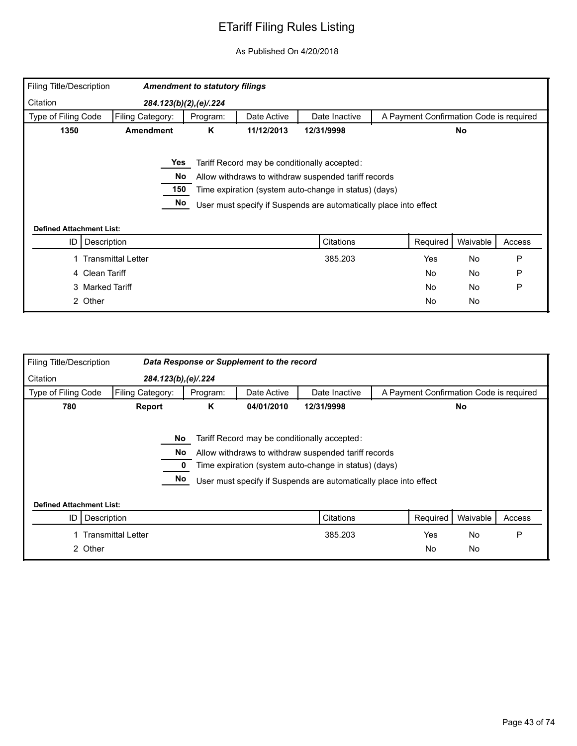# ETariff Filing Rules Listing

As Published On 4/20/2018

| Filing Title/Description | ***Amendment to statutory filings*** | | | | |
|---|---|---|---|---|---|
| Citation | ***284.123(b)(2),(e)/.224*** | | | | |
| Type of Filing Code | Filing Category: | Program: | Date Active | Date Inactive | A Payment Confirmation Code is required |
| **1350** | **Amendment** | **K** | **11/12/2013** | **12/31/9998** | **No** |

**Yes** Tariff Record may be conditionally accepted:

**No** Allow withdraws to withdraw suspended tariff records

**150** Time expiration (system auto-change in status) (days)

**No** User must specify if Suspends are automatically place into effect

**Defined Attachment List:**

| ID | Description | Citations | Required | Waivable | Access |
|---|---|---|---|---|---|
| 1 | Transmittal Letter | 385.203 | Yes | No | P |
| 4 | Clean Tariff | | No | No | P |
| 3 | Marked Tariff | | No | No | P |
| 2 | Other | | No | No | |

| Filing Title/Description | ***Data Response or Supplement to the record*** | | | | |
|---|---|---|---|---|---|
| Citation | ***284.123(b),(e)/.224*** | | | | |
| Type of Filing Code | Filing Category: | Program: | Date Active | Date Inactive | A Payment Confirmation Code is required |
| **780** | **Report** | **K** | **04/01/2010** | **12/31/9998** | **No** |

**No** Tariff Record may be conditionally accepted:

**No** Allow withdraws to withdraw suspended tariff records

**0** Time expiration (system auto-change in status) (days)

**No** User must specify if Suspends are automatically place into effect

**Defined Attachment List:**

| ID | Description | Citations | Required | Waivable | Access |
|---|---|---|---|---|---|
| 1 | Transmittal Letter | 385.203 | Yes | No | P |
| 2 | Other | | No | No | |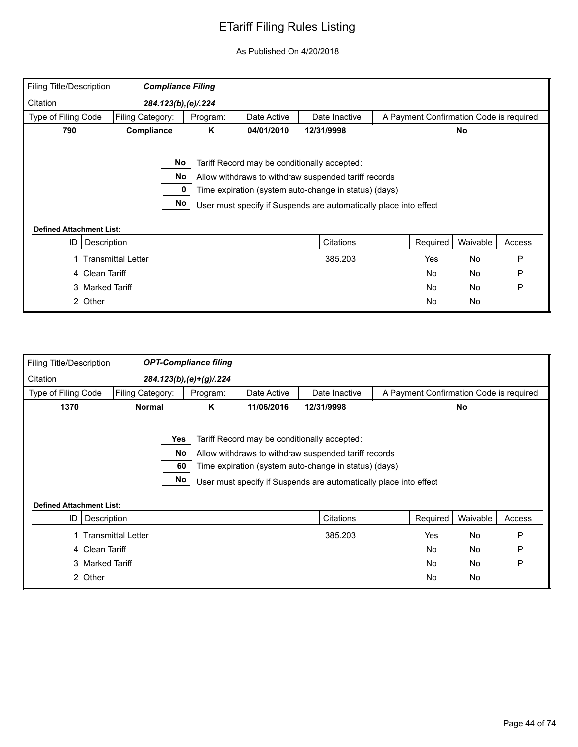# ETariff Filing Rules Listing

As Published On 4/20/2018

| Filing Title/Description | ***Compliance Filing*** | | | | |
|---|---|---|---|---|---|
| Citation | ***284.123(b),(e)/.224*** | | | | |
| **Type of Filing Code** | **Filing Category:** | **Program:** | **Date Active** | **Date Inactive** | **A Payment Confirmation Code is required** |
| **790** | **Compliance** | **K** | **04/01/2010** | **12/31/9998** | **No** |

**No** Tariff Record may be conditionally accepted:

**No** Allow withdraws to withdraw suspended tariff records

**0** Time expiration (system auto-change in status) (days)

**No** User must specify if Suspends are automatically place into effect

**Defined Attachment List:**

| ID | Description | Citations | Required | Waivable | Access |
|---|---|---|---|---|---|
| 1 | Transmittal Letter | 385.203 | Yes | No | P |
| 4 | Clean Tariff | | No | No | P |
| 3 | Marked Tariff | | No | No | P |
| 2 | Other | | No | No | |

| Filing Title/Description | ***OPT-Compliance filing*** | | | | |
|---|---|---|---|---|---|
| Citation | ***284.123(b),(e)+(g)/.224*** | | | | |
| **Type of Filing Code** | **Filing Category:** | **Program:** | **Date Active** | **Date Inactive** | **A Payment Confirmation Code is required** |
| **1370** | **Normal** | **K** | **11/06/2016** | **12/31/9998** | **No** |

**Yes** Tariff Record may be conditionally accepted:

**No** Allow withdraws to withdraw suspended tariff records

**60** Time expiration (system auto-change in status) (days)

**No** User must specify if Suspends are automatically place into effect

**Defined Attachment List:**

| ID | Description | Citations | Required | Waivable | Access |
|---|---|---|---|---|---|
| 1 | Transmittal Letter | 385.203 | Yes | No | P |
| 4 | Clean Tariff | | No | No | P |
| 3 | Marked Tariff | | No | No | P |
| 2 | Other | | No | No | |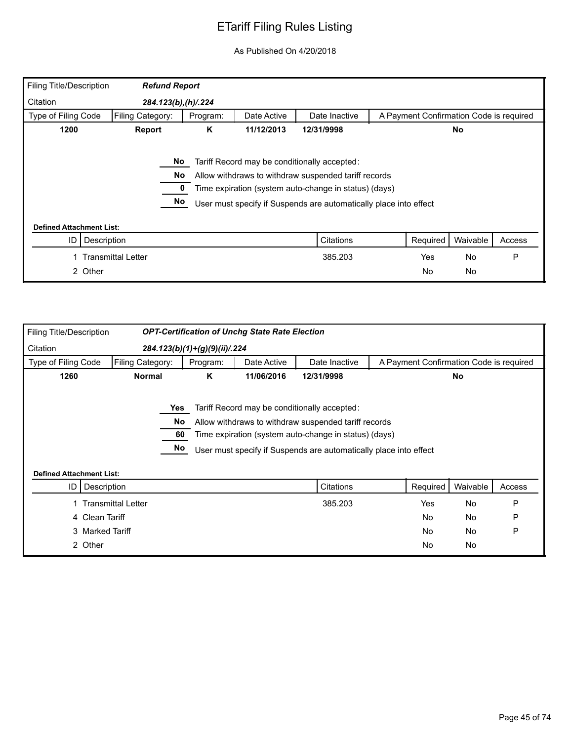# ETariff Filing Rules Listing

As Published On 4/20/2018

| Filing Title/Description | ***Refund Report*** | | | | |
|---|---|---|---|---|---|
| Citation | ***284.123(b),(h)/.224*** | | | | |
| **Type of Filing Code** | **Filing Category:** | **Program:** | **Date Active** | **Date Inactive** | **A Payment Confirmation Code is required** |
| **1200** | **Report** | **K** | **11/12/2013** | **12/31/9998** | **No** |

**No** Tariff Record may be conditionally accepted:

**No** Allow withdraws to withdraw suspended tariff records

**0** Time expiration (system auto-change in status) (days)

**No** User must specify if Suspends are automatically place into effect

**Defined Attachment List:**

| ID | Description | Citations | Required | Waivable | Access |
|---|---|---|---|---|---|
| 1 | Transmittal Letter | 385.203 | Yes | No | P |
| 2 | Other | | No | No | |

| Filing Title/Description | ***OPT-Certification of Unchg State Rate Election*** | | | | |
|---|---|---|---|---|---|
| Citation | ***284.123(b)(1)+(g)(9)(ii)/.224*** | | | | |
| **Type of Filing Code** | **Filing Category:** | **Program:** | **Date Active** | **Date Inactive** | **A Payment Confirmation Code is required** |
| **1260** | **Normal** | **K** | **11/06/2016** | **12/31/9998** | **No** |

**Yes** Tariff Record may be conditionally accepted:

**No** Allow withdraws to withdraw suspended tariff records

**60** Time expiration (system auto-change in status) (days)

**No** User must specify if Suspends are automatically place into effect

**Defined Attachment List:**

| ID | Description | Citations | Required | Waivable | Access |
|---|---|---|---|---|---|
| 1 | Transmittal Letter | 385.203 | Yes | No | P |
| 4 | Clean Tariff | | No | No | P |
| 3 | Marked Tariff | | No | No | P |
| 2 | Other | | No | No | |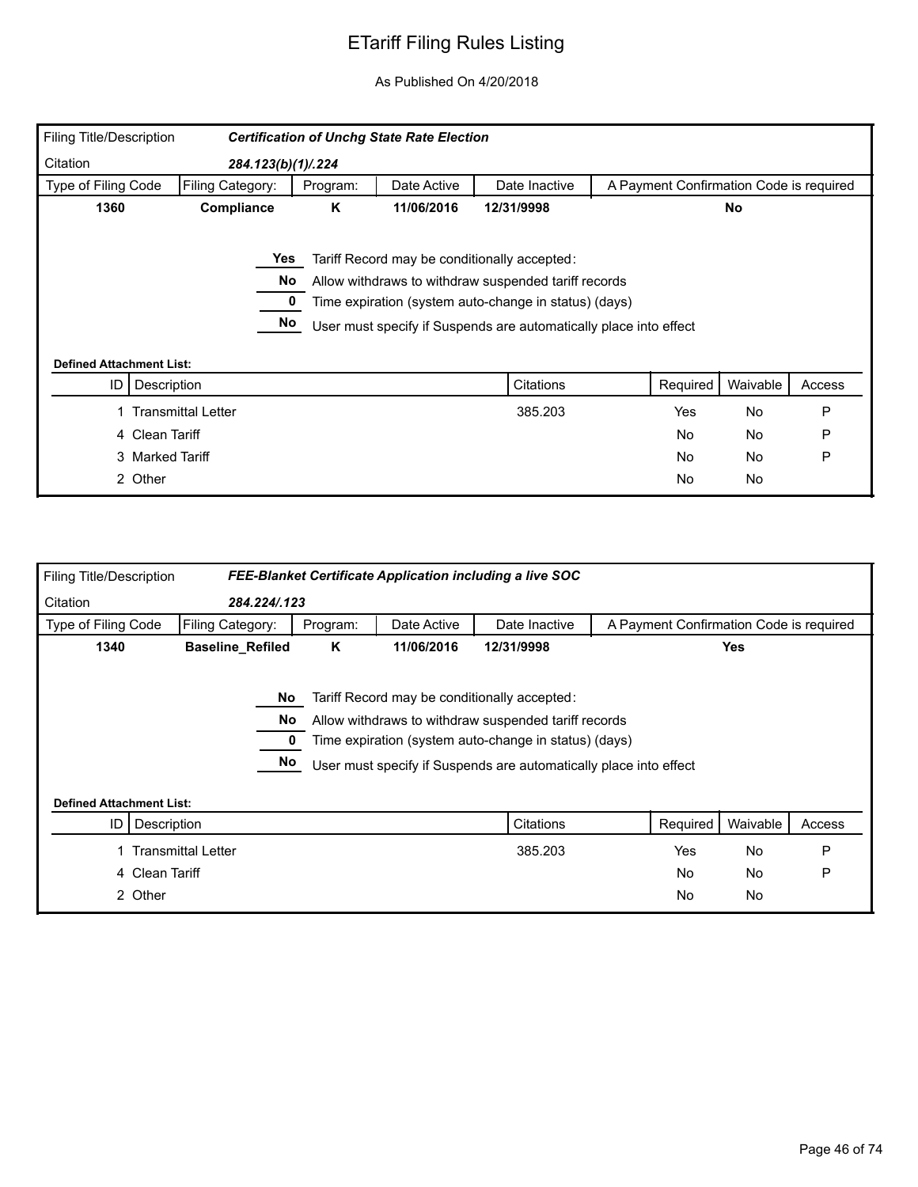# ETariff Filing Rules Listing

As Published On 4/20/2018

| Filing Title/Description | *Certification of Unchg State Rate Election* | | | | |
|---|---|---|---|---|---|
| Citation | *284.123(b)(1)/.224* | | | | |
| Type of Filing Code | Filing Category: | Program: | Date Active | Date Inactive | A Payment Confirmation Code is required |
| **1360** | **Compliance** | **K** | **11/06/2016** | **12/31/9998** | **No** |

- **Yes** Tariff Record may be conditionally accepted:
- **No** Allow withdraws to withdraw suspended tariff records
- **0** Time expiration (system auto-change in status) (days)
- **No** User must specify if Suspends are automatically place into effect

**Defined Attachment List:**

| ID | Description | Citations | Required | Waivable | Access |
|---|---|---|---|---|---|
| 1 | Transmittal Letter | 385.203 | Yes | No | P |
| 4 | Clean Tariff | | No | No | P |
| 3 | Marked Tariff | | No | No | P |
| 2 | Other | | No | No | |

| Filing Title/Description | *FEE-Blanket Certificate Application including a live SOC* | | | | |
|---|---|---|---|---|---|
| Citation | *284.224/.123* | | | | |
| Type of Filing Code | Filing Category: | Program: | Date Active | Date Inactive | A Payment Confirmation Code is required |
| **1340** | **Baseline_Refiled** | **K** | **11/06/2016** | **12/31/9998** | **Yes** |

- **No** Tariff Record may be conditionally accepted:
- **No** Allow withdraws to withdraw suspended tariff records
- **0** Time expiration (system auto-change in status) (days)
- **No** User must specify if Suspends are automatically place into effect

**Defined Attachment List:**

| ID | Description | Citations | Required | Waivable | Access |
|---|---|---|---|---|---|
| 1 | Transmittal Letter | 385.203 | Yes | No | P |
| 4 | Clean Tariff | | No | No | P |
| 2 | Other | | No | No | |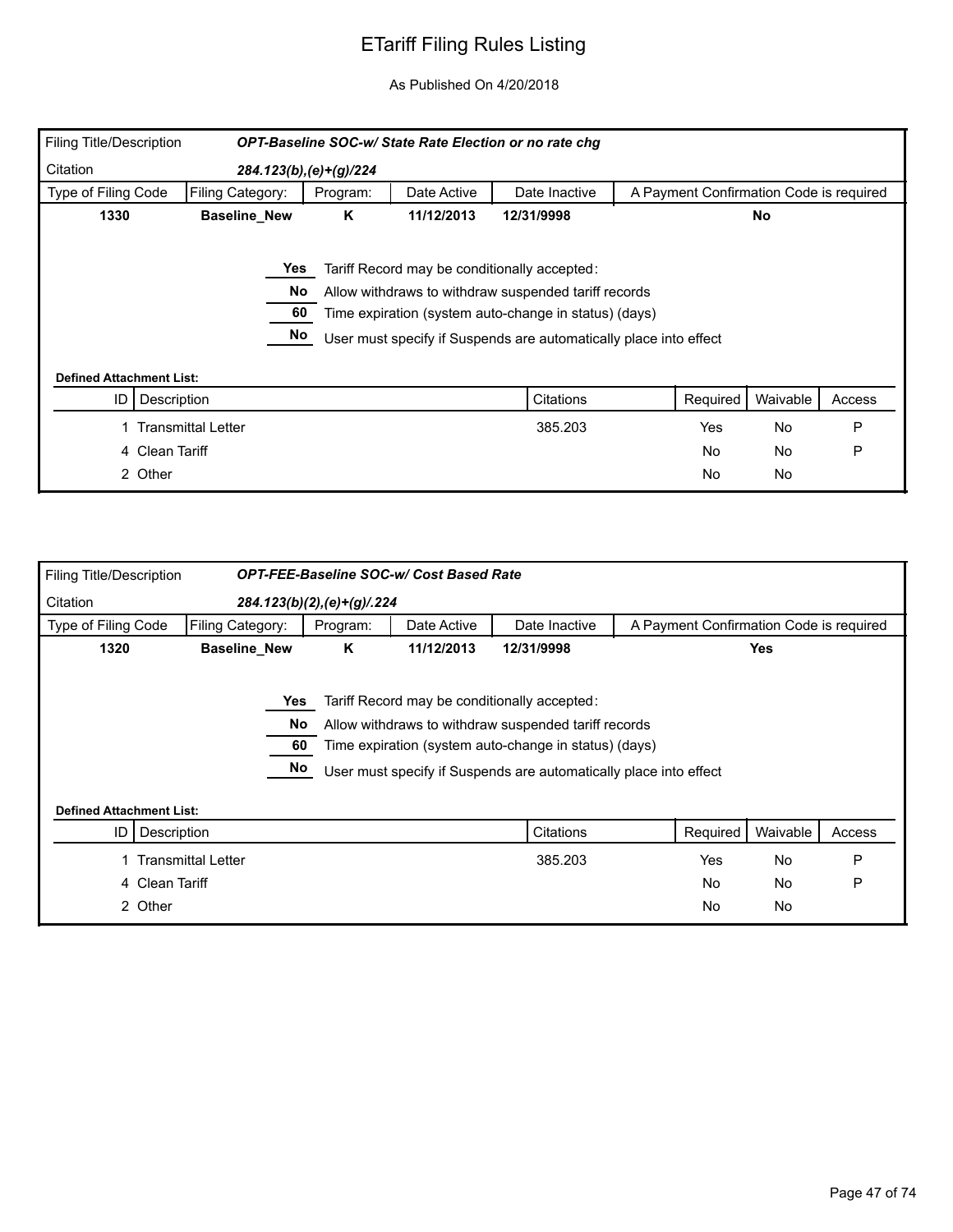# ETariff Filing Rules Listing

As Published On 4/20/2018

| Filing Title/Description | *OPT-Baseline SOC-w/ State Rate Election or no rate chg* | | | | |
|---|---|---|---|---|---|
| Citation | *284.123(b),(e)+(g)/224* | | | | |
| Type of Filing Code | Filing Category: | Program: | Date Active | Date Inactive | A Payment Confirmation Code is required |
| **1330** | **Baseline_New** | **K** | **11/12/2013** | **12/31/9998** | **No** |

**Yes** Tariff Record may be conditionally accepted:

**No** Allow withdraws to withdraw suspended tariff records

**60** Time expiration (system auto-change in status) (days)

**No** User must specify if Suspends are automatically place into effect

**Defined Attachment List:**

| ID | Description | Citations | Required | Waivable | Access |
|---|---|---|---|---|---|
| 1 | Transmittal Letter | 385.203 | Yes | No | P |
| 4 | Clean Tariff | | No | No | P |
| 2 | Other | | No | No | |

| Filing Title/Description | *OPT-FEE-Baseline SOC-w/ Cost Based Rate* | | | | |
|---|---|---|---|---|---|
| Citation | *284.123(b)(2),(e)+(g)/.224* | | | | |
| Type of Filing Code | Filing Category: | Program: | Date Active | Date Inactive | A Payment Confirmation Code is required |
| **1320** | **Baseline_New** | **K** | **11/12/2013** | **12/31/9998** | **Yes** |

**Yes** Tariff Record may be conditionally accepted:

**No** Allow withdraws to withdraw suspended tariff records

**60** Time expiration (system auto-change in status) (days)

**No** User must specify if Suspends are automatically place into effect

**Defined Attachment List:**

| ID | Description | Citations | Required | Waivable | Access |
|---|---|---|---|---|---|
| 1 | Transmittal Letter | 385.203 | Yes | No | P |
| 4 | Clean Tariff | | No | No | P |
| 2 | Other | | No | No | |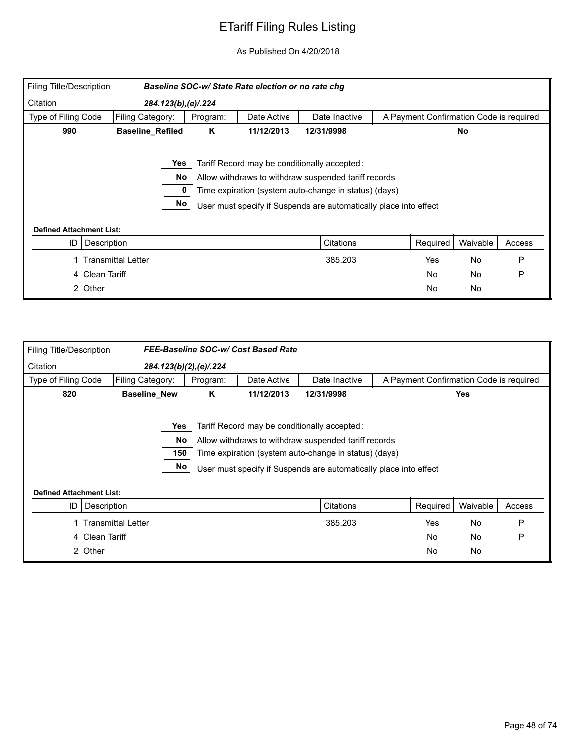# ETariff Filing Rules Listing

As Published On 4/20/2018

| Filing Title/Description | *Baseline SOC-w/ State Rate election or no rate chg* | | | | |
|---|---|---|---|---|---|
| Citation | *284.123(b),(e)/.224* | | | | |
| Type of Filing Code | Filing Category: | Program: | Date Active | Date Inactive | A Payment Confirmation Code is required |
| **990** | **Baseline_Refiled** | **K** | **11/12/2013** | **12/31/9998** | **No** |

| Value | Setting |
|---|---|
| Yes | Tariff Record may be conditionally accepted: |
| No | Allow withdraws to withdraw suspended tariff records |
| 0 | Time expiration (system auto-change in status) (days) |
| No | User must specify if Suspends are automatically place into effect |

**Defined Attachment List:**

| ID | Description | Citations | Required | Waivable | Access |
|---|---|---|---|---|---|
| 1 | Transmittal Letter | 385.203 | Yes | No | P |
| 4 | Clean Tariff | | No | No | P |
| 2 | Other | | No | No | |

| Filing Title/Description | *FEE-Baseline SOC-w/ Cost Based Rate* | | | | |
|---|---|---|---|---|---|
| Citation | *284.123(b)(2),(e)/.224* | | | | |
| Type of Filing Code | Filing Category: | Program: | Date Active | Date Inactive | A Payment Confirmation Code is required |
| **820** | **Baseline_New** | **K** | **11/12/2013** | **12/31/9998** | **Yes** |

| Value | Setting |
|---|---|
| Yes | Tariff Record may be conditionally accepted: |
| No | Allow withdraws to withdraw suspended tariff records |
| 150 | Time expiration (system auto-change in status) (days) |
| No | User must specify if Suspends are automatically place into effect |

**Defined Attachment List:**

| ID | Description | Citations | Required | Waivable | Access |
|---|---|---|---|---|---|
| 1 | Transmittal Letter | 385.203 | Yes | No | P |
| 4 | Clean Tariff | | No | No | P |
| 2 | Other | | No | No | |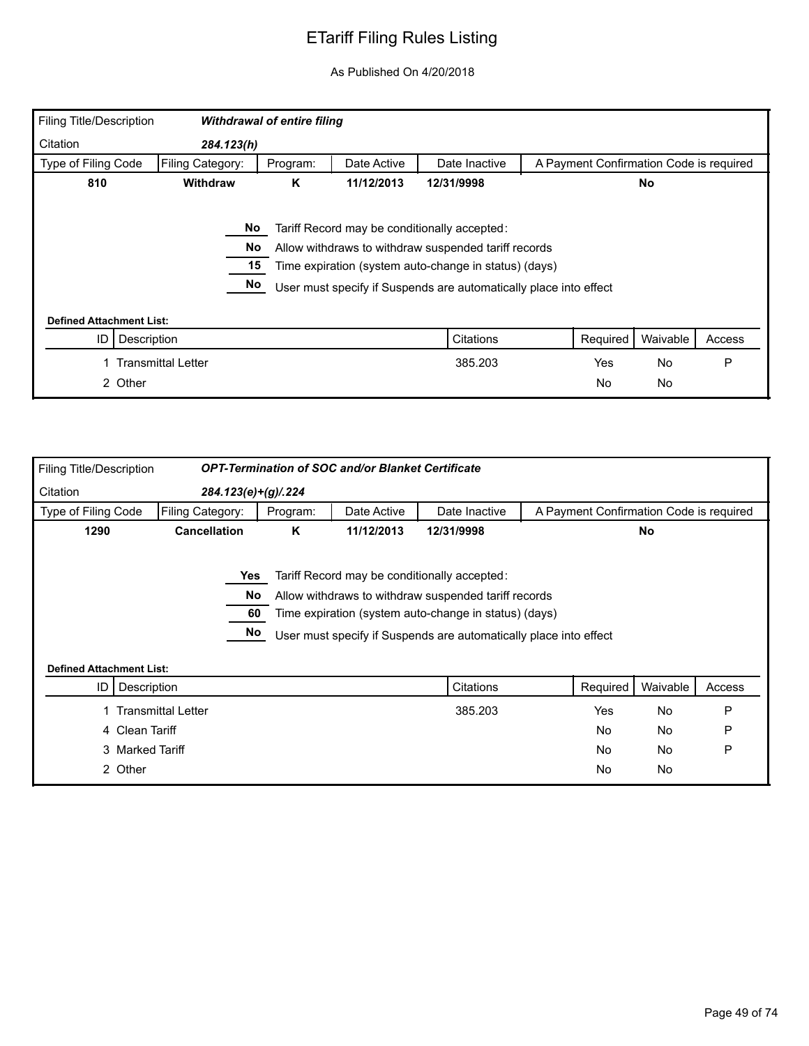# ETariff Filing Rules Listing

As Published On 4/20/2018

| Filing Title/Description | *Withdrawal of entire filing* | | | | |
|---|---|---|---|---|---|
| Citation | *284.123(h)* | | | | |
| Type of Filing Code | Filing Category: | Program: | Date Active | Date Inactive | A Payment Confirmation Code is required |
| **810** | **Withdraw** | **K** | **11/12/2013** | **12/31/9998** | **No** |

- **No** Tariff Record may be conditionally accepted:
- **No** Allow withdraws to withdraw suspended tariff records
- **15** Time expiration (system auto-change in status) (days)
- **No** User must specify if Suspends are automatically place into effect

**Defined Attachment List:**

| ID | Description | Citations | Required | Waivable | Access |
|---|---|---|---|---|---|
| 1 | Transmittal Letter | 385.203 | Yes | No | P |
| 2 | Other | | No | No | |

| Filing Title/Description | *OPT-Termination of SOC and/or Blanket Certificate* | | | | |
|---|---|---|---|---|---|
| Citation | *284.123(e)+(g)/.224* | | | | |
| Type of Filing Code | Filing Category: | Program: | Date Active | Date Inactive | A Payment Confirmation Code is required |
| **1290** | **Cancellation** | **K** | **11/12/2013** | **12/31/9998** | **No** |

- **Yes** Tariff Record may be conditionally accepted:
- **No** Allow withdraws to withdraw suspended tariff records
- **60** Time expiration (system auto-change in status) (days)
- **No** User must specify if Suspends are automatically place into effect

**Defined Attachment List:**

| ID | Description | Citations | Required | Waivable | Access |
|---|---|---|---|---|---|
| 1 | Transmittal Letter | 385.203 | Yes | No | P |
| 4 | Clean Tariff | | No | No | P |
| 3 | Marked Tariff | | No | No | P |
| 2 | Other | | No | No | |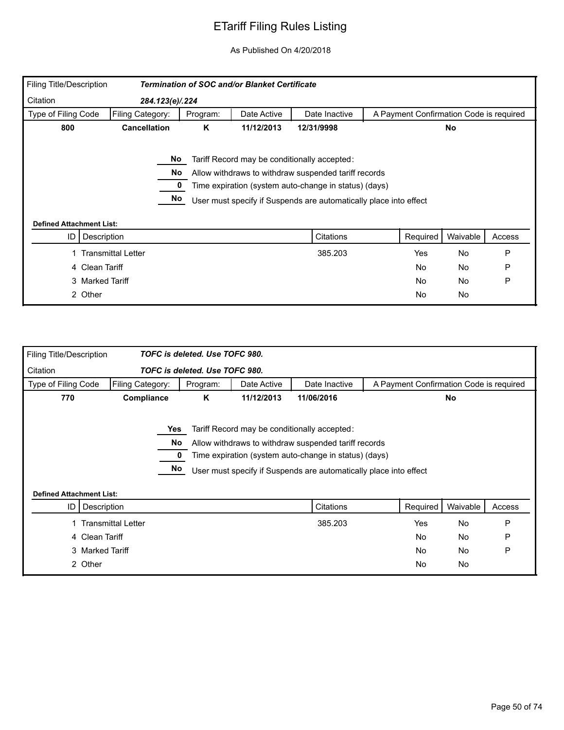# ETariff Filing Rules Listing

As Published On 4/20/2018

| Filing Title/Description | *Termination of SOC and/or Blanket Certificate* | | | | |
|---|---|---|---|---|---|
| Citation | *284.123(e)/.224* | | | | |
| Type of Filing Code | Filing Category: | Program: | Date Active | Date Inactive | A Payment Confirmation Code is required |
| **800** | **Cancellation** | **K** | **11/12/2013** | **12/31/9998** | **No** |

- **No** Tariff Record may be conditionally accepted:
- **No** Allow withdraws to withdraw suspended tariff records
- **0** Time expiration (system auto-change in status) (days)
- **No** User must specify if Suspends are automatically place into effect

**Defined Attachment List:**

| ID | Description | Citations | Required | Waivable | Access |
|---|---|---|---|---|---|
| 1 | Transmittal Letter | 385.203 | Yes | No | P |
| 4 | Clean Tariff | | No | No | P |
| 3 | Marked Tariff | | No | No | P |
| 2 | Other | | No | No | |

| Filing Title/Description | *TOFC is deleted. Use TOFC 980.* | | | | |
|---|---|---|---|---|---|
| Citation | *TOFC is deleted. Use TOFC 980.* | | | | |
| Type of Filing Code | Filing Category: | Program: | Date Active | Date Inactive | A Payment Confirmation Code is required |
| **770** | **Compliance** | **K** | **11/12/2013** | **11/06/2016** | **No** |

- **Yes** Tariff Record may be conditionally accepted:
- **No** Allow withdraws to withdraw suspended tariff records
- **0** Time expiration (system auto-change in status) (days)
- **No** User must specify if Suspends are automatically place into effect

**Defined Attachment List:**

| ID | Description | Citations | Required | Waivable | Access |
|---|---|---|---|---|---|
| 1 | Transmittal Letter | 385.203 | Yes | No | P |
| 4 | Clean Tariff | | No | No | P |
| 3 | Marked Tariff | | No | No | P |
| 2 | Other | | No | No | |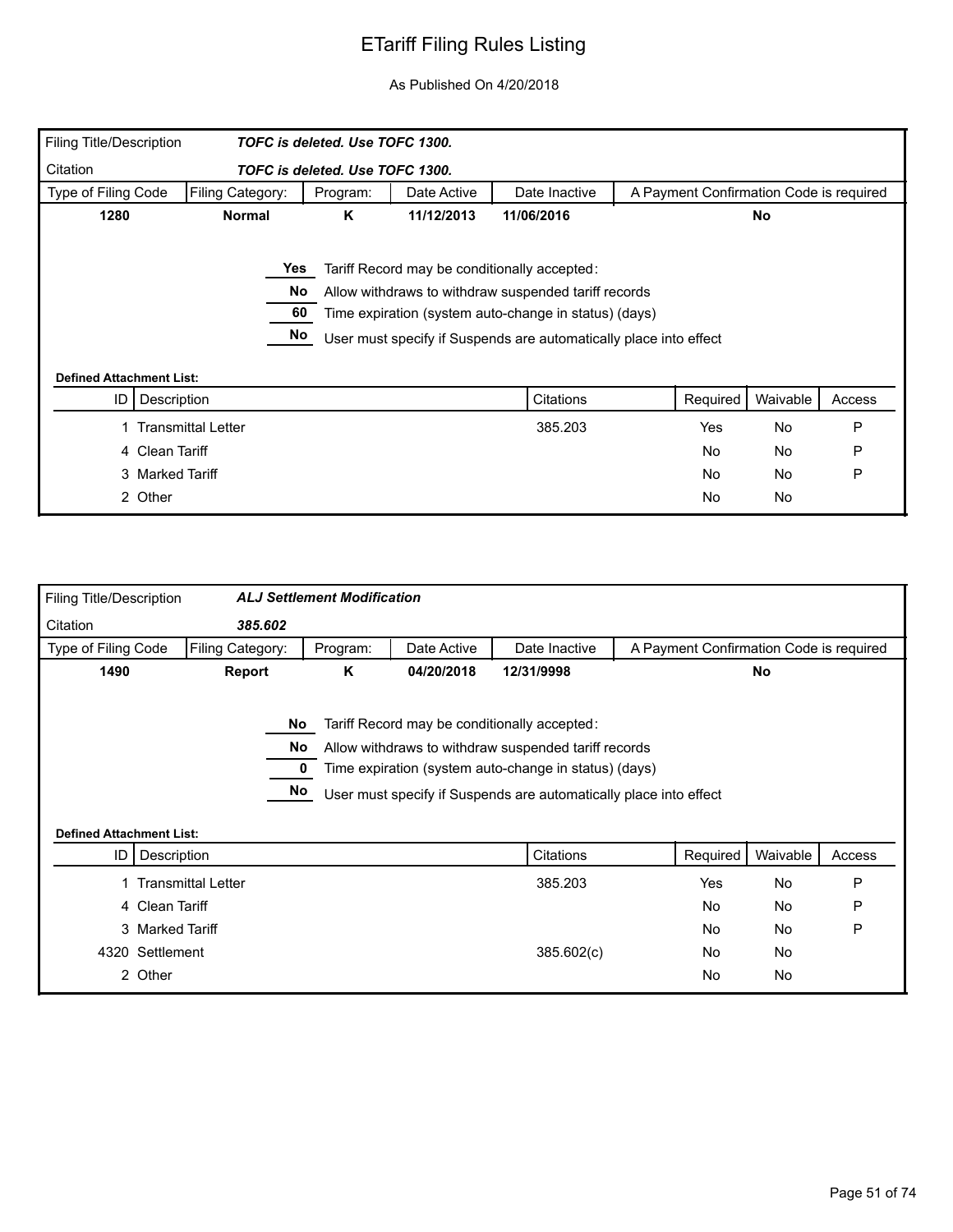# ETariff Filing Rules Listing

As Published On 4/20/2018

| Filing Title/Description | *TOFC is deleted. Use TOFC 1300.* | | | | |
|---|---|---|---|---|---|
| Citation | *TOFC is deleted. Use TOFC 1300.* | | | | |
| Type of Filing Code | Filing Category: | Program: | Date Active | Date Inactive | A Payment Confirmation Code is required |
| **1280** | **Normal** | **K** | **11/12/2013** | **11/06/2016** | **No** |

**Yes** Tariff Record may be conditionally accepted:

**No** Allow withdraws to withdraw suspended tariff records

**60** Time expiration (system auto-change in status) (days)

**No** User must specify if Suspends are automatically place into effect

**Defined Attachment List:**

| ID | Description | Citations | Required | Waivable | Access |
|---|---|---|---|---|---|
| 1 | Transmittal Letter | 385.203 | Yes | No | P |
| 4 | Clean Tariff | | No | No | P |
| 3 | Marked Tariff | | No | No | P |
| 2 | Other | | No | No | |

| Filing Title/Description | *ALJ Settlement Modification* | | | | |
|---|---|---|---|---|---|
| Citation | *385.602* | | | | |
| Type of Filing Code | Filing Category: | Program: | Date Active | Date Inactive | A Payment Confirmation Code is required |
| **1490** | **Report** | **K** | **04/20/2018** | **12/31/9998** | **No** |

**No** Tariff Record may be conditionally accepted:

**No** Allow withdraws to withdraw suspended tariff records

**0** Time expiration (system auto-change in status) (days)

**No** User must specify if Suspends are automatically place into effect

**Defined Attachment List:**

| ID | Description | Citations | Required | Waivable | Access |
|---|---|---|---|---|---|
| 1 | Transmittal Letter | 385.203 | Yes | No | P |
| 4 | Clean Tariff | | No | No | P |
| 3 | Marked Tariff | | No | No | P |
| 4320 | Settlement | 385.602(c) | No | No | |
| 2 | Other | | No | No | |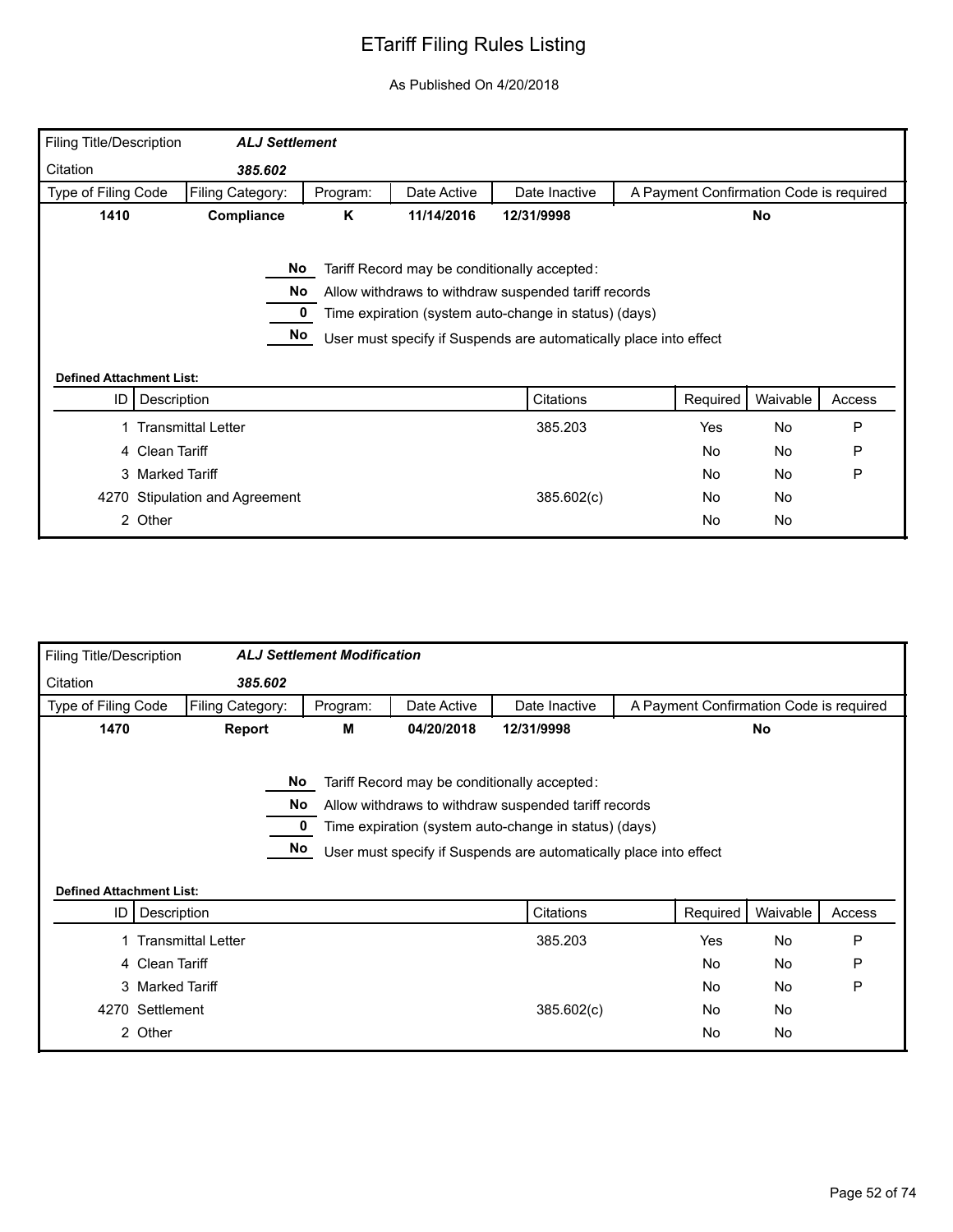# ETariff Filing Rules Listing

As Published On 4/20/2018

| Filing Title/Description | *ALJ Settlement* | | | | |
|---|---|---|---|---|---|
| Citation | *385.602* | | | | |
| Type of Filing Code | Filing Category: | Program: | Date Active | Date Inactive | A Payment Confirmation Code is required |
| **1410** | **Compliance** | **K** | **11/14/2016** | **12/31/9998** | **No** |

| Value | Setting |
|---|---|
| No | Tariff Record may be conditionally accepted: |
| No | Allow withdraws to withdraw suspended tariff records |
| 0 | Time expiration (system auto-change in status) (days) |
| No | User must specify if Suspends are automatically place into effect |

**Defined Attachment List:**

| ID | Description | Citations | Required | Waivable | Access |
|---|---|---|---|---|---|
| 1 | Transmittal Letter | 385.203 | Yes | No | P |
| 4 | Clean Tariff | | No | No | P |
| 3 | Marked Tariff | | No | No | P |
| 4270 | Stipulation and Agreement | 385.602(c) | No | No | |
| 2 | Other | | No | No | |

| Filing Title/Description | *ALJ Settlement Modification* | | | | |
|---|---|---|---|---|---|
| Citation | *385.602* | | | | |
| Type of Filing Code | Filing Category: | Program: | Date Active | Date Inactive | A Payment Confirmation Code is required |
| **1470** | **Report** | **M** | **04/20/2018** | **12/31/9998** | **No** |

| Value | Setting |
|---|---|
| No | Tariff Record may be conditionally accepted: |
| No | Allow withdraws to withdraw suspended tariff records |
| 0 | Time expiration (system auto-change in status) (days) |
| No | User must specify if Suspends are automatically place into effect |

**Defined Attachment List:**

| ID | Description | Citations | Required | Waivable | Access |
|---|---|---|---|---|---|
| 1 | Transmittal Letter | 385.203 | Yes | No | P |
| 4 | Clean Tariff | | No | No | P |
| 3 | Marked Tariff | | No | No | P |
| 4270 | Settlement | 385.602(c) | No | No | |
| 2 | Other | | No | No | |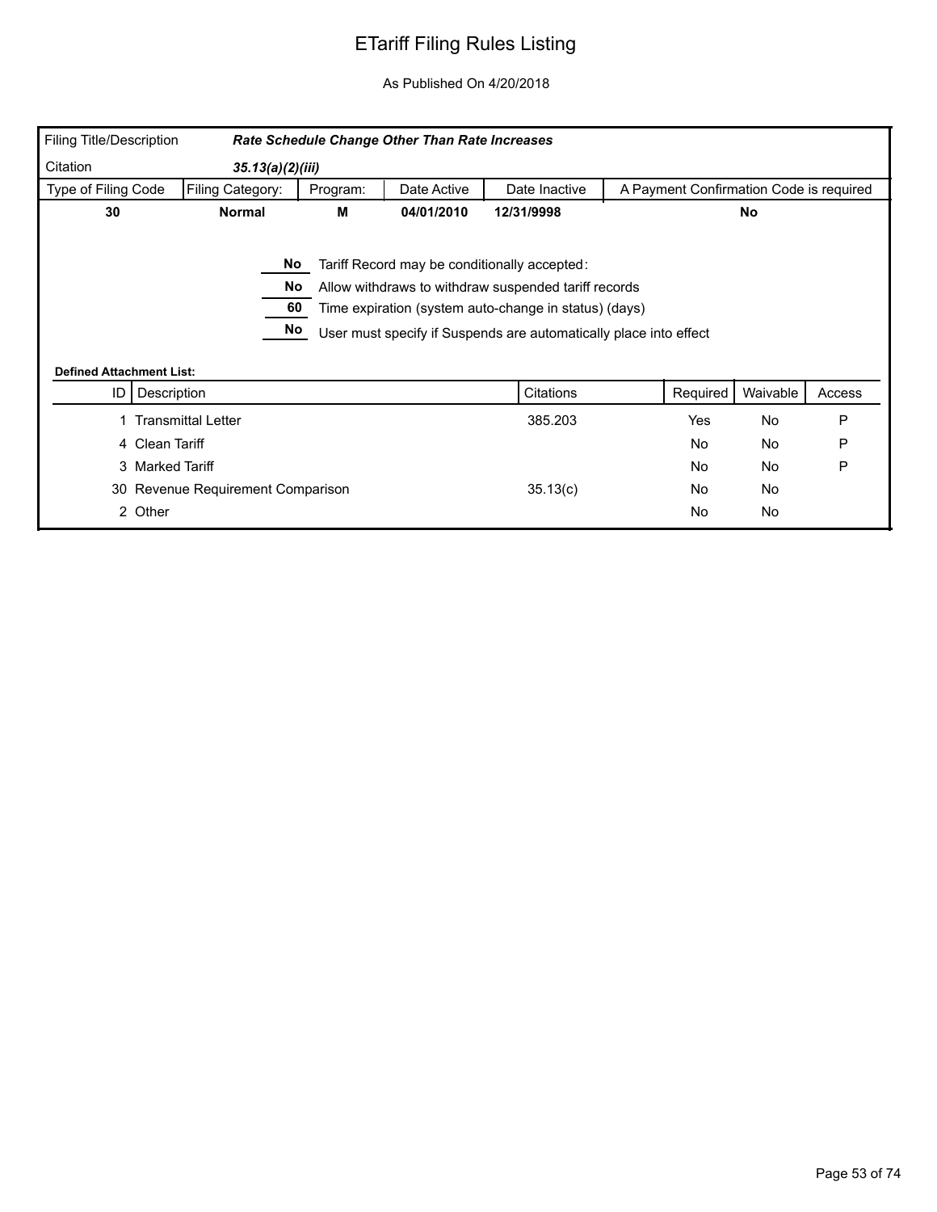# ETariff Filing Rules Listing

As Published On 4/20/2018

| Filing Title/Description | ***Rate Schedule Change Other Than Rate Increases*** | | | | |
|---|---|---|---|---|---|
| Citation | ***35.13(a)(2)(iii)*** | | | | |
| **Type of Filing Code** | **Filing Category:** | **Program:** | **Date Active** | **Date Inactive** | **A Payment Confirmation Code is required** |
| **30** | **Normal** | **M** | **04/01/2010** | **12/31/9998** | **No** |

**No** Tariff Record may be conditionally accepted:

**No** Allow withdraws to withdraw suspended tariff records

**60** Time expiration (system auto-change in status) (days)

**No** User must specify if Suspends are automatically place into effect

**Defined Attachment List:**

| ID | Description | Citations | Required | Waivable | Access |
|---|---|---|---|---|---|
| 1 | Transmittal Letter | 385.203 | Yes | No | P |
| 4 | Clean Tariff | | No | No | P |
| 3 | Marked Tariff | | No | No | P |
| 30 | Revenue Requirement Comparison | 35.13(c) | No | No | |
| 2 | Other | | No | No | |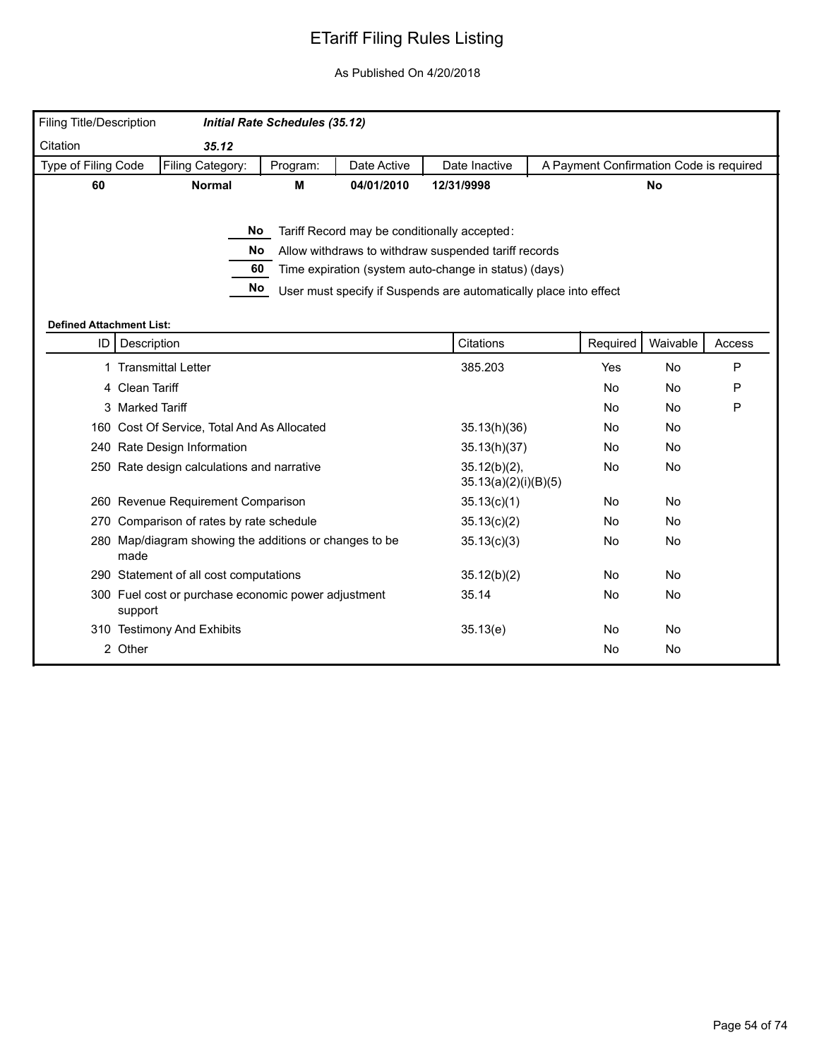# ETariff Filing Rules Listing

As Published On 4/20/2018

| Filing Title/Description | *Initial Rate Schedules (35.12)* | | | | |
|---|---|---|---|---|---|
| Citation | *35.12* | | | | |
| Type of Filing Code | Filing Category: | Program: | Date Active | Date Inactive | A Payment Confirmation Code is required |
| **60** | **Normal** | **M** | **04/01/2010** | **12/31/9998** | **No** |

**No** Tariff Record may be conditionally accepted:

**No** Allow withdraws to withdraw suspended tariff records

**60** Time expiration (system auto-change in status) (days)

**No** User must specify if Suspends are automatically place into effect

**Defined Attachment List:**

| ID | Description | Citations | Required | Waivable | Access |
|---|---|---|---|---|---|
| 1 | Transmittal Letter | 385.203 | Yes | No | P |
| 4 | Clean Tariff | | No | No | P |
| 3 | Marked Tariff | | No | No | P |
| 160 | Cost Of Service, Total And As Allocated | 35.13(h)(36) | No | No | |
| 240 | Rate Design Information | 35.13(h)(37) | No | No | |
| 250 | Rate design calculations and narrative | 35.12(b)(2), 35.13(a)(2)(i)(B)(5) | No | No | |
| 260 | Revenue Requirement Comparison | 35.13(c)(1) | No | No | |
| 270 | Comparison of rates by rate schedule | 35.13(c)(2) | No | No | |
| 280 | Map/diagram showing the additions or changes to be made | 35.13(c)(3) | No | No | |
| 290 | Statement of all cost computations | 35.12(b)(2) | No | No | |
| 300 | Fuel cost or purchase economic power adjustment support | 35.14 | No | No | |
| 310 | Testimony And Exhibits | 35.13(e) | No | No | |
| 2 | Other | | No | No | |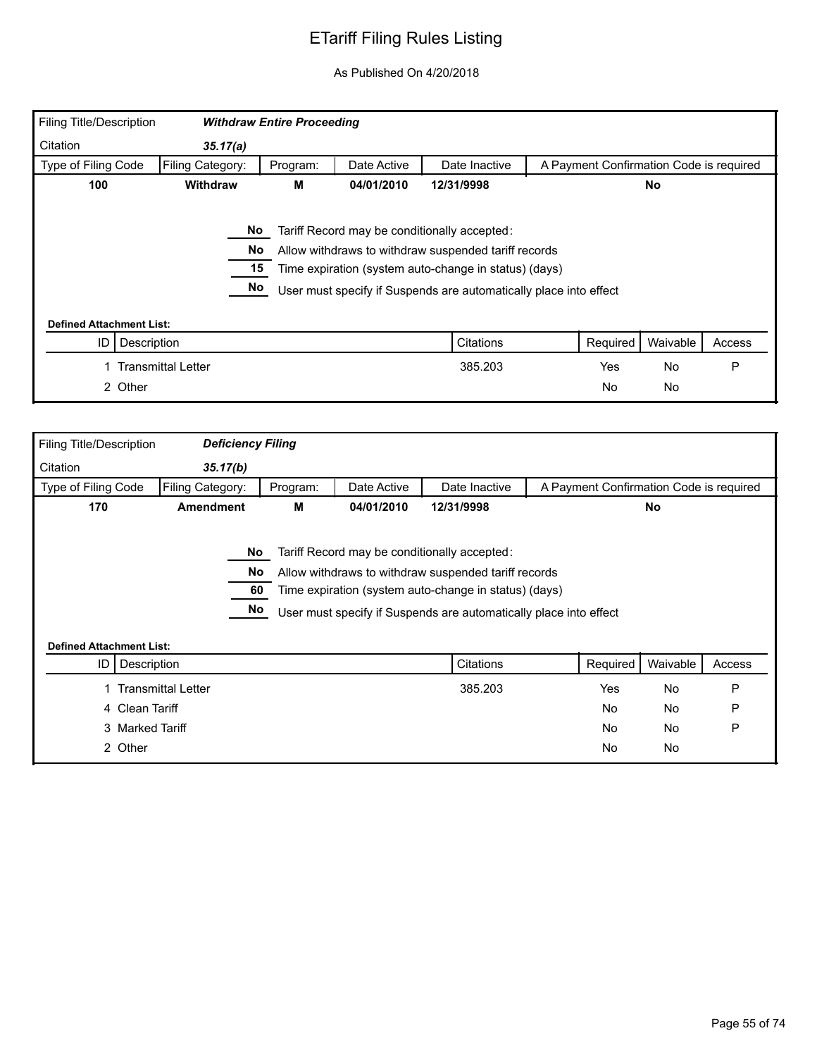# ETariff Filing Rules Listing

As Published On 4/20/2018

| Filing Title/Description | ***Withdraw Entire Proceeding*** | | | | |
|---|---|---|---|---|---|
| Citation | ***35.17(a)*** | | | | |
| **Type of Filing Code** | **Filing Category:** | **Program:** | **Date Active** | **Date Inactive** | **A Payment Confirmation Code is required** |
| **100** | **Withdraw** | **M** | **04/01/2010** | **12/31/9998** | **No** |

| Value | Setting |
|---|---|
| No | Tariff Record may be conditionally accepted: |
| No | Allow withdraws to withdraw suspended tariff records |
| 15 | Time expiration (system auto-change in status) (days) |
| No | User must specify if Suspends are automatically place into effect |

**Defined Attachment List:**

| ID | Description | Citations | Required | Waivable | Access |
|---|---|---|---|---|---|
| 1 | Transmittal Letter | 385.203 | Yes | No | P |
| 2 | Other | | No | No | |

| Filing Title/Description | ***Deficiency Filing*** | | | | |
|---|---|---|---|---|---|
| Citation | ***35.17(b)*** | | | | |
| **Type of Filing Code** | **Filing Category:** | **Program:** | **Date Active** | **Date Inactive** | **A Payment Confirmation Code is required** |
| **170** | **Amendment** | **M** | **04/01/2010** | **12/31/9998** | **No** |

| Value | Setting |
|---|---|
| No | Tariff Record may be conditionally accepted: |
| No | Allow withdraws to withdraw suspended tariff records |
| 60 | Time expiration (system auto-change in status) (days) |
| No | User must specify if Suspends are automatically place into effect |

**Defined Attachment List:**

| ID | Description | Citations | Required | Waivable | Access |
|---|---|---|---|---|---|
| 1 | Transmittal Letter | 385.203 | Yes | No | P |
| 4 | Clean Tariff | | No | No | P |
| 3 | Marked Tariff | | No | No | P |
| 2 | Other | | No | No | |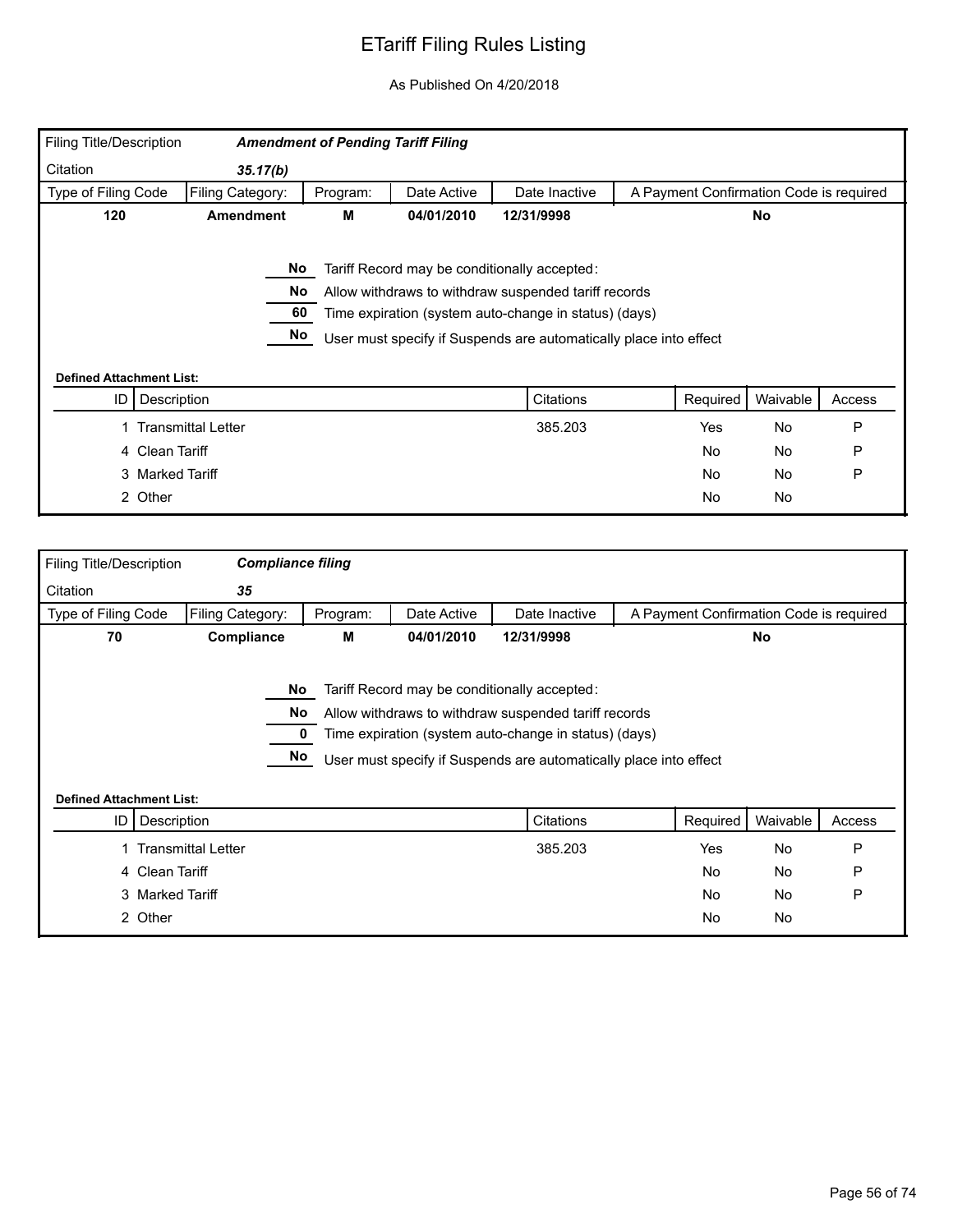# ETariff Filing Rules Listing

As Published On 4/20/2018

| Filing Title/Description | *Amendment of Pending Tariff Filing* | | | | |
|---|---|---|---|---|---|
| Citation | *35.17(b)* | | | | |
| Type of Filing Code | Filing Category: | Program: | Date Active | Date Inactive | A Payment Confirmation Code is required |
| **120** | **Amendment** | **M** | **04/01/2010** | **12/31/9998** | **No** |

| | |
|---|---|
| No | Tariff Record may be conditionally accepted: |
| No | Allow withdraws to withdraw suspended tariff records |
| 60 | Time expiration (system auto-change in status) (days) |
| No | User must specify if Suspends are automatically place into effect |

**Defined Attachment List:**

| ID | Description | Citations | Required | Waivable | Access |
|---|---|---|---|---|---|
| 1 | Transmittal Letter | 385.203 | Yes | No | P |
| 4 | Clean Tariff | | No | No | P |
| 3 | Marked Tariff | | No | No | P |
| 2 | Other | | No | No | |

| Filing Title/Description | *Compliance filing* | | | | |
|---|---|---|---|---|---|
| Citation | *35* | | | | |
| Type of Filing Code | Filing Category: | Program: | Date Active | Date Inactive | A Payment Confirmation Code is required |
| **70** | **Compliance** | **M** | **04/01/2010** | **12/31/9998** | **No** |

| | |
|---|---|
| No | Tariff Record may be conditionally accepted: |
| No | Allow withdraws to withdraw suspended tariff records |
| 0 | Time expiration (system auto-change in status) (days) |
| No | User must specify if Suspends are automatically place into effect |

**Defined Attachment List:**

| ID | Description | Citations | Required | Waivable | Access |
|---|---|---|---|---|---|
| 1 | Transmittal Letter | 385.203 | Yes | No | P |
| 4 | Clean Tariff | | No | No | P |
| 3 | Marked Tariff | | No | No | P |
| 2 | Other | | No | No | |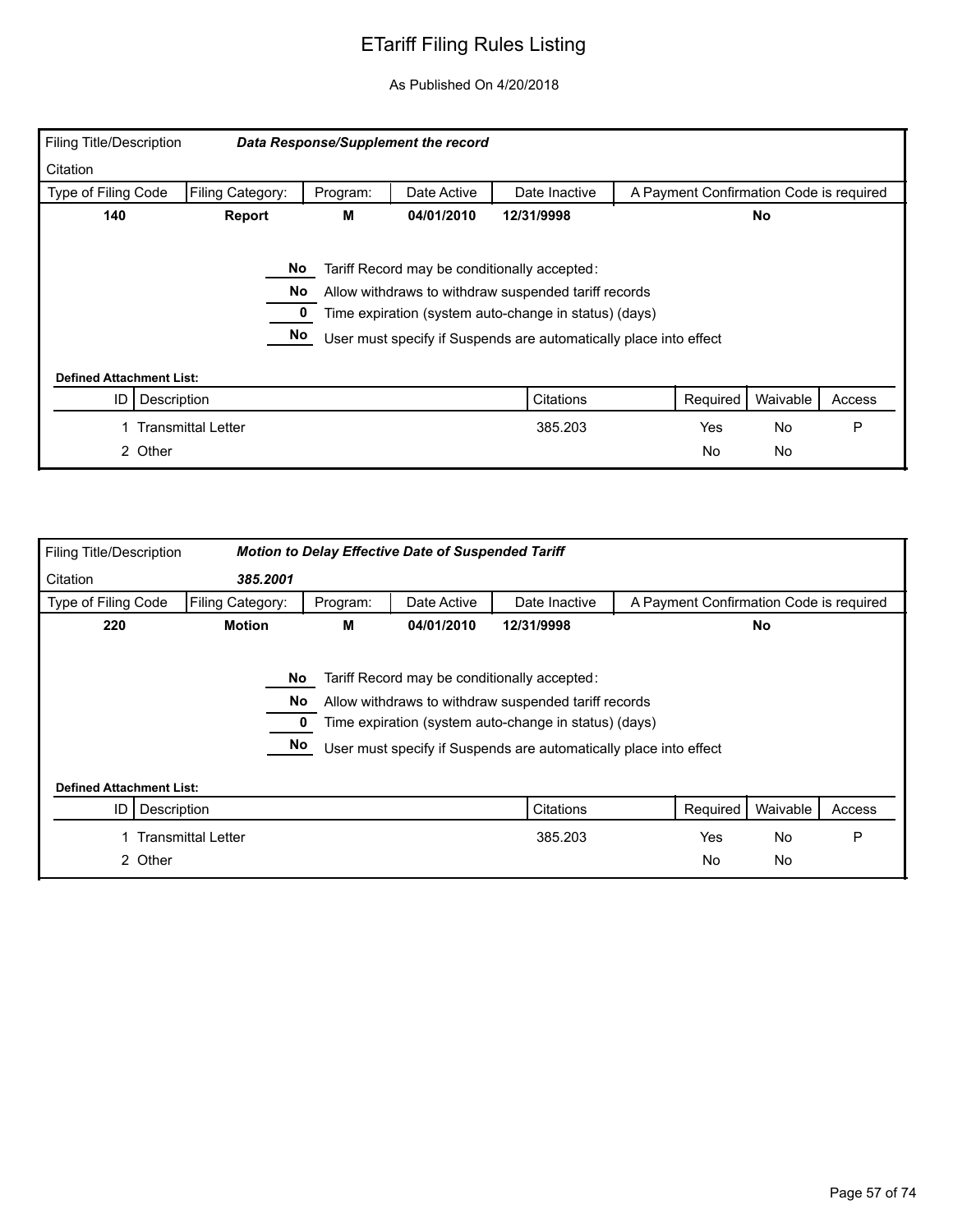# ETariff Filing Rules Listing

As Published On 4/20/2018

| Filing Title/Description | ***Data Response/Supplement the record*** | | | | |
|---|---|---|---|---|---|
| Citation | | | | | |
| Type of Filing Code | Filing Category: | Program: | Date Active | Date Inactive | A Payment Confirmation Code is required |
| **140** | **Report** | **M** | **04/01/2010** | **12/31/9998** | **No** |

**No** Tariff Record may be conditionally accepted:

**No** Allow withdraws to withdraw suspended tariff records

**0** Time expiration (system auto-change in status) (days)

**No** User must specify if Suspends are automatically place into effect

**Defined Attachment List:**

| ID | Description | Citations | Required | Waivable | Access |
|---|---|---|---|---|---|
| 1 | Transmittal Letter | 385.203 | Yes | No | P |
| 2 | Other | | No | No | |

| Filing Title/Description | ***Motion to Delay Effective Date of Suspended Tariff*** | | | | |
|---|---|---|---|---|---|
| Citation | ***385.2001*** | | | | |
| Type of Filing Code | Filing Category: | Program: | Date Active | Date Inactive | A Payment Confirmation Code is required |
| **220** | **Motion** | **M** | **04/01/2010** | **12/31/9998** | **No** |

**No** Tariff Record may be conditionally accepted:

**No** Allow withdraws to withdraw suspended tariff records

**0** Time expiration (system auto-change in status) (days)

**No** User must specify if Suspends are automatically place into effect

**Defined Attachment List:**

| ID | Description | Citations | Required | Waivable | Access |
|---|---|---|---|---|---|
| 1 | Transmittal Letter | 385.203 | Yes | No | P |
| 2 | Other | | No | No | |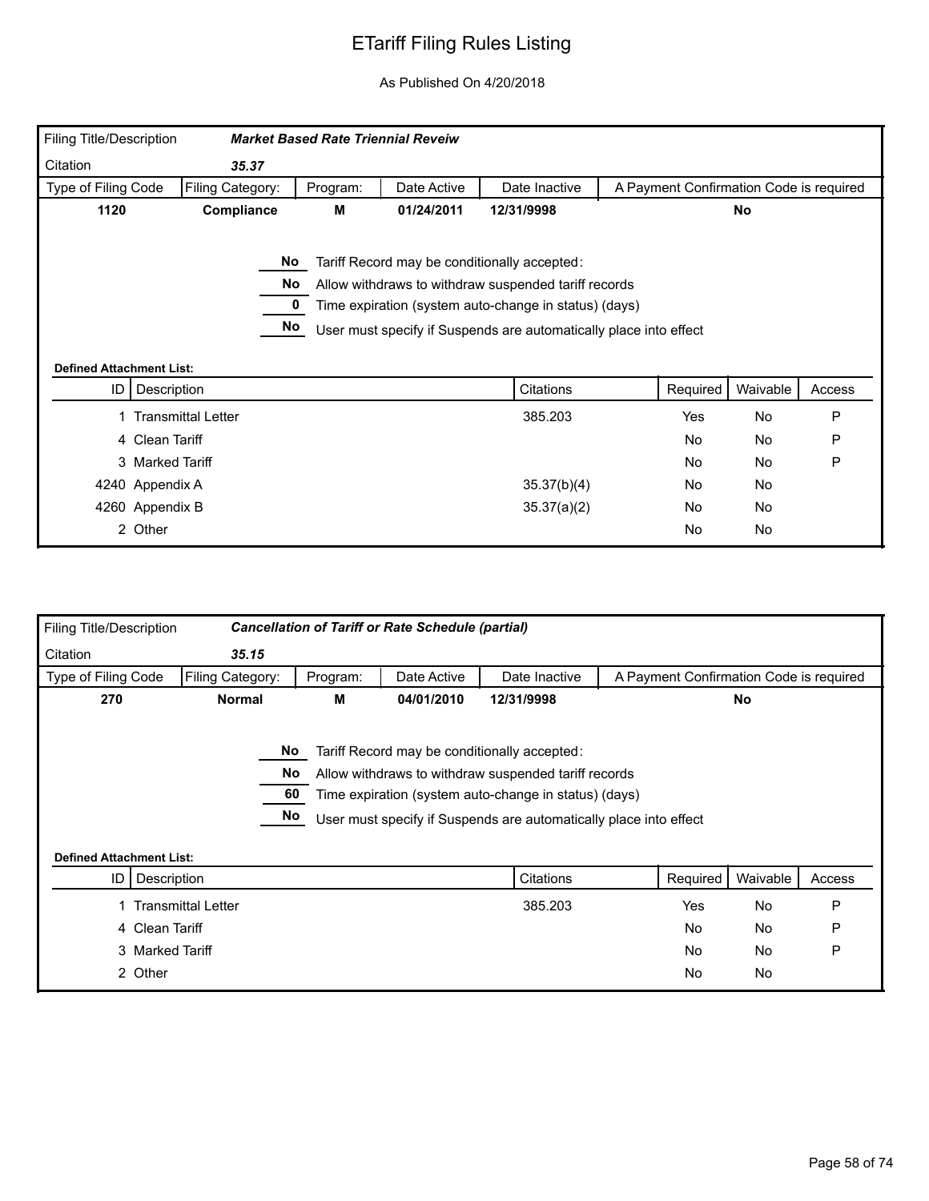# ETariff Filing Rules Listing

As Published On 4/20/2018

| Filing Title/Description | ***Market Based Rate Triennial Reveiw*** | | | | |
|---|---|---|---|---|---|
| Citation | ***35.37*** | | | | |
| Type of Filing Code | Filing Category: | Program: | Date Active | Date Inactive | A Payment Confirmation Code is required |
| **1120** | **Compliance** | **M** | **01/24/2011** | **12/31/9998** | **No** |

- **No** Tariff Record may be conditionally accepted:
- **No** Allow withdraws to withdraw suspended tariff records
- **0** Time expiration (system auto-change in status) (days)
- **No** User must specify if Suspends are automatically place into effect

**Defined Attachment List:**

| ID | Description | Citations | Required | Waivable | Access |
|---|---|---|---|---|---|
| 1 | Transmittal Letter | 385.203 | Yes | No | P |
| 4 | Clean Tariff | | No | No | P |
| 3 | Marked Tariff | | No | No | P |
| 4240 | Appendix A | 35.37(b)(4) | No | No | |
| 4260 | Appendix B | 35.37(a)(2) | No | No | |
| 2 | Other | | No | No | |

| Filing Title/Description | ***Cancellation of Tariff or Rate Schedule (partial)*** | | | | |
|---|---|---|---|---|---|
| Citation | ***35.15*** | | | | |
| Type of Filing Code | Filing Category: | Program: | Date Active | Date Inactive | A Payment Confirmation Code is required |
| **270** | **Normal** | **M** | **04/01/2010** | **12/31/9998** | **No** |

- **No** Tariff Record may be conditionally accepted:
- **No** Allow withdraws to withdraw suspended tariff records
- **60** Time expiration (system auto-change in status) (days)
- **No** User must specify if Suspends are automatically place into effect

**Defined Attachment List:**

| ID | Description | Citations | Required | Waivable | Access |
|---|---|---|---|---|---|
| 1 | Transmittal Letter | 385.203 | Yes | No | P |
| 4 | Clean Tariff | | No | No | P |
| 3 | Marked Tariff | | No | No | P |
| 2 | Other | | No | No | |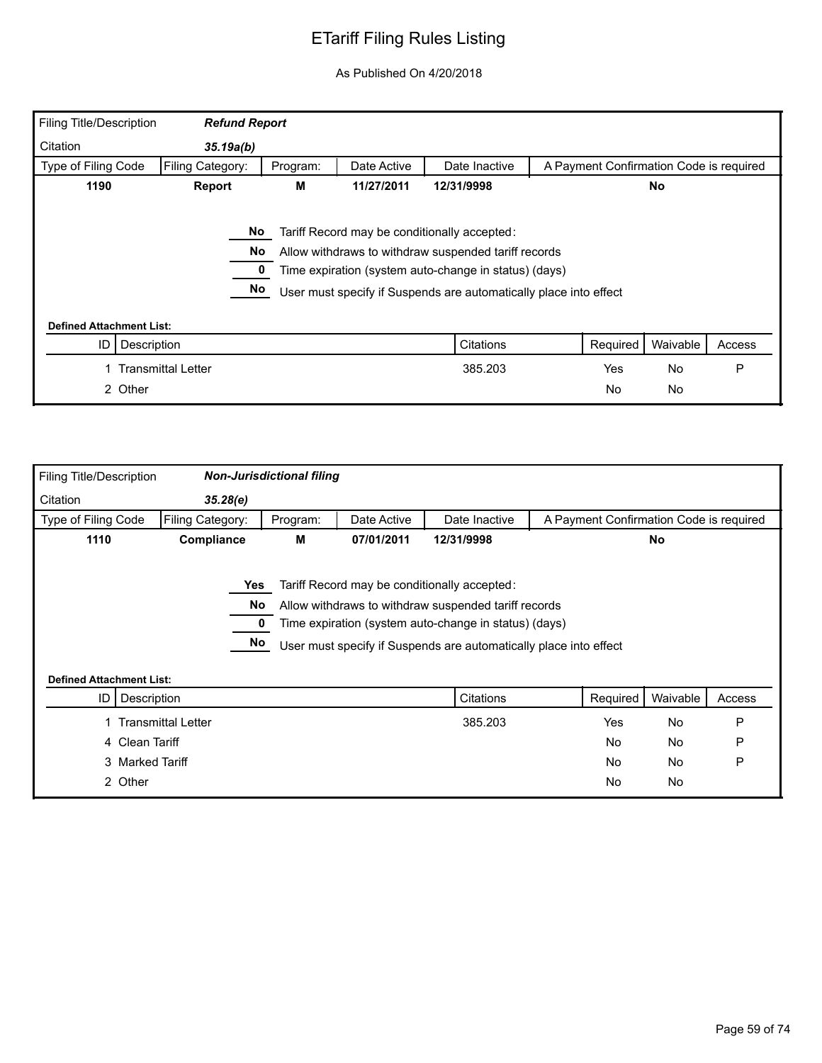# ETariff Filing Rules Listing

As Published On 4/20/2018

| Filing Title/Description | ***Refund Report*** | | | | |
|---|---|---|---|---|---|
| Citation | ***35.19a(b)*** | | | | |
| Type of Filing Code | Filing Category: | Program: | Date Active | Date Inactive | A Payment Confirmation Code is required |
| **1190** | **Report** | **M** | **11/27/2011** | **12/31/9998** | **No** |

**No** Tariff Record may be conditionally accepted:

**No** Allow withdraws to withdraw suspended tariff records

**0** Time expiration (system auto-change in status) (days)

**No** User must specify if Suspends are automatically place into effect

**Defined Attachment List:**

| ID | Description | Citations | Required | Waivable | Access |
|---|---|---|---|---|---|
| 1 | Transmittal Letter | 385.203 | Yes | No | P |
| 2 | Other | | No | No | |

| Filing Title/Description | ***Non-Jurisdictional filing*** | | | | |
|---|---|---|---|---|---|
| Citation | ***35.28(e)*** | | | | |
| Type of Filing Code | Filing Category: | Program: | Date Active | Date Inactive | A Payment Confirmation Code is required |
| **1110** | **Compliance** | **M** | **07/01/2011** | **12/31/9998** | **No** |

**Yes** Tariff Record may be conditionally accepted:

**No** Allow withdraws to withdraw suspended tariff records

**0** Time expiration (system auto-change in status) (days)

**No** User must specify if Suspends are automatically place into effect

**Defined Attachment List:**

| ID | Description | Citations | Required | Waivable | Access |
|---|---|---|---|---|---|
| 1 | Transmittal Letter | 385.203 | Yes | No | P |
| 4 | Clean Tariff | | No | No | P |
| 3 | Marked Tariff | | No | No | P |
| 2 | Other | | No | No | |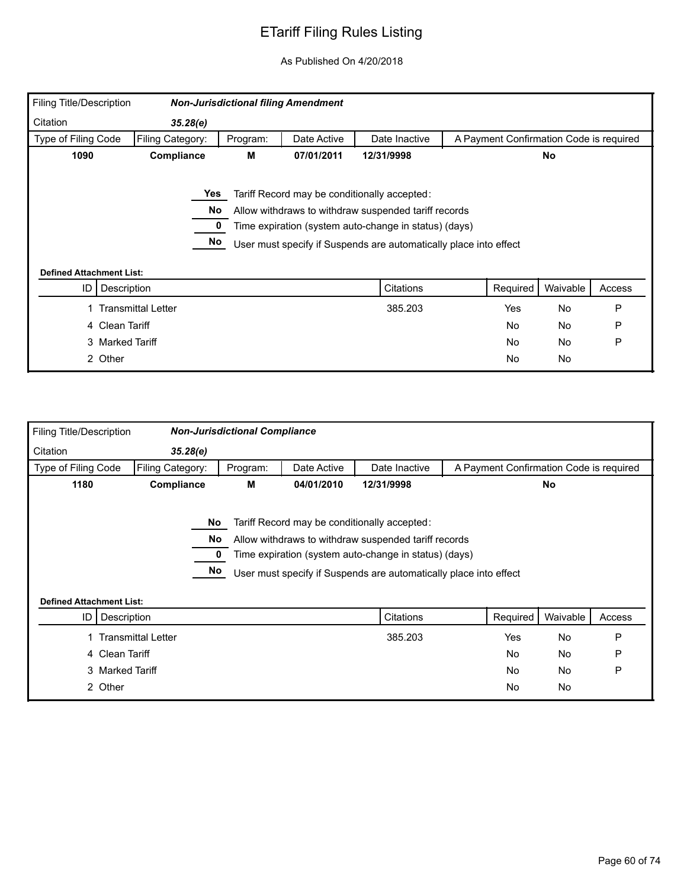# ETariff Filing Rules Listing

As Published On 4/20/2018

| Filing Title/Description | *Non-Jurisdictional filing Amendment* | | | | |
|---|---|---|---|---|---|
| Citation | *35.28(e)* | | | | |
| Type of Filing Code | Filing Category: | Program: | Date Active | Date Inactive | A Payment Confirmation Code is required |
| **1090** | **Compliance** | **M** | **07/01/2011** | **12/31/9998** | **No** |

**Yes** Tariff Record may be conditionally accepted:

**No** Allow withdraws to withdraw suspended tariff records

**0** Time expiration (system auto-change in status) (days)

**No** User must specify if Suspends are automatically place into effect

**Defined Attachment List:**

| ID | Description | Citations | Required | Waivable | Access |
|---|---|---|---|---|---|
| 1 | Transmittal Letter | 385.203 | Yes | No | P |
| 4 | Clean Tariff | | No | No | P |
| 3 | Marked Tariff | | No | No | P |
| 2 | Other | | No | No | |

| Filing Title/Description | *Non-Jurisdictional Compliance* | | | | |
|---|---|---|---|---|---|
| Citation | *35.28(e)* | | | | |
| Type of Filing Code | Filing Category: | Program: | Date Active | Date Inactive | A Payment Confirmation Code is required |
| **1180** | **Compliance** | **M** | **04/01/2010** | **12/31/9998** | **No** |

**No** Tariff Record may be conditionally accepted:

**No** Allow withdraws to withdraw suspended tariff records

**0** Time expiration (system auto-change in status) (days)

**No** User must specify if Suspends are automatically place into effect

**Defined Attachment List:**

| ID | Description | Citations | Required | Waivable | Access |
|---|---|---|---|---|---|
| 1 | Transmittal Letter | 385.203 | Yes | No | P |
| 4 | Clean Tariff | | No | No | P |
| 3 | Marked Tariff | | No | No | P |
| 2 | Other | | No | No | |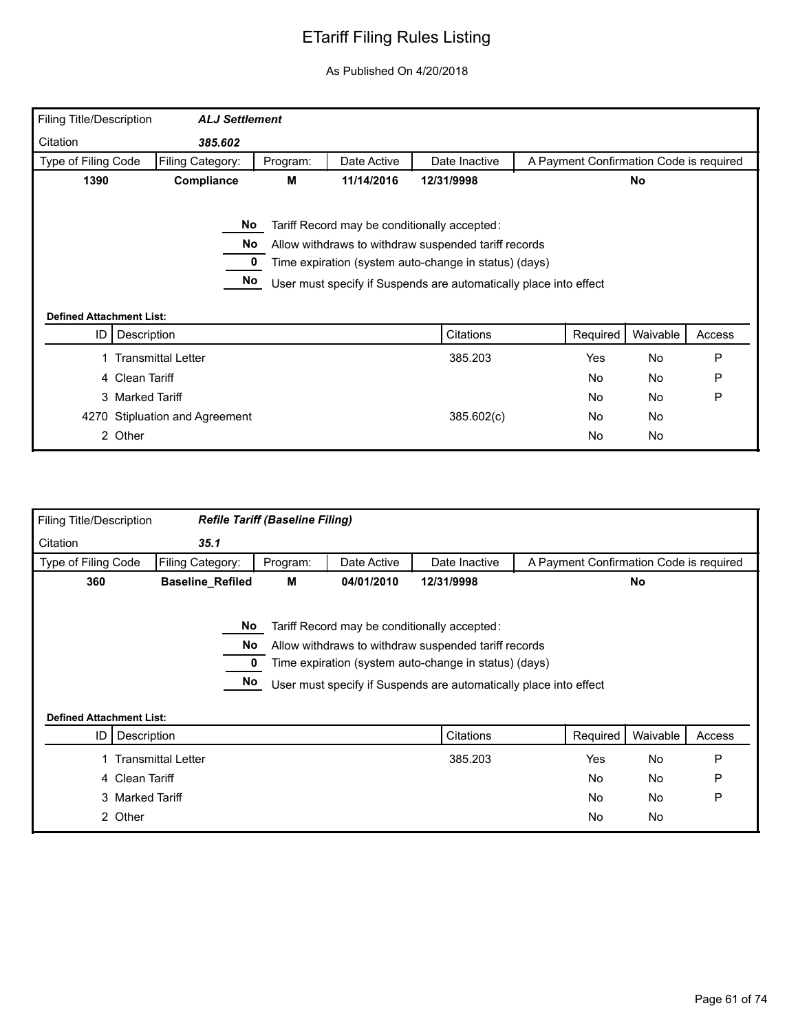# ETariff Filing Rules Listing

As Published On 4/20/2018

| Filing Title/Description | ***ALJ Settlement*** | | | | |
|---|---|---|---|---|---|
| Citation | ***385.602*** | | | | |
| Type of Filing Code | Filing Category: | Program: | Date Active | Date Inactive | A Payment Confirmation Code is required |
| **1390** | **Compliance** | **M** | **11/14/2016** | **12/31/9998** | **No** |

**No** Tariff Record may be conditionally accepted:

**No** Allow withdraws to withdraw suspended tariff records

**0** Time expiration (system auto-change in status) (days)

**No** User must specify if Suspends are automatically place into effect

**Defined Attachment List:**

| ID | Description | Citations | Required | Waivable | Access |
|---|---|---|---|---|---|
| 1 | Transmittal Letter | 385.203 | Yes | No | P |
| 4 | Clean Tariff | | No | No | P |
| 3 | Marked Tariff | | No | No | P |
| 4270 | Stipluation and Agreement | 385.602(c) | No | No | |
| 2 | Other | | No | No | |

| Filing Title/Description | ***Refile Tariff (Baseline Filing)*** | | | | |
|---|---|---|---|---|---|
| Citation | ***35.1*** | | | | |
| Type of Filing Code | Filing Category: | Program: | Date Active | Date Inactive | A Payment Confirmation Code is required |
| **360** | **Baseline_Refiled** | **M** | **04/01/2010** | **12/31/9998** | **No** |

**No** Tariff Record may be conditionally accepted:

**No** Allow withdraws to withdraw suspended tariff records

**0** Time expiration (system auto-change in status) (days)

**No** User must specify if Suspends are automatically place into effect

**Defined Attachment List:**

| ID | Description | Citations | Required | Waivable | Access |
|---|---|---|---|---|---|
| 1 | Transmittal Letter | 385.203 | Yes | No | P |
| 4 | Clean Tariff | | No | No | P |
| 3 | Marked Tariff | | No | No | P |
| 2 | Other | | No | No | |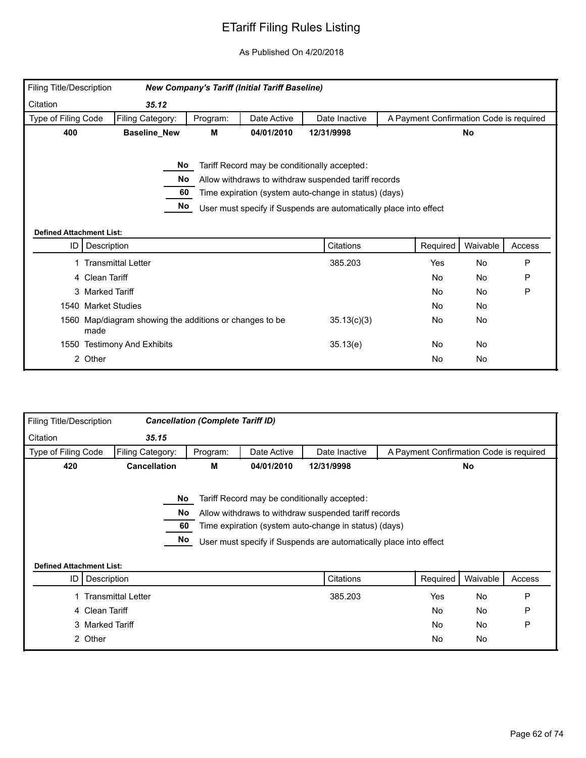# ETariff Filing Rules Listing

As Published On 4/20/2018

| Filing Title/Description | *New Company's Tariff (Initial Tariff Baseline)* | | | | |
|---|---|---|---|---|---|
| Citation | *35.12* | | | | |
| Type of Filing Code | Filing Category: | Program: | Date Active | Date Inactive | A Payment Confirmation Code is required |
| **400** | **Baseline_New** | **M** | **04/01/2010** | **12/31/9998** | **No** |

**No** Tariff Record may be conditionally accepted:

**No** Allow withdraws to withdraw suspended tariff records

**60** Time expiration (system auto-change in status) (days)

**No** User must specify if Suspends are automatically place into effect

**Defined Attachment List:**

| ID | Description | Citations | Required | Waivable | Access |
|---|---|---|---|---|---|
| 1 | Transmittal Letter | 385.203 | Yes | No | P |
| 4 | Clean Tariff | | No | No | P |
| 3 | Marked Tariff | | No | No | P |
| 1540 | Market Studies | | No | No | |
| 1560 | Map/diagram showing the additions or changes to be made | 35.13(c)(3) | No | No | |
| 1550 | Testimony And Exhibits | 35.13(e) | No | No | |
| 2 | Other | | No | No | |

| Filing Title/Description | *Cancellation (Complete Tariff ID)* | | | | |
|---|---|---|---|---|---|
| Citation | *35.15* | | | | |
| Type of Filing Code | Filing Category: | Program: | Date Active | Date Inactive | A Payment Confirmation Code is required |
| **420** | **Cancellation** | **M** | **04/01/2010** | **12/31/9998** | **No** |

**No** Tariff Record may be conditionally accepted:

**No** Allow withdraws to withdraw suspended tariff records

**60** Time expiration (system auto-change in status) (days)

**No** User must specify if Suspends are automatically place into effect

**Defined Attachment List:**

| ID | Description | Citations | Required | Waivable | Access |
|---|---|---|---|---|---|
| 1 | Transmittal Letter | 385.203 | Yes | No | P |
| 4 | Clean Tariff | | No | No | P |
| 3 | Marked Tariff | | No | No | P |
| 2 | Other | | No | No | |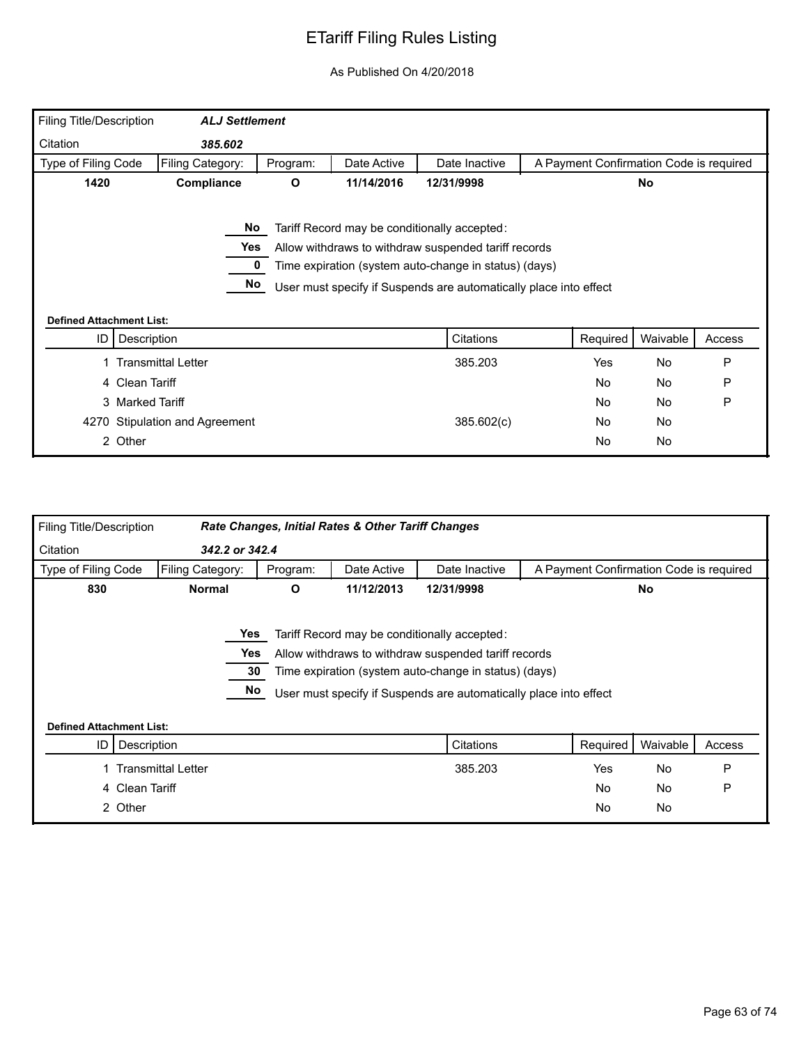# ETariff Filing Rules Listing

As Published On 4/20/2018

| Filing Title/Description | *ALJ Settlement* | | | | |
|---|---|---|---|---|---|
| Citation | *385.602* | | | | |
| Type of Filing Code | Filing Category: | Program: | Date Active | Date Inactive | A Payment Confirmation Code is required |
| **1420** | **Compliance** | **O** | **11/14/2016** | **12/31/9998** | **No** |

**No** Tariff Record may be conditionally accepted:

**Yes** Allow withdraws to withdraw suspended tariff records

**0** Time expiration (system auto-change in status) (days)

**No** User must specify if Suspends are automatically place into effect

**Defined Attachment List:**

| ID | Description | Citations | Required | Waivable | Access |
|---|---|---|---|---|---|
| 1 | Transmittal Letter | 385.203 | Yes | No | P |
| 4 | Clean Tariff | | No | No | P |
| 3 | Marked Tariff | | No | No | P |
| 4270 | Stipulation and Agreement | 385.602(c) | No | No | |
| 2 | Other | | No | No | |

| Filing Title/Description | *Rate Changes, Initial Rates & Other Tariff Changes* | | | | |
|---|---|---|---|---|---|
| Citation | *342.2 or 342.4* | | | | |
| Type of Filing Code | Filing Category: | Program: | Date Active | Date Inactive | A Payment Confirmation Code is required |
| **830** | **Normal** | **O** | **11/12/2013** | **12/31/9998** | **No** |

**Yes** Tariff Record may be conditionally accepted:

**Yes** Allow withdraws to withdraw suspended tariff records

**30** Time expiration (system auto-change in status) (days)

**No** User must specify if Suspends are automatically place into effect

**Defined Attachment List:**

| ID | Description | Citations | Required | Waivable | Access |
|---|---|---|---|---|---|
| 1 | Transmittal Letter | 385.203 | Yes | No | P |
| 4 | Clean Tariff | | No | No | P |
| 2 | Other | | No | No | |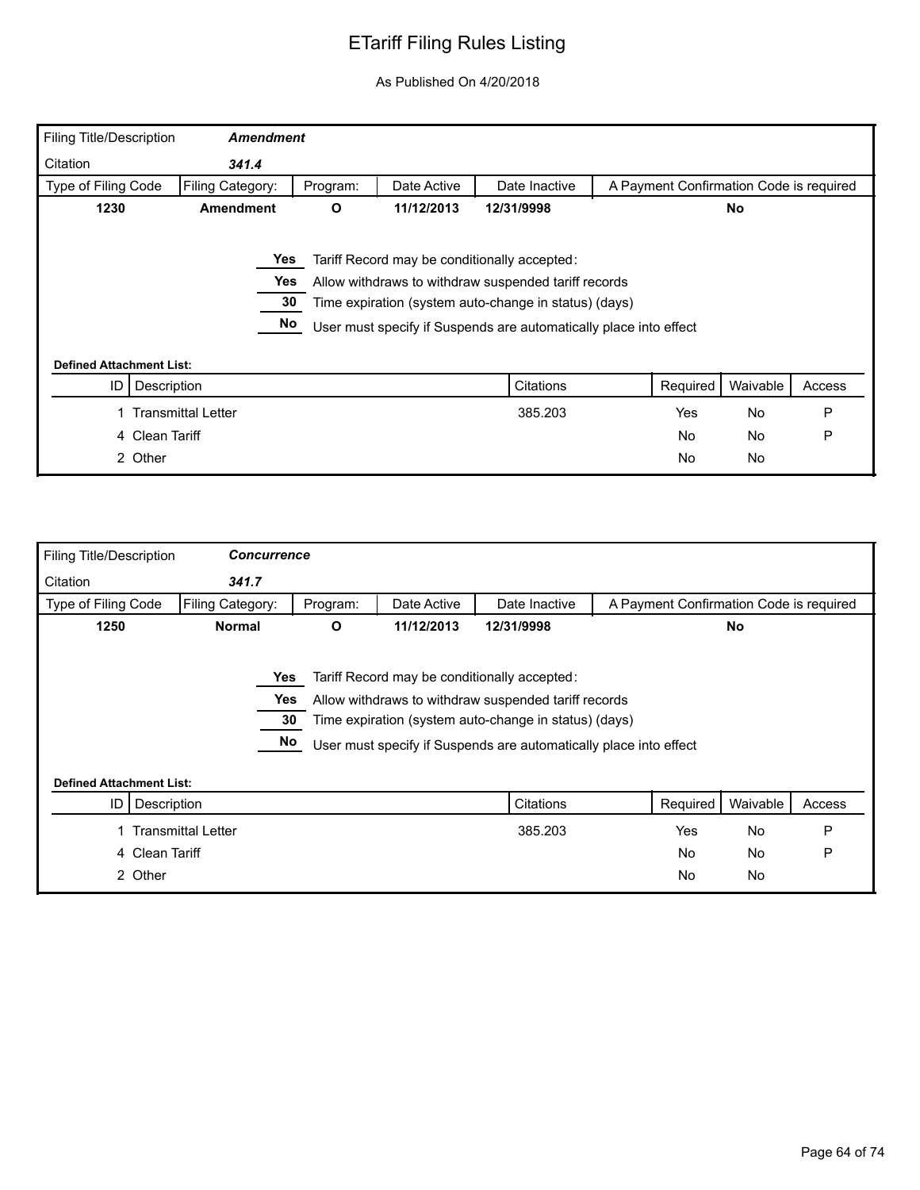# ETariff Filing Rules Listing

As Published On 4/20/2018

| Filing Title/Description | *Amendment* | | | | |
|---|---|---|---|---|---|
| Citation | *341.4* | | | | |
| Type of Filing Code | Filing Category: | Program: | Date Active | Date Inactive | A Payment Confirmation Code is required |
| **1230** | **Amendment** | **O** | **11/12/2013** | **12/31/9998** | **No** |

| | |
|---|---|
| **Yes** | Tariff Record may be conditionally accepted: |
| **Yes** | Allow withdraws to withdraw suspended tariff records |
| **30** | Time expiration (system auto-change in status) (days) |
| **No** | User must specify if Suspends are automatically place into effect |

**Defined Attachment List:**

| ID | Description | Citations | Required | Waivable | Access |
|---|---|---|---|---|---|
| 1 | Transmittal Letter | 385.203 | Yes | No | P |
| 4 | Clean Tariff | | No | No | P |
| 2 | Other | | No | No | |

| Filing Title/Description | *Concurrence* | | | | |
|---|---|---|---|---|---|
| Citation | *341.7* | | | | |
| Type of Filing Code | Filing Category: | Program: | Date Active | Date Inactive | A Payment Confirmation Code is required |
| **1250** | **Normal** | **O** | **11/12/2013** | **12/31/9998** | **No** |

| | |
|---|---|
| **Yes** | Tariff Record may be conditionally accepted: |
| **Yes** | Allow withdraws to withdraw suspended tariff records |
| **30** | Time expiration (system auto-change in status) (days) |
| **No** | User must specify if Suspends are automatically place into effect |

**Defined Attachment List:**

| ID | Description | Citations | Required | Waivable | Access |
|---|---|---|---|---|---|
| 1 | Transmittal Letter | 385.203 | Yes | No | P |
| 4 | Clean Tariff | | No | No | P |
| 2 | Other | | No | No | |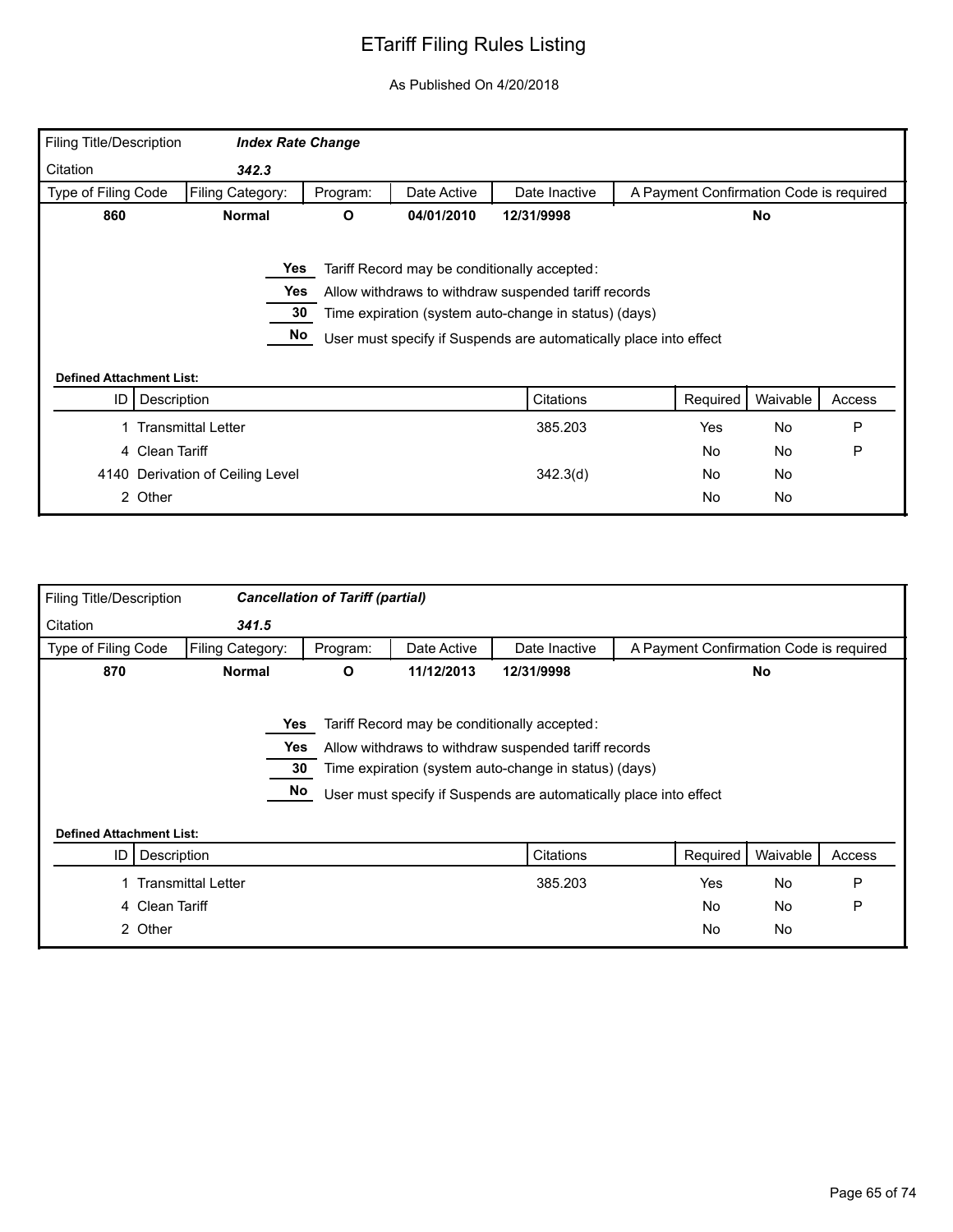# ETariff Filing Rules Listing

As Published On 4/20/2018

| Filing Title/Description | *Index Rate Change* | | | | |
|---|---|---|---|---|---|
| Citation | *342.3* | | | | |
| Type of Filing Code | Filing Category: | Program: | Date Active | Date Inactive | A Payment Confirmation Code is required |
| **860** | **Normal** | **O** | **04/01/2010** | **12/31/9998** | **No** |

**Yes** Tariff Record may be conditionally accepted:

**Yes** Allow withdraws to withdraw suspended tariff records

**30** Time expiration (system auto-change in status) (days)

**No** User must specify if Suspends are automatically place into effect

**Defined Attachment List:**

| ID | Description | Citations | Required | Waivable | Access |
|---|---|---|---|---|---|
| 1 | Transmittal Letter | 385.203 | Yes | No | P |
| 4 | Clean Tariff | | No | No | P |
| 4140 | Derivation of Ceiling Level | 342.3(d) | No | No | |
| 2 | Other | | No | No | |

| Filing Title/Description | *Cancellation of Tariff (partial)* | | | | |
|---|---|---|---|---|---|
| Citation | *341.5* | | | | |
| Type of Filing Code | Filing Category: | Program: | Date Active | Date Inactive | A Payment Confirmation Code is required |
| **870** | **Normal** | **O** | **11/12/2013** | **12/31/9998** | **No** |

**Yes** Tariff Record may be conditionally accepted:

**Yes** Allow withdraws to withdraw suspended tariff records

**30** Time expiration (system auto-change in status) (days)

**No** User must specify if Suspends are automatically place into effect

**Defined Attachment List:**

| ID | Description | Citations | Required | Waivable | Access |
|---|---|---|---|---|---|
| 1 | Transmittal Letter | 385.203 | Yes | No | P |
| 4 | Clean Tariff | | No | No | P |
| 2 | Other | | No | No | |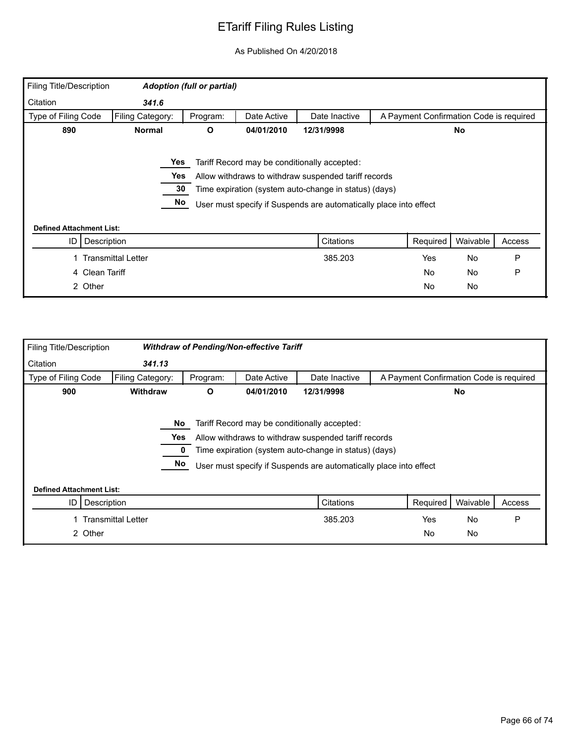# ETariff Filing Rules Listing

As Published On 4/20/2018

| Filing Title/Description | *Adoption (full or partial)* | | | | |
|---|---|---|---|---|---|
| Citation | *341.6* | | | | |
| Type of Filing Code | Filing Category: | Program: | Date Active | Date Inactive | A Payment Confirmation Code is required |
| **890** | **Normal** | **O** | **04/01/2010** | **12/31/9998** | **No** |

**Yes** Tariff Record may be conditionally accepted:

**Yes** Allow withdraws to withdraw suspended tariff records

**30** Time expiration (system auto-change in status) (days)

**No** User must specify if Suspends are automatically place into effect

**Defined Attachment List:**

| ID | Description | Citations | Required | Waivable | Access |
|---|---|---|---|---|---|
| 1 | Transmittal Letter | 385.203 | Yes | No | P |
| 4 | Clean Tariff | | No | No | P |
| 2 | Other | | No | No | |

| Filing Title/Description | *Withdraw of Pending/Non-effective Tariff* | | | | |
|---|---|---|---|---|---|
| Citation | *341.13* | | | | |
| Type of Filing Code | Filing Category: | Program: | Date Active | Date Inactive | A Payment Confirmation Code is required |
| **900** | **Withdraw** | **O** | **04/01/2010** | **12/31/9998** | **No** |

**No** Tariff Record may be conditionally accepted:

**Yes** Allow withdraws to withdraw suspended tariff records

**0** Time expiration (system auto-change in status) (days)

**No** User must specify if Suspends are automatically place into effect

**Defined Attachment List:**

| ID | Description | Citations | Required | Waivable | Access |
|---|---|---|---|---|---|
| 1 | Transmittal Letter | 385.203 | Yes | No | P |
| 2 | Other | | No | No | |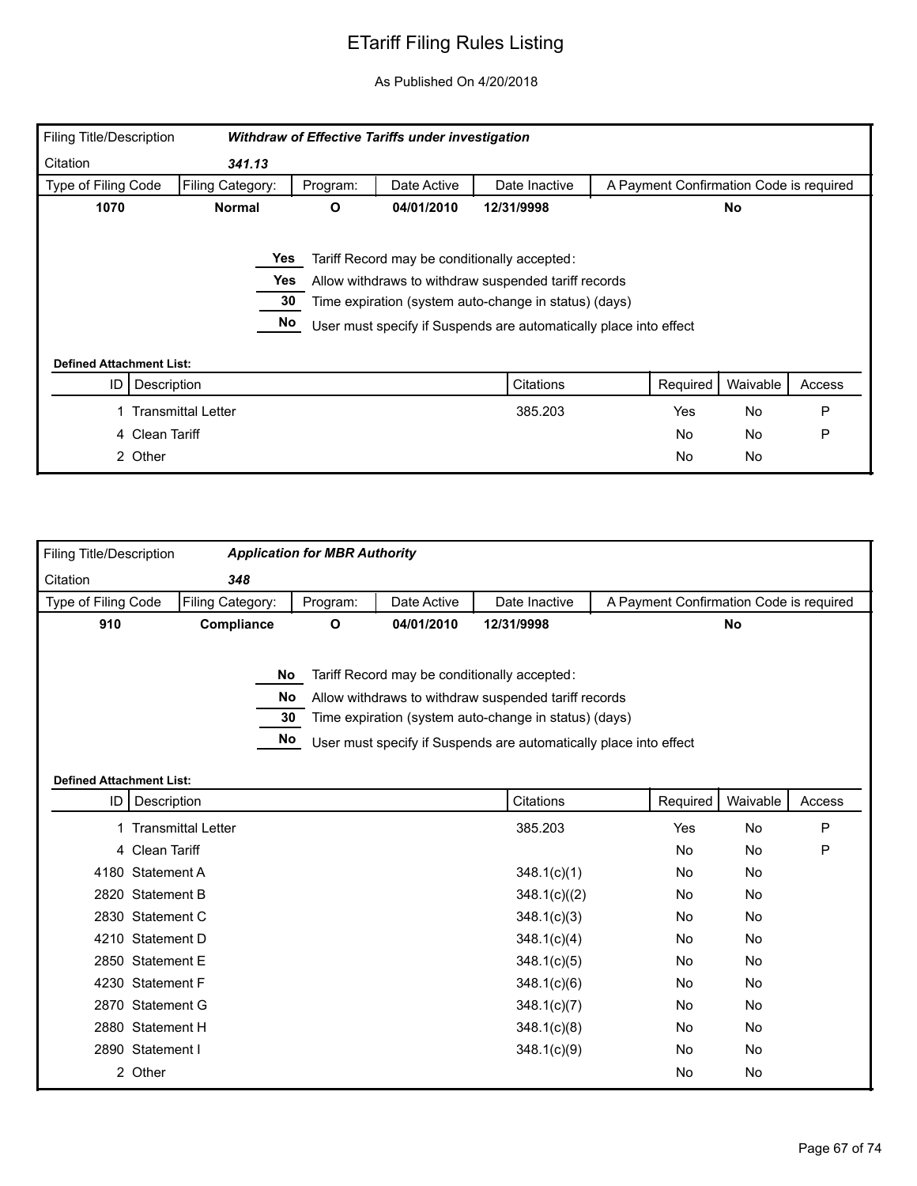# ETariff Filing Rules Listing

As Published On 4/20/2018

| Filing Title/Description | *Withdraw of Effective Tariffs under investigation* | | | | |
|---|---|---|---|---|---|
| Citation | *341.13* | | | | |
| Type of Filing Code | Filing Category: | Program: | Date Active | Date Inactive | A Payment Confirmation Code is required |
| **1070** | **Normal** | **O** | **04/01/2010** | **12/31/9998** | **No** |

**Yes** Tariff Record may be conditionally accepted:

**Yes** Allow withdraws to withdraw suspended tariff records

**30** Time expiration (system auto-change in status) (days)

**No** User must specify if Suspends are automatically place into effect

**Defined Attachment List:**

| ID | Description | Citations | Required | Waivable | Access |
|---|---|---|---|---|---|
| 1 | Transmittal Letter | 385.203 | Yes | No | P |
| 4 | Clean Tariff | | No | No | P |
| 2 | Other | | No | No | |

| Filing Title/Description | *Application for MBR Authority* | | | | |
|---|---|---|---|---|---|
| Citation | *348* | | | | |
| Type of Filing Code | Filing Category: | Program: | Date Active | Date Inactive | A Payment Confirmation Code is required |
| **910** | **Compliance** | **O** | **04/01/2010** | **12/31/9998** | **No** |

**No** Tariff Record may be conditionally accepted:

**No** Allow withdraws to withdraw suspended tariff records

**30** Time expiration (system auto-change in status) (days)

**No** User must specify if Suspends are automatically place into effect

**Defined Attachment List:**

| ID | Description | Citations | Required | Waivable | Access |
|---|---|---|---|---|---|
| 1 | Transmittal Letter | 385.203 | Yes | No | P |
| 4 | Clean Tariff | | No | No | P |
| 4180 | Statement A | 348.1(c)(1) | No | No | |
| 2820 | Statement B | 348.1(c)((2) | No | No | |
| 2830 | Statement C | 348.1(c)(3) | No | No | |
| 4210 | Statement D | 348.1(c)(4) | No | No | |
| 2850 | Statement E | 348.1(c)(5) | No | No | |
| 4230 | Statement F | 348.1(c)(6) | No | No | |
| 2870 | Statement G | 348.1(c)(7) | No | No | |
| 2880 | Statement H | 348.1(c)(8) | No | No | |
| 2890 | Statement I | 348.1(c)(9) | No | No | |
| 2 | Other | | No | No | |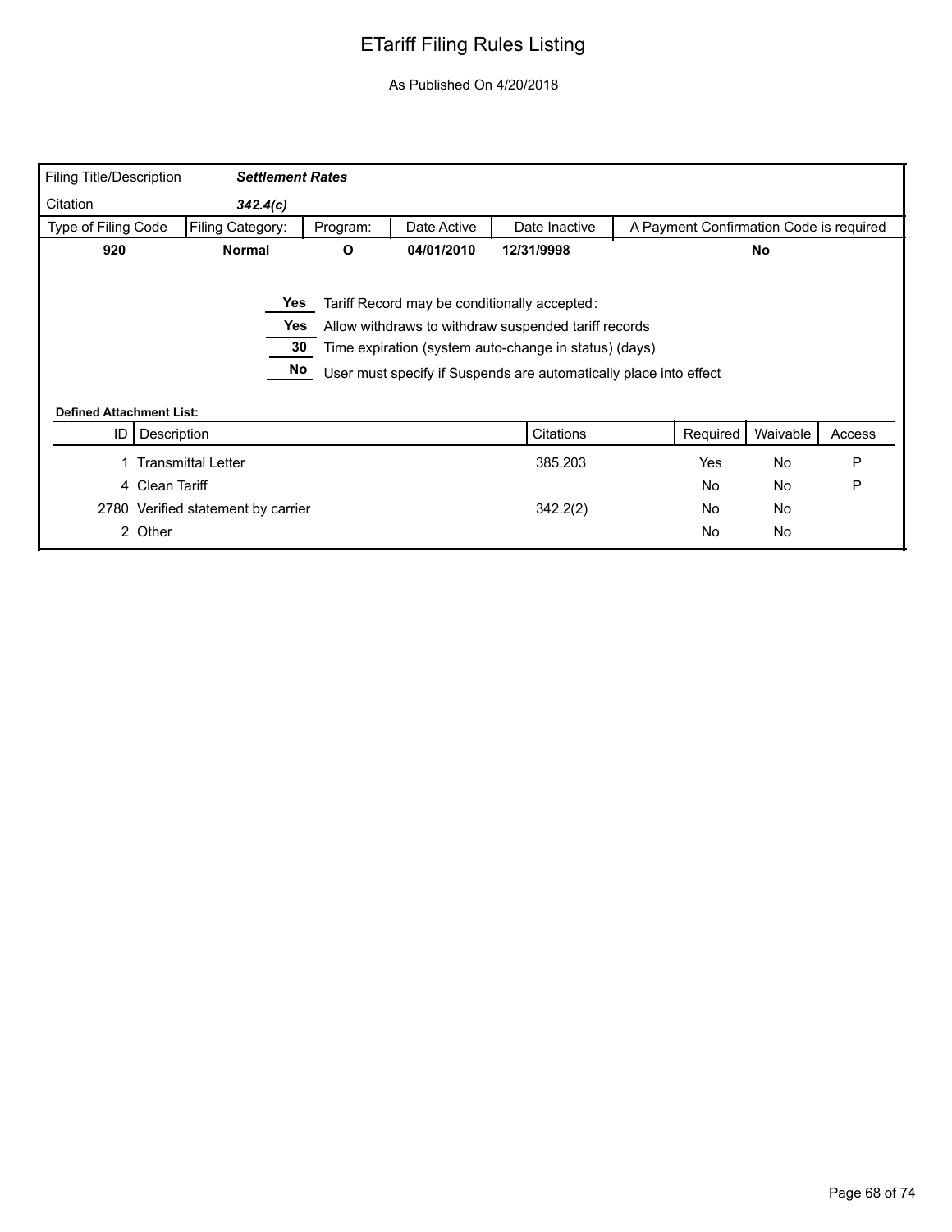# ETariff Filing Rules Listing

As Published On 4/20/2018

| Filing Title/Description | *Settlement Rates* | | | | |
|---|---|---|---|---|---|
| Citation | *342.4(c)* | | | | |
| Type of Filing Code | Filing Category: | Program: | Date Active | Date Inactive | A Payment Confirmation Code is required |
| **920** | **Normal** | **O** | **04/01/2010** | **12/31/9998** | **No** |

| | |
|---|---|
| **Yes** | Tariff Record may be conditionally accepted: |
| **Yes** | Allow withdraws to withdraw suspended tariff records |
| **30** | Time expiration (system auto-change in status) (days) |
| **No** | User must specify if Suspends are automatically place into effect |

**Defined Attachment List:**

| ID | Description | Citations | Required | Waivable | Access |
|---|---|---|---|---|---|
| 1 | Transmittal Letter | 385.203 | Yes | No | P |
| 4 | Clean Tariff | | No | No | P |
| 2780 | Verified statement by carrier | 342.2(2) | No | No | |
| 2 | Other | | No | No | |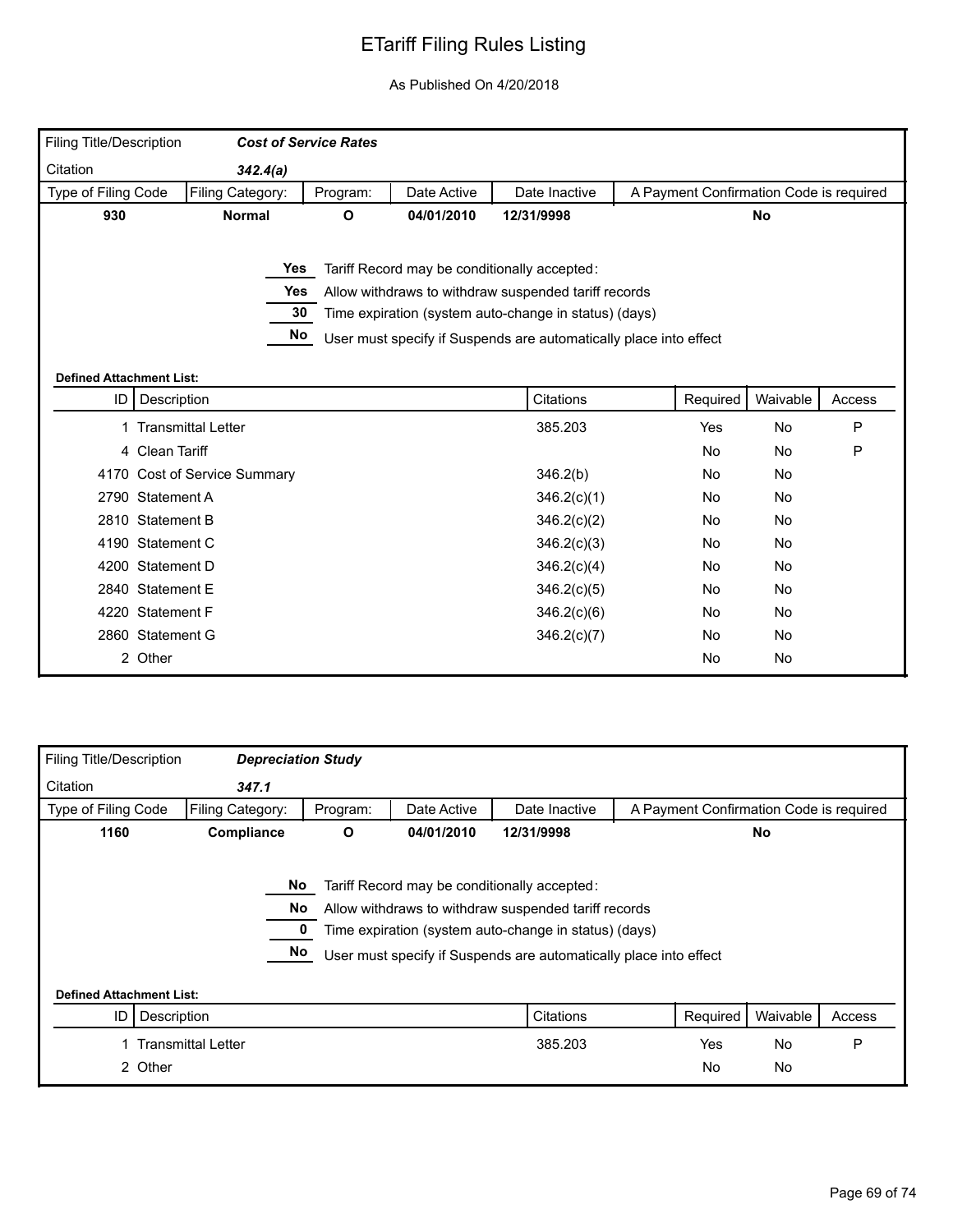# ETariff Filing Rules Listing

As Published On 4/20/2018

| Filing Title/Description | *Cost of Service Rates* | | | | |
|---|---|---|---|---|---|
| Citation | *342.4(a)* | | | | |
| Type of Filing Code | Filing Category: | Program: | Date Active | Date Inactive | A Payment Confirmation Code is required |
| **930** | **Normal** | **O** | **04/01/2010** | **12/31/9998** | **No** |

| | |
|---|---|
| **Yes** | Tariff Record may be conditionally accepted: |
| **Yes** | Allow withdraws to withdraw suspended tariff records |
| **30** | Time expiration (system auto-change in status) (days) |
| **No** | User must specify if Suspends are automatically place into effect |

**Defined Attachment List:**

| ID | Description | Citations | Required | Waivable | Access |
|---|---|---|---|---|---|
| 1 | Transmittal Letter | 385.203 | Yes | No | P |
| 4 | Clean Tariff | | No | No | P |
| 4170 | Cost of Service Summary | 346.2(b) | No | No | |
| 2790 | Statement A | 346.2(c)(1) | No | No | |
| 2810 | Statement B | 346.2(c)(2) | No | No | |
| 4190 | Statement C | 346.2(c)(3) | No | No | |
| 4200 | Statement D | 346.2(c)(4) | No | No | |
| 2840 | Statement E | 346.2(c)(5) | No | No | |
| 4220 | Statement F | 346.2(c)(6) | No | No | |
| 2860 | Statement G | 346.2(c)(7) | No | No | |
| 2 | Other | | No | No | |

| Filing Title/Description | *Depreciation Study* | | | | |
|---|---|---|---|---|---|
| Citation | *347.1* | | | | |
| Type of Filing Code | Filing Category: | Program: | Date Active | Date Inactive | A Payment Confirmation Code is required |
| **1160** | **Compliance** | **O** | **04/01/2010** | **12/31/9998** | **No** |

| | |
|---|---|
| **No** | Tariff Record may be conditionally accepted: |
| **No** | Allow withdraws to withdraw suspended tariff records |
| **0** | Time expiration (system auto-change in status) (days) |
| **No** | User must specify if Suspends are automatically place into effect |

**Defined Attachment List:**

| ID | Description | Citations | Required | Waivable | Access |
|---|---|---|---|---|---|
| 1 | Transmittal Letter | 385.203 | Yes | No | P |
| 2 | Other | | No | No | |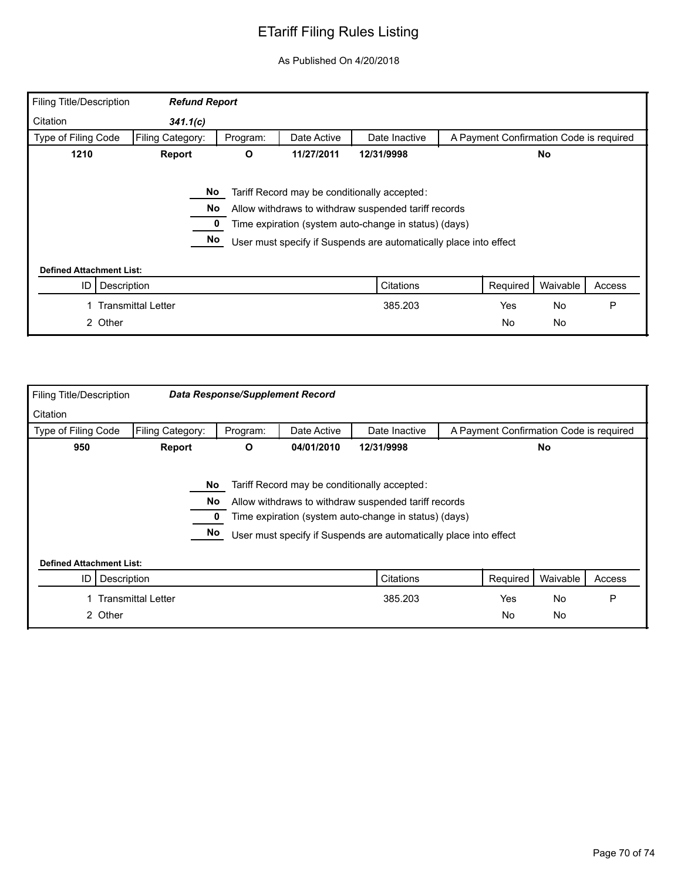# ETariff Filing Rules Listing

As Published On 4/20/2018

| Filing Title/Description | ***Refund Report*** | | | | |
|---|---|---|---|---|---|
| Citation | ***341.1(c)*** | | | | |
| Type of Filing Code | Filing Category: | Program: | Date Active | Date Inactive | A Payment Confirmation Code is required |
| **1210** | **Report** | **O** | **11/27/2011** | **12/31/9998** | **No** |

**No** Tariff Record may be conditionally accepted:

**No** Allow withdraws to withdraw suspended tariff records

**0** Time expiration (system auto-change in status) (days)

**No** User must specify if Suspends are automatically place into effect

**Defined Attachment List:**

| ID | Description | Citations | Required | Waivable | Access |
|---|---|---|---|---|---|
| 1 | Transmittal Letter | 385.203 | Yes | No | P |
| 2 | Other | | No | No | |

| Filing Title/Description | ***Data Response/Supplement Record*** | | | | |
|---|---|---|---|---|---|
| Citation | | | | | |
| Type of Filing Code | Filing Category: | Program: | Date Active | Date Inactive | A Payment Confirmation Code is required |
| **950** | **Report** | **O** | **04/01/2010** | **12/31/9998** | **No** |

**No** Tariff Record may be conditionally accepted:

**No** Allow withdraws to withdraw suspended tariff records

**0** Time expiration (system auto-change in status) (days)

**No** User must specify if Suspends are automatically place into effect

**Defined Attachment List:**

| ID | Description | Citations | Required | Waivable | Access |
|---|---|---|---|---|---|
| 1 | Transmittal Letter | 385.203 | Yes | No | P |
| 2 | Other | | No | No | |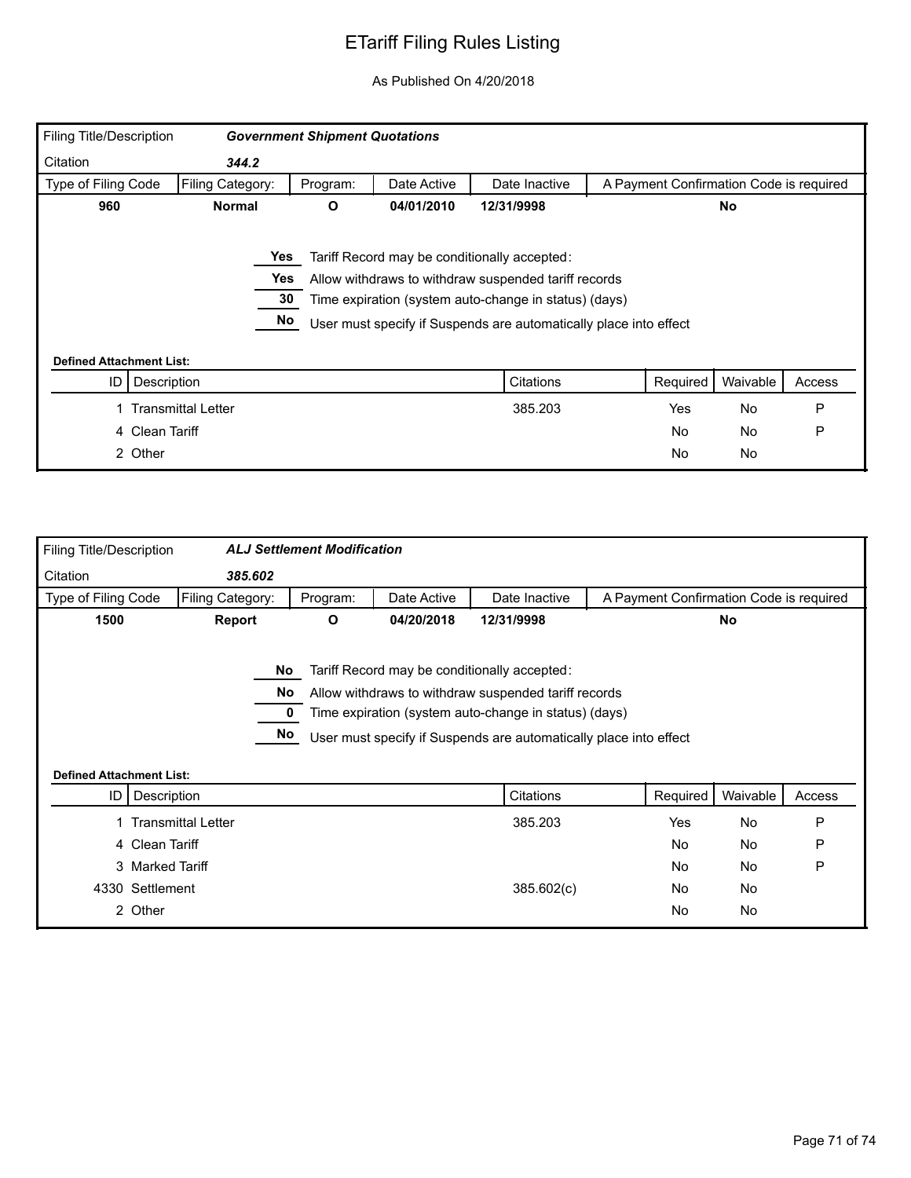# ETariff Filing Rules Listing

As Published On 4/20/2018

| Filing Title/Description | *Government Shipment Quotations* | | | | |
|---|---|---|---|---|---|
| Citation | *344.2* | | | | |
| Type of Filing Code | Filing Category: | Program: | Date Active | Date Inactive | A Payment Confirmation Code is required |
| **960** | **Normal** | **O** | **04/01/2010** | **12/31/9998** | **No** |

| Value | Setting |
|---|---|
| Yes | Tariff Record may be conditionally accepted: |
| Yes | Allow withdraws to withdraw suspended tariff records |
| 30 | Time expiration (system auto-change in status) (days) |
| No | User must specify if Suspends are automatically place into effect |

**Defined Attachment List:**

| ID | Description | Citations | Required | Waivable | Access |
|---|---|---|---|---|---|
| 1 | Transmittal Letter | 385.203 | Yes | No | P |
| 4 | Clean Tariff | | No | No | P |
| 2 | Other | | No | No | |

| Filing Title/Description | *ALJ Settlement Modification* | | | | |
|---|---|---|---|---|---|
| Citation | *385.602* | | | | |
| Type of Filing Code | Filing Category: | Program: | Date Active | Date Inactive | A Payment Confirmation Code is required |
| **1500** | **Report** | **O** | **04/20/2018** | **12/31/9998** | **No** |

| Value | Setting |
|---|---|
| No | Tariff Record may be conditionally accepted: |
| No | Allow withdraws to withdraw suspended tariff records |
| 0 | Time expiration (system auto-change in status) (days) |
| No | User must specify if Suspends are automatically place into effect |

**Defined Attachment List:**

| ID | Description | Citations | Required | Waivable | Access |
|---|---|---|---|---|---|
| 1 | Transmittal Letter | 385.203 | Yes | No | P |
| 4 | Clean Tariff | | No | No | P |
| 3 | Marked Tariff | | No | No | P |
| 4330 | Settlement | 385.602(c) | No | No | |
| 2 | Other | | No | No | |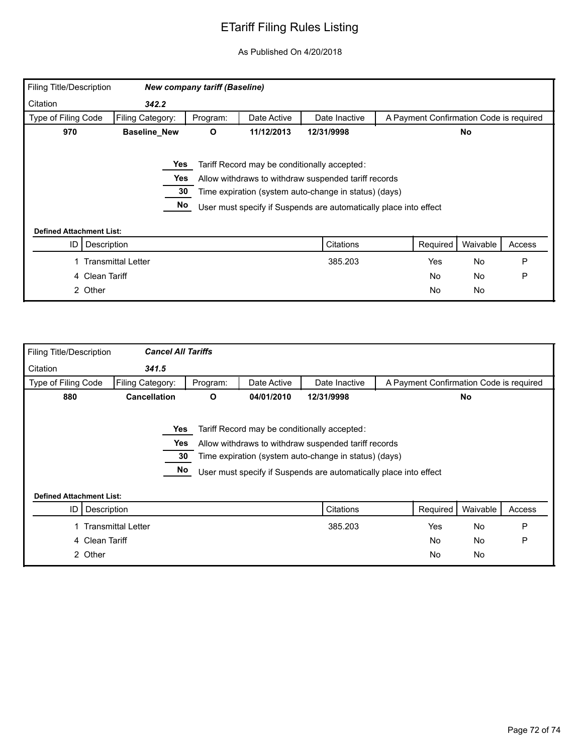# ETariff Filing Rules Listing

As Published On 4/20/2018

| Filing Title/Description | ***New company tariff (Baseline)*** | | | | |
|---|---|---|---|---|---|
| Citation | ***342.2*** | | | | |
| Type of Filing Code | Filing Category: | Program: | Date Active | Date Inactive | A Payment Confirmation Code is required |
| **970** | **Baseline_New** | **O** | **11/12/2013** | **12/31/9998** | **No** |

**Yes** Tariff Record may be conditionally accepted:

**Yes** Allow withdraws to withdraw suspended tariff records

**30** Time expiration (system auto-change in status) (days)

**No** User must specify if Suspends are automatically place into effect

**Defined Attachment List:**

| ID | Description | Citations | Required | Waivable | Access |
|---|---|---|---|---|---|
| 1 | Transmittal Letter | 385.203 | Yes | No | P |
| 4 | Clean Tariff | | No | No | P |
| 2 | Other | | No | No | |

| Filing Title/Description | ***Cancel All Tariffs*** | | | | |
|---|---|---|---|---|---|
| Citation | ***341.5*** | | | | |
| Type of Filing Code | Filing Category: | Program: | Date Active | Date Inactive | A Payment Confirmation Code is required |
| **880** | **Cancellation** | **O** | **04/01/2010** | **12/31/9998** | **No** |

**Yes** Tariff Record may be conditionally accepted:

**Yes** Allow withdraws to withdraw suspended tariff records

**30** Time expiration (system auto-change in status) (days)

**No** User must specify if Suspends are automatically place into effect

**Defined Attachment List:**

| ID | Description | Citations | Required | Waivable | Access |
|---|---|---|---|---|---|
| 1 | Transmittal Letter | 385.203 | Yes | No | P |
| 4 | Clean Tariff | | No | No | P |
| 2 | Other | | No | No | |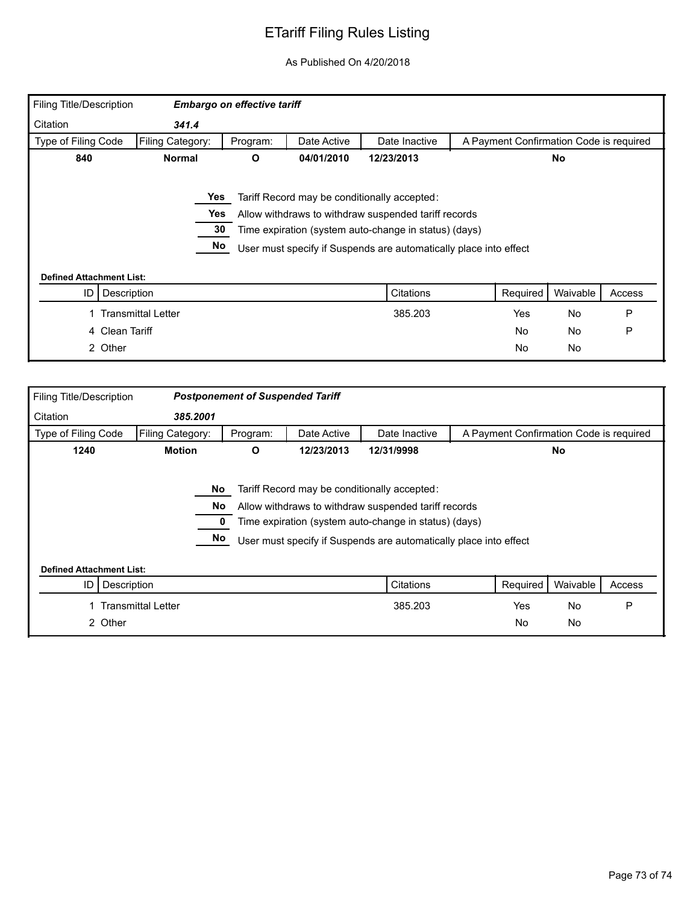# ETariff Filing Rules Listing

As Published On 4/20/2018

| Filing Title/Description | *Embargo on effective tariff* | | | | |
|---|---|---|---|---|---|
| Citation | *341.4* | | | | |
| Type of Filing Code | Filing Category: | Program: | Date Active | Date Inactive | A Payment Confirmation Code is required |
| **840** | **Normal** | **O** | **04/01/2010** | **12/23/2013** | **No** |

**Yes** Tariff Record may be conditionally accepted:

**Yes** Allow withdraws to withdraw suspended tariff records

**30** Time expiration (system auto-change in status) (days)

**No** User must specify if Suspends are automatically place into effect

**Defined Attachment List:**

| ID | Description | Citations | Required | Waivable | Access |
|---|---|---|---|---|---|
| 1 | Transmittal Letter | 385.203 | Yes | No | P |
| 4 | Clean Tariff | | No | No | P |
| 2 | Other | | No | No | |

| Filing Title/Description | *Postponement of Suspended Tariff* | | | | |
|---|---|---|---|---|---|
| Citation | *385.2001* | | | | |
| Type of Filing Code | Filing Category: | Program: | Date Active | Date Inactive | A Payment Confirmation Code is required |
| **1240** | **Motion** | **O** | **12/23/2013** | **12/31/9998** | **No** |

**No** Tariff Record may be conditionally accepted:

**No** Allow withdraws to withdraw suspended tariff records

**0** Time expiration (system auto-change in status) (days)

**No** User must specify if Suspends are automatically place into effect

**Defined Attachment List:**

| ID | Description | Citations | Required | Waivable | Access |
|---|---|---|---|---|---|
| 1 | Transmittal Letter | 385.203 | Yes | No | P |
| 2 | Other | | No | No | |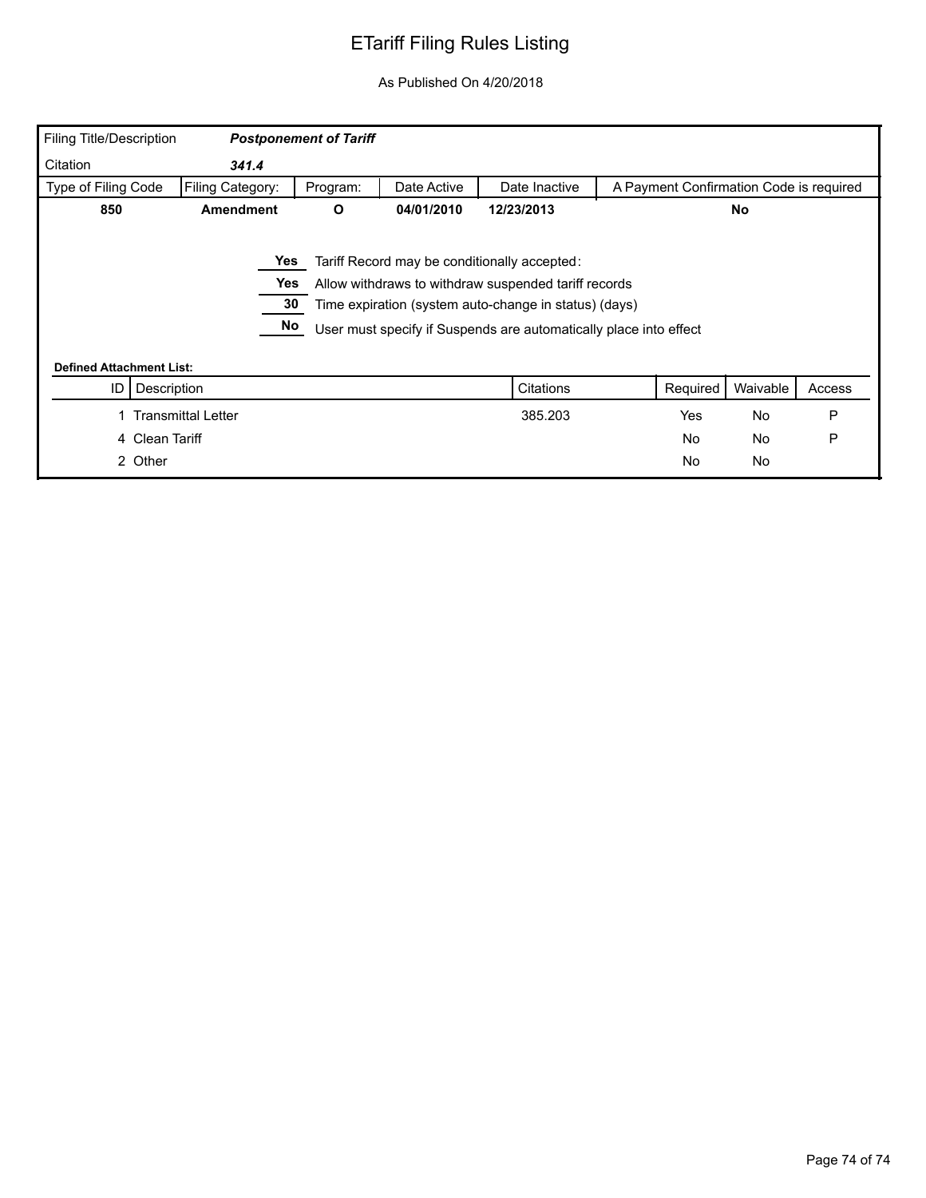# ETariff Filing Rules Listing

As Published On 4/20/2018

| Filing Title/Description | *Postponement of Tariff* | | | | |
|---|---|---|---|---|---|
| Citation | *341.4* | | | | |
| Type of Filing Code | Filing Category: | Program: | Date Active | Date Inactive | A Payment Confirmation Code is required |
| **850** | **Amendment** | **O** | **04/01/2010** | **12/23/2013** | **No** |

| | |
|---|---|
| **Yes** | Tariff Record may be conditionally accepted: |
| **Yes** | Allow withdraws to withdraw suspended tariff records |
| **30** | Time expiration (system auto-change in status) (days) |
| **No** | User must specify if Suspends are automatically place into effect |

**Defined Attachment List:**

| ID | Description | Citations | Required | Waivable | Access |
|---|---|---|---|---|---|
| 1 | Transmittal Letter | 385.203 | Yes | No | P |
| 4 | Clean Tariff | | No | No | P |
| 2 | Other | | No | No | |